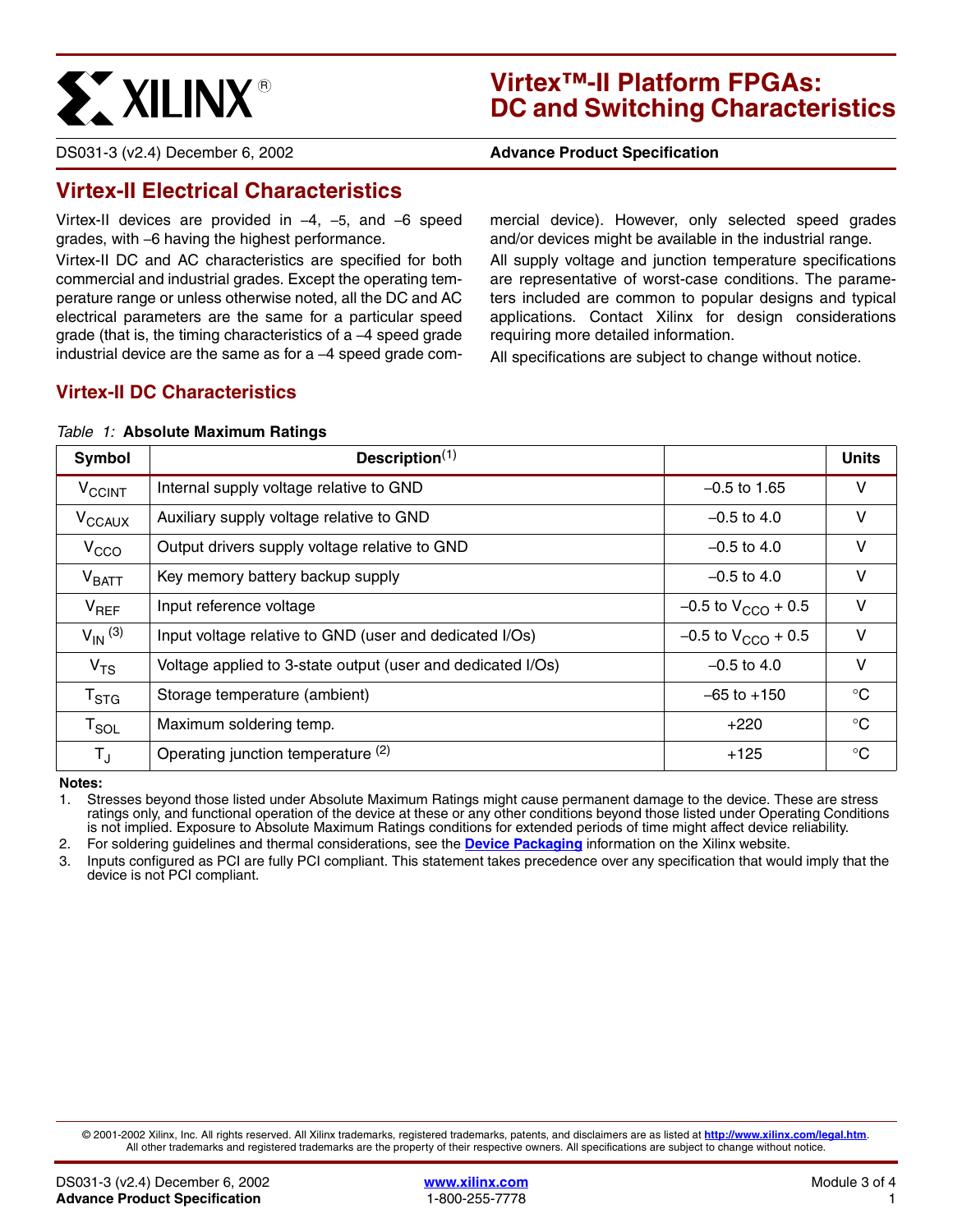# Virtex™-II Platform FPGAs: DC and Switching Characteristics

DS031-3 (v2.4) December 6, 2002 **Advance Product Specification**

## Virtex-II Electrical Characteristics

Virtex-II devices are provided in –4, –5, and –6 speed grades, with –6 having the highest performance.

Virtex-II DC and AC characteristics are specified for both commercial and industrial grades. Except the operating temperature range or unless otherwise noted, all the DC and AC electrical parameters are the same for a particular speed grade (that is, the timing characteristics of a –4 speed grade industrial device are the same as for a –4 speed grade commercial device). However, only selected speed grades and/or devices might be available in the industrial range.

All supply voltage and junction temperature specifications are representative of worst-case conditions. The parameters included are common to popular designs and typical applications. Contact Xilinx for design considerations requiring more detailed information.

All specifications are subject to change without notice.

## Virtex-II DC Characteristics

*Table 1:* **Absolute Maximum Ratings**

| Symbol | Description[1] | | Units |
|---|---|---|---|
| $V_{CCINT}$ | Internal supply voltage relative to GND | –0.5 to 1.65 | V |
| $V_{CCAUX}$ | Auxiliary supply voltage relative to GND | –0.5 to 4.0 | V |
| $V_{CCO}$ | Output drivers supply voltage relative to GND | –0.5 to 4.0 | V |
| $V_{BATT}$ | Key memory battery backup supply | –0.5 to 4.0 | V |
| $V_{REF}$ | Input reference voltage | –0.5 to $V_{CCO}$ + 0.5 | V |
| $V_{IN}$ [3] | Input voltage relative to GND (user and dedicated I/Os) | –0.5 to $V_{CCO}$ + 0.5 | V |
| $V_{TS}$ | Voltage applied to 3-state output (user and dedicated I/Os) | –0.5 to 4.0 | V |
| $T_{STG}$ | Storage temperature (ambient) | –65 to +150 | °C |
| $T_{SOL}$ | Maximum soldering temp. | +220 | °C |
| $T_J$ | Operating junction temperature [2] | +125 | °C |

**Notes:**

1. Stresses beyond those listed under Absolute Maximum Ratings might cause permanent damage to the device. These are stress ratings only, and functional operation of the device at these or any other conditions beyond those listed under Operating Conditions is not implied. Exposure to Absolute Maximum Ratings conditions for extended periods of time might affect device reliability.
2. For soldering guidelines and thermal considerations, see the **Device Packaging** information on the Xilinx website.
3. Inputs configured as PCI are fully PCI compliant. This statement takes precedence over any specification that would imply that the device is not PCI compliant.

© 2001-2002 Xilinx, Inc. All rights reserved. All Xilinx trademarks, registered trademarks, patents, and disclaimers are as listed at **http://www.xilinx.com/legal.htm**. All other trademarks and registered trademarks are the property of their respective owners. All specifications are subject to change without notice.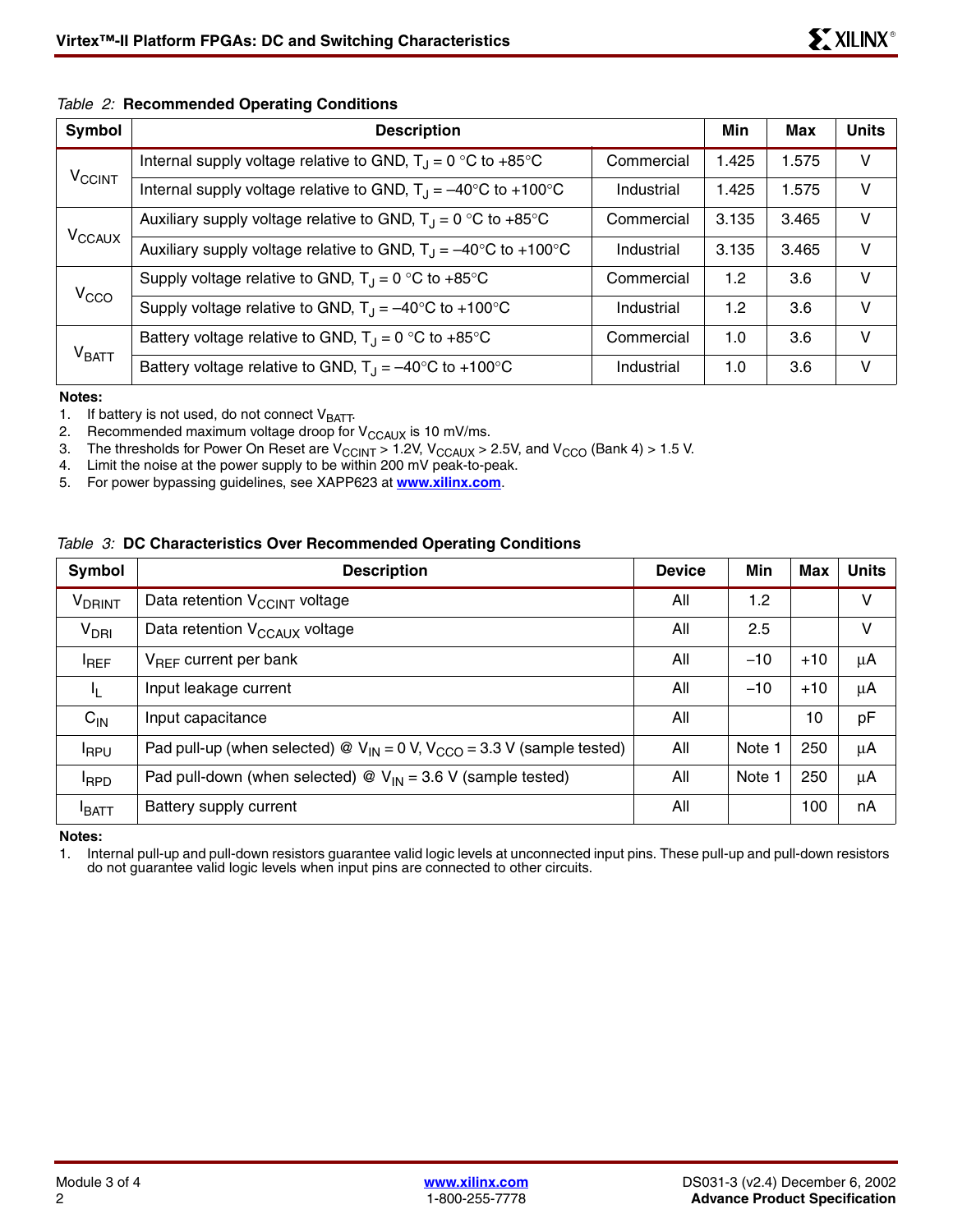*Table 2:* **Recommended Operating Conditions**

| Symbol | Description | | Min | Max | Units |
|---|---|---|---|---|---|
| $V_{CCINT}$ | Internal supply voltage relative to GND, $T_J$ = 0 °C to +85°C | Commercial | 1.425 | 1.575 | V |
| | Internal supply voltage relative to GND, $T_J$ = –40°C to +100°C | Industrial | 1.425 | 1.575 | V |
| $V_{CCAUX}$ | Auxiliary supply voltage relative to GND, $T_J$ = 0 °C to +85°C | Commercial | 3.135 | 3.465 | V |
| | Auxiliary supply voltage relative to GND, $T_J$ = –40°C to +100°C | Industrial | 3.135 | 3.465 | V |
| $V_{CCO}$ | Supply voltage relative to GND, $T_J$ = 0 °C to +85°C | Commercial | 1.2 | 3.6 | V |
| | Supply voltage relative to GND, $T_J$ = –40°C to +100°C | Industrial | 1.2 | 3.6 | V |
| $V_{BATT}$ | Battery voltage relative to GND, $T_J$ = 0 °C to +85°C | Commercial | 1.0 | 3.6 | V |
| | Battery voltage relative to GND, $T_J$ = –40°C to +100°C | Industrial | 1.0 | 3.6 | V |

**Notes:**

1. If battery is not used, do not connect $V_{BATT}$.
2. Recommended maximum voltage droop for $V_{CCAUX}$ is 10 mV/ms.
3. The thresholds for Power On Reset are $V_{CCINT}$ > 1.2V, $V_{CCAUX}$ > 2.5V, and $V_{CCO}$ (Bank 4) > 1.5 V.
4. Limit the noise at the power supply to be within 200 mV peak-to-peak.
5. For power bypassing guidelines, see XAPP623 at **www.xilinx.com**.

*Table 3:* **DC Characteristics Over Recommended Operating Conditions**

| Symbol | Description | Device | Min | Max | Units |
|---|---|---|---|---|---|
| $V_{DRINT}$ | Data retention $V_{CCINT}$ voltage | All | 1.2 | | V |
| $V_{DRI}$ | Data retention $V_{CCAUX}$ voltage | All | 2.5 | | V |
| $I_{REF}$ | $V_{REF}$ current per bank | All | –10 | +10 | µA |
| $I_L$ | Input leakage current | All | –10 | +10 | µA |
| $C_{IN}$ | Input capacitance | All | | 10 | pF |
| $I_{RPU}$ | Pad pull-up (when selected) @ $V_{IN}$ = 0 V, $V_{CCO}$ = 3.3 V (sample tested) | All | Note 1 | 250 | µA |
| $I_{RPD}$ | Pad pull-down (when selected) @ $V_{IN}$ = 3.6 V (sample tested) | All | Note 1 | 250 | µA |
| $I_{BATT}$ | Battery supply current | All | | 100 | nA |

**Notes:**

1. Internal pull-up and pull-down resistors guarantee valid logic levels at unconnected input pins. These pull-up and pull-down resistors do not guarantee valid logic levels when input pins are connected to other circuits.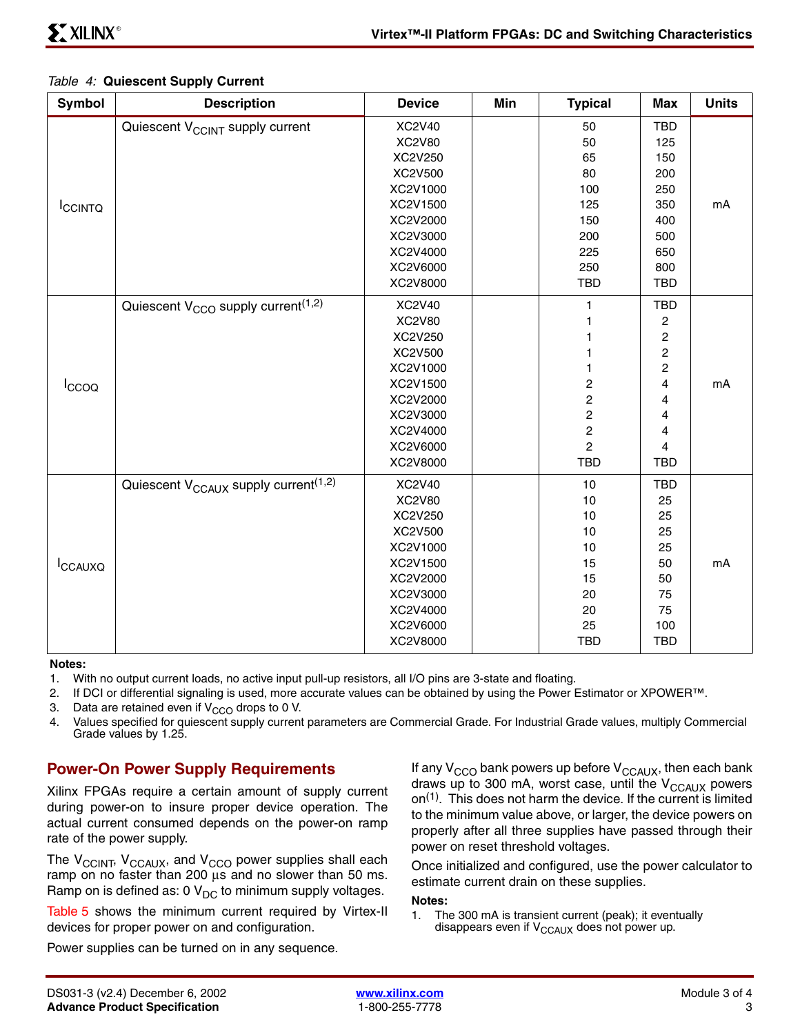*Table 4:* **Quiescent Supply Current**

| Symbol | Description | Device | Min | Typical | Max | Units |
|---|---|---|---|---|---|---|
| $I_{CCINTQ}$ | Quiescent $V_{CCINT}$ supply current | XC2V40 | | 50 | TBD | mA |
| | | XC2V80 | | 50 | 125 | |
| | | XC2V250 | | 65 | 150 | |
| | | XC2V500 | | 80 | 200 | |
| | | XC2V1000 | | 100 | 250 | |
| | | XC2V1500 | | 125 | 350 | |
| | | XC2V2000 | | 150 | 400 | |
| | | XC2V3000 | | 200 | 500 | |
| | | XC2V4000 | | 225 | 650 | |
| | | XC2V6000 | | 250 | 800 | |
| | | XC2V8000 | | TBD | TBD | |
| $I_{CCOQ}$ | Quiescent $V_{CCO}$ supply current(1,2) | XC2V40 | | 1 | TBD | mA |
| | | XC2V80 | | 1 | 2 | |
| | | XC2V250 | | 1 | 2 | |
| | | XC2V500 | | 1 | 2 | |
| | | XC2V1000 | | 1 | 2 | |
| | | XC2V1500 | | 2 | 4 | |
| | | XC2V2000 | | 2 | 4 | |
| | | XC2V3000 | | 2 | 4 | |
| | | XC2V4000 | | 2 | 4 | |
| | | XC2V6000 | | 2 | 4 | |
| | | XC2V8000 | | TBD | TBD | |
| $I_{CCAUXQ}$ | Quiescent $V_{CCAUX}$ supply current(1,2) | XC2V40 | | 10 | TBD | mA |
| | | XC2V80 | | 10 | 25 | |
| | | XC2V250 | | 10 | 25 | |
| | | XC2V500 | | 10 | 25 | |
| | | XC2V1000 | | 10 | 25 | |
| | | XC2V1500 | | 15 | 50 | |
| | | XC2V2000 | | 15 | 50 | |
| | | XC2V3000 | | 20 | 75 | |
| | | XC2V4000 | | 20 | 75 | |
| | | XC2V6000 | | 25 | 100 | |
| | | XC2V8000 | | TBD | TBD | |

**Notes:**

1. With no output current loads, no active input pull-up resistors, all I/O pins are 3-state and floating.
2. If DCI or differential signaling is used, more accurate values can be obtained by using the Power Estimator or XPOWER™.
3. Data are retained even if $V_{CCO}$ drops to 0 V.
4. Values specified for quiescent supply current parameters are Commercial Grade. For Industrial Grade values, multiply Commercial Grade values by 1.25.

## Power-On Power Supply Requirements

Xilinx FPGAs require a certain amount of supply current during power-on to insure proper device operation. The actual current consumed depends on the power-on ramp rate of the power supply.

The $V_{CCINT}$, $V_{CCAUX}$, and $V_{CCO}$ power supplies shall each ramp on no faster than 200 µs and no slower than 50 ms. Ramp on is defined as: 0 $V_{DC}$ to minimum supply voltages.

Table 5 shows the minimum current required by Virtex-II devices for proper power on and configuration.

Power supplies can be turned on in any sequence.

If any $V_{CCO}$ bank powers up before $V_{CCAUX}$, then each bank draws up to 300 mA, worst case, until the $V_{CCAUX}$ powers on(1). This does not harm the device. If the current is limited to the minimum value above, or larger, the device powers on properly after all three supplies have passed through their power on reset threshold voltages.

Once initialized and configured, use the power calculator to estimate current drain on these supplies.

**Notes:**

1. The 300 mA is transient current (peak); it eventually disappears even if $V_{CCAUX}$ does not power up.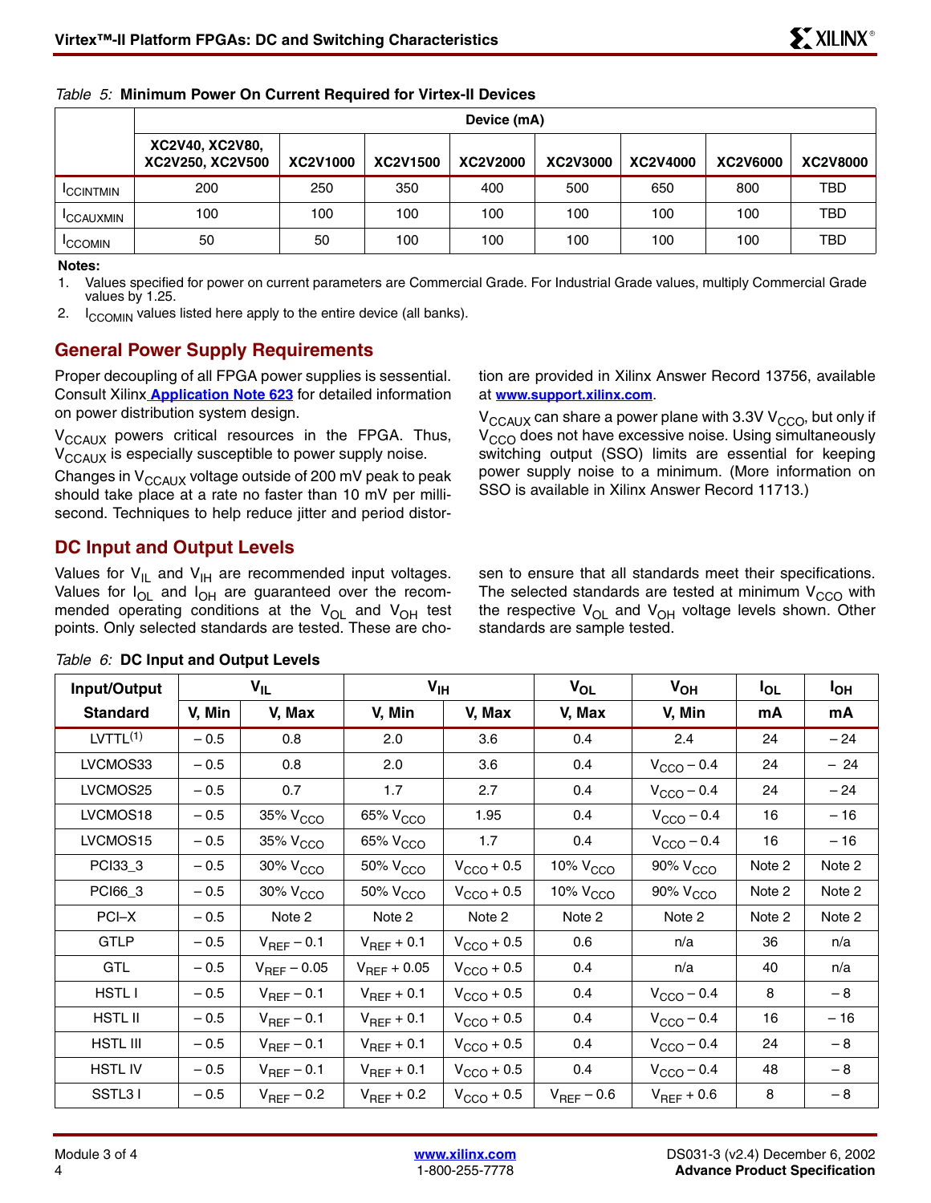*Table 5:* **Minimum Power On Current Required for Virtex-II Devices**

| | Device (mA) | | | | | | | |
|---|---|---|---|---|---|---|---|---|
| | XC2V40, XC2V80, XC2V250, XC2V500 | XC2V1000 | XC2V1500 | XC2V2000 | XC2V3000 | XC2V4000 | XC2V6000 | XC2V8000 |
| $I_{CCINTMIN}$ | 200 | 250 | 350 | 400 | 500 | 650 | 800 | TBD |
| $I_{CCAUXMIN}$ | 100 | 100 | 100 | 100 | 100 | 100 | 100 | TBD |
| $I_{CCOMIN}$ | 50 | 50 | 100 | 100 | 100 | 100 | 100 | TBD |

**Notes:**

1. Values specified for power on current parameters are Commercial Grade. For Industrial Grade values, multiply Commercial Grade values by 1.25.
2. $I_{CCOMIN}$ values listed here apply to the entire device (all banks).

## General Power Supply Requirements

Proper decoupling of all FPGA power supplies is sessential. Consult Xilinx **Application Note 623** for detailed information on power distribution system design.

$V_{CCAUX}$ powers critical resources in the FPGA. Thus, $V_{CCAUX}$ is especially susceptible to power supply noise.

Changes in $V_{CCAUX}$ voltage outside of 200 mV peak to peak should take place at a rate no faster than 10 mV per millisecond. Techniques to help reduce jitter and period distortion are provided in Xilinx Answer Record 13756, available at **www.support.xilinx.com**.

$V_{CCAUX}$ can share a power plane with 3.3V $V_{CCO}$, but only if $V_{CCO}$ does not have excessive noise. Using simultaneously switching output (SSO) limits are essential for keeping power supply noise to a minimum. (More information on SSO is available in Xilinx Answer Record 11713.)

## DC Input and Output Levels

Values for $V_{IL}$ and $V_{IH}$ are recommended input voltages. Values for $I_{OL}$ and $I_{OH}$ are guaranteed over the recommended operating conditions at the $V_{OL}$ and $V_{OH}$ test points. Only selected standards are tested. These are chosen to ensure that all standards meet their specifications. The selected standards are tested at minimum $V_{CCO}$ with the respective $V_{OL}$ and $V_{OH}$ voltage levels shown. Other standards are sample tested.

*Table 6:* **DC Input and Output Levels**

| Input/Output | $V_{IL}$ | | $V_{IH}$ | | $V_{OL}$ | $V_{OH}$ | $I_{OL}$ | $I_{OH}$ |
|---|---|---|---|---|---|---|---|---|
| **Standard** | **V, Min** | **V, Max** | **V, Min** | **V, Max** | **V, Max** | **V, Min** | **mA** | **mA** |
| LVTTL[1] | – 0.5 | 0.8 | 2.0 | 3.6 | 0.4 | 2.4 | 24 | – 24 |
| LVCMOS33 | – 0.5 | 0.8 | 2.0 | 3.6 | 0.4 | $V_{CCO}$ – 0.4 | 24 | – 24 |
| LVCMOS25 | – 0.5 | 0.7 | 1.7 | 2.7 | 0.4 | $V_{CCO}$ – 0.4 | 24 | – 24 |
| LVCMOS18 | – 0.5 | 35% $V_{CCO}$ | 65% $V_{CCO}$ | 1.95 | 0.4 | $V_{CCO}$ – 0.4 | 16 | – 16 |
| LVCMOS15 | – 0.5 | 35% $V_{CCO}$ | 65% $V_{CCO}$ | 1.7 | 0.4 | $V_{CCO}$ – 0.4 | 16 | – 16 |
| PCI33_3 | – 0.5 | 30% $V_{CCO}$ | 50% $V_{CCO}$ | $V_{CCO}$ + 0.5 | 10% $V_{CCO}$ | 90% $V_{CCO}$ | Note 2 | Note 2 |
| PCI66_3 | – 0.5 | 30% $V_{CCO}$ | 50% $V_{CCO}$ | $V_{CCO}$ + 0.5 | 10% $V_{CCO}$ | 90% $V_{CCO}$ | Note 2 | Note 2 |
| PCI–X | – 0.5 | Note 2 | Note 2 | Note 2 | Note 2 | Note 2 | Note 2 | Note 2 |
| GTLP | – 0.5 | $V_{REF}$ – 0.1 | $V_{REF}$ + 0.1 | $V_{CCO}$ + 0.5 | 0.6 | n/a | 36 | n/a |
| GTL | – 0.5 | $V_{REF}$ – 0.05 | $V_{REF}$ + 0.05 | $V_{CCO}$ + 0.5 | 0.4 | n/a | 40 | n/a |
| HSTL I | – 0.5 | $V_{REF}$ – 0.1 | $V_{REF}$ + 0.1 | $V_{CCO}$ + 0.5 | 0.4 | $V_{CCO}$ – 0.4 | 8 | – 8 |
| HSTL II | – 0.5 | $V_{REF}$ – 0.1 | $V_{REF}$ + 0.1 | $V_{CCO}$ + 0.5 | 0.4 | $V_{CCO}$ – 0.4 | 16 | – 16 |
| HSTL III | – 0.5 | $V_{REF}$ – 0.1 | $V_{REF}$ + 0.1 | $V_{CCO}$ + 0.5 | 0.4 | $V_{CCO}$ – 0.4 | 24 | – 8 |
| HSTL IV | – 0.5 | $V_{REF}$ – 0.1 | $V_{REF}$ + 0.1 | $V_{CCO}$ + 0.5 | 0.4 | $V_{CCO}$ – 0.4 | 48 | – 8 |
| SSTL3 I | – 0.5 | $V_{REF}$ – 0.2 | $V_{REF}$ + 0.2 | $V_{CCO}$ + 0.5 | $V_{REF}$ – 0.6 | $V_{REF}$ + 0.6 | 8 | – 8 |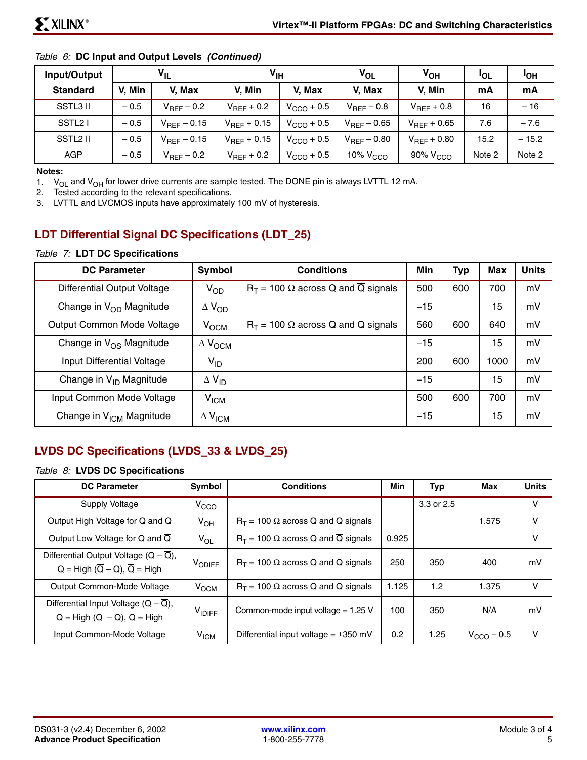*Table 6:* **DC Input and Output Levels** ***(Continued)***

| Input/Output Standard | $V_{IL}$ | | $V_{IH}$ | | $V_{OL}$ | $V_{OH}$ | $I_{OL}$ | $I_{OH}$ |
|---|---|---|---|---|---|---|---|---|
| | V, Min | V, Max | V, Min | V, Max | V, Max | V, Min | mA | mA |
| SSTL3 II | – 0.5 | $V_{REF}$ – 0.2 | $V_{REF}$ + 0.2 | $V_{CCO}$ + 0.5 | $V_{REF}$ – 0.8 | $V_{REF}$ + 0.8 | 16 | – 16 |
| SSTL2 I | – 0.5 | $V_{REF}$ – 0.15 | $V_{REF}$ + 0.15 | $V_{CCO}$ + 0.5 | $V_{REF}$ – 0.65 | $V_{REF}$ + 0.65 | 7.6 | – 7.6 |
| SSTL2 II | – 0.5 | $V_{REF}$ – 0.15 | $V_{REF}$ + 0.15 | $V_{CCO}$ + 0.5 | $V_{REF}$ – 0.80 | $V_{REF}$ + 0.80 | 15.2 | – 15.2 |
| AGP | – 0.5 | $V_{REF}$ – 0.2 | $V_{REF}$ + 0.2 | $V_{CCO}$ + 0.5 | 10% $V_{CCO}$ | 90% $V_{CCO}$ | Note 2 | Note 2 |

**Notes:**
1. $V_{OL}$ and $V_{OH}$ for lower drive currents are sample tested. The DONE pin is always LVTTL 12 mA.
2. Tested according to the relevant specifications.
3. LVTTL and LVCMOS inputs have approximately 100 mV of hysteresis.

## LDT Differential Signal DC Specifications (LDT_25)

*Table 7:* **LDT DC Specifications**

| DC Parameter | Symbol | Conditions | Min | Typ | Max | Units |
|---|---|---|---|---|---|---|
| Differential Output Voltage | $V_{OD}$ | $R_T$ = 100 Ω across Q and $\overline{Q}$ signals | 500 | 600 | 700 | mV |
| Change in $V_{OD}$ Magnitude | Δ $V_{OD}$ | | –15 | | 15 | mV |
| Output Common Mode Voltage | $V_{OCM}$ | $R_T$ = 100 Ω across Q and $\overline{Q}$ signals | 560 | 600 | 640 | mV |
| Change in $V_{OS}$ Magnitude | Δ $V_{OCM}$ | | –15 | | 15 | mV |
| Input Differential Voltage | $V_{ID}$ | | 200 | 600 | 1000 | mV |
| Change in $V_{ID}$ Magnitude | Δ $V_{ID}$ | | –15 | | 15 | mV |
| Input Common Mode Voltage | $V_{ICM}$ | | 500 | 600 | 700 | mV |
| Change in $V_{ICM}$ Magnitude | Δ $V_{ICM}$ | | –15 | | 15 | mV |

## LVDS DC Specifications (LVDS_33 & LVDS_25)

*Table 8:* **LVDS DC Specifications**

| DC Parameter | Symbol | Conditions | Min | Typ | Max | Units |
|---|---|---|---|---|---|---|
| Supply Voltage | $V_{CCO}$ | | | 3.3 or 2.5 | | V |
| Output High Voltage for Q and $\overline{Q}$ | $V_{OH}$ | $R_T$ = 100 Ω across Q and $\overline{Q}$ signals | | | 1.575 | V |
| Output Low Voltage for Q and $\overline{Q}$ | $V_{OL}$ | $R_T$ = 100 Ω across Q and $\overline{Q}$ signals | 0.925 | | | V |
| Differential Output Voltage (Q – $\overline{Q}$), Q = High ($\overline{Q}$ – Q), $\overline{Q}$ = High | $V_{ODIFF}$ | $R_T$ = 100 Ω across Q and $\overline{Q}$ signals | 250 | 350 | 400 | mV |
| Output Common-Mode Voltage | $V_{OCM}$ | $R_T$ = 100 Ω across Q and $\overline{Q}$ signals | 1.125 | 1.2 | 1.375 | V |
| Differential Input Voltage (Q – $\overline{Q}$), Q = High ($\overline{Q}$ – Q), $\overline{Q}$ = High | $V_{IDIFF}$ | Common-mode input voltage = 1.25 V | 100 | 350 | N/A | mV |
| Input Common-Mode Voltage | $V_{ICM}$ | Differential input voltage = ±350 mV | 0.2 | 1.25 | $V_{CCO}$ – 0.5 | V |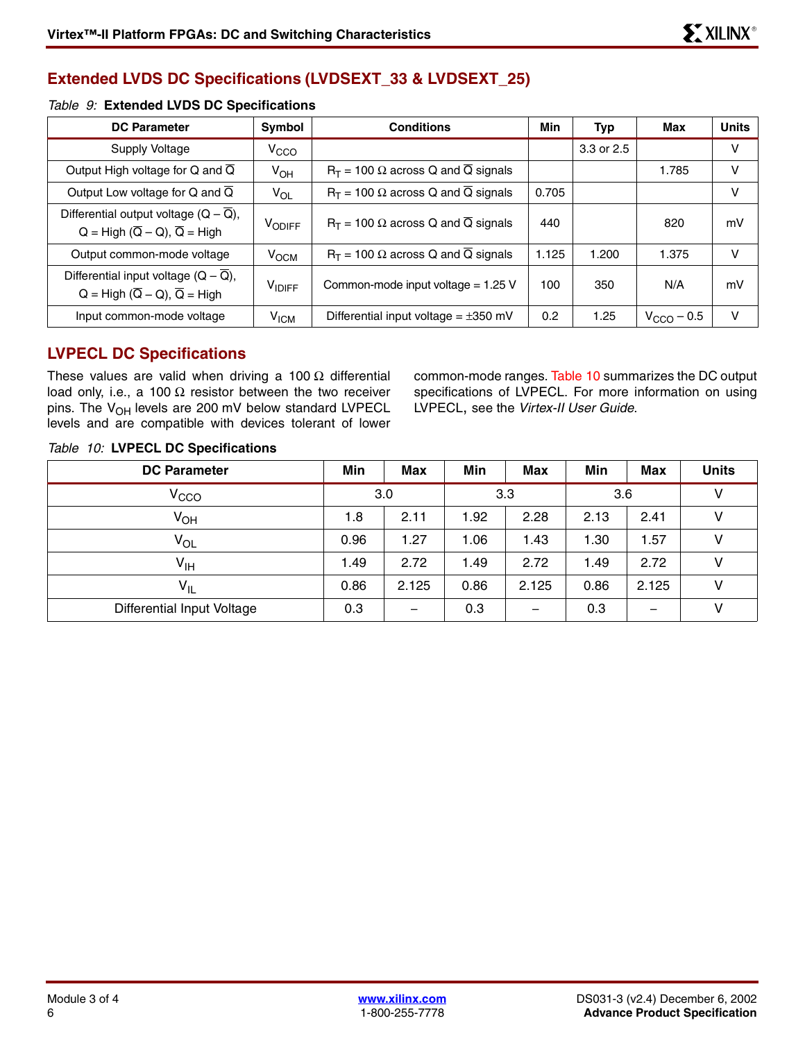## Extended LVDS DC Specifications (LVDSEXT_33 & LVDSEXT_25)

*Table 9:* **Extended LVDS DC Specifications**

| DC Parameter | Symbol | Conditions | Min | Typ | Max | Units |
|---|---|---|---|---|---|---|
| Supply Voltage | $V_{CCO}$ | | | 3.3 or 2.5 | | V |
| Output High voltage for Q and $\overline{Q}$ | $V_{OH}$ | $R_T$ = 100 Ω across Q and $\overline{Q}$ signals | | | 1.785 | V |
| Output Low voltage for Q and $\overline{Q}$ | $V_{OL}$ | $R_T$ = 100 Ω across Q and $\overline{Q}$ signals | 0.705 | | | V |
| Differential output voltage (Q – $\overline{Q}$), Q = High ($\overline{Q}$ – Q), $\overline{Q}$ = High | $V_{ODIFF}$ | $R_T$ = 100 Ω across Q and $\overline{Q}$ signals | 440 | | 820 | mV |
| Output common-mode voltage | $V_{OCM}$ | $R_T$ = 100 Ω across Q and $\overline{Q}$ signals | 1.125 | 1.200 | 1.375 | V |
| Differential input voltage (Q – $\overline{Q}$), Q = High ($\overline{Q}$ – Q), $\overline{Q}$ = High | $V_{IDIFF}$ | Common-mode input voltage = 1.25 V | 100 | 350 | N/A | mV |
| Input common-mode voltage | $V_{ICM}$ | Differential input voltage = ±350 mV | 0.2 | 1.25 | $V_{CCO}$ – 0.5 | V |

## LVPECL DC Specifications

These values are valid when driving a 100 Ω differential load only, i.e., a 100 Ω resistor between the two receiver pins. The $V_{OH}$ levels are 200 mV below standard LVPECL levels and are compatible with devices tolerant of lower common-mode ranges. Table 10 summarizes the DC output specifications of LVPECL. For more information on using LVPECL, see the *Virtex-II User Guide*.

*Table 10:* **LVPECL DC Specifications**

| DC Parameter | Min | Max | Min | Max | Min | Max | Units |
|---|---|---|---|---|---|---|---|
| $V_{CCO}$ | 3.0 | | 3.3 | | 3.6 | | V |
| $V_{OH}$ | 1.8 | 2.11 | 1.92 | 2.28 | 2.13 | 2.41 | V |
| $V_{OL}$ | 0.96 | 1.27 | 1.06 | 1.43 | 1.30 | 1.57 | V |
| $V_{IH}$ | 1.49 | 2.72 | 1.49 | 2.72 | 1.49 | 2.72 | V |
| $V_{IL}$ | 0.86 | 2.125 | 0.86 | 2.125 | 0.86 | 2.125 | V |
| Differential Input Voltage | 0.3 | – | 0.3 | – | 0.3 | – | V |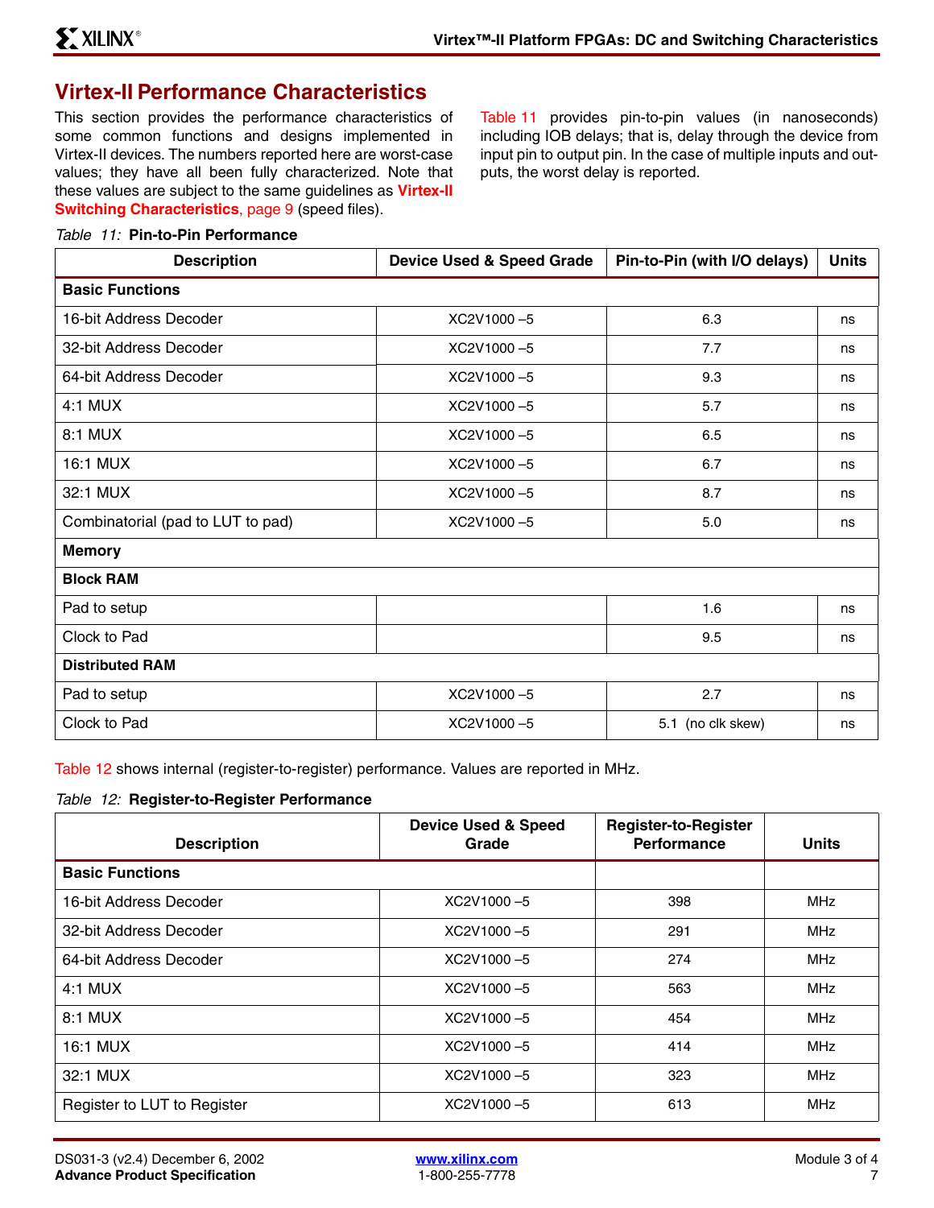## Virtex-II Performance Characteristics

This section provides the performance characteristics of some common functions and designs implemented in Virtex-II devices. The numbers reported here are worst-case values; they have all been fully characterized. Note that these values are subject to the same guidelines as **Virtex-II Switching Characteristics**, page 9 (speed files).

Table 11 provides pin-to-pin values (in nanoseconds) including IOB delays; that is, delay through the device from input pin to output pin. In the case of multiple inputs and outputs, the worst delay is reported.

*Table 11:* **Pin-to-Pin Performance**

| Description | Device Used & Speed Grade | Pin-to-Pin (with I/O delays) | Units |
|---|---|---|---|
| **Basic Functions** | | | |
| 16-bit Address Decoder | XC2V1000 –5 | 6.3 | ns |
| 32-bit Address Decoder | XC2V1000 –5 | 7.7 | ns |
| 64-bit Address Decoder | XC2V1000 –5 | 9.3 | ns |
| 4:1 MUX | XC2V1000 –5 | 5.7 | ns |
| 8:1 MUX | XC2V1000 –5 | 6.5 | ns |
| 16:1 MUX | XC2V1000 –5 | 6.7 | ns |
| 32:1 MUX | XC2V1000 –5 | 8.7 | ns |
| Combinatorial (pad to LUT to pad) | XC2V1000 –5 | 5.0 | ns |
| **Memory** | | | |
| **Block RAM** | | | |
| Pad to setup | | 1.6 | ns |
| Clock to Pad | | 9.5 | ns |
| **Distributed RAM** | | | |
| Pad to setup | XC2V1000 –5 | 2.7 | ns |
| Clock to Pad | XC2V1000 –5 | 5.1 (no clk skew) | ns |

Table 12 shows internal (register-to-register) performance. Values are reported in MHz.

*Table 12:* **Register-to-Register Performance**

| Description | Device Used & Speed Grade | Register-to-Register Performance | Units |
|---|---|---|---|
| **Basic Functions** | | | |
| 16-bit Address Decoder | XC2V1000 –5 | 398 | MHz |
| 32-bit Address Decoder | XC2V1000 –5 | 291 | MHz |
| 64-bit Address Decoder | XC2V1000 –5 | 274 | MHz |
| 4:1 MUX | XC2V1000 –5 | 563 | MHz |
| 8:1 MUX | XC2V1000 –5 | 454 | MHz |
| 16:1 MUX | XC2V1000 –5 | 414 | MHz |
| 32:1 MUX | XC2V1000 –5 | 323 | MHz |
| Register to LUT to Register | XC2V1000 –5 | 613 | MHz |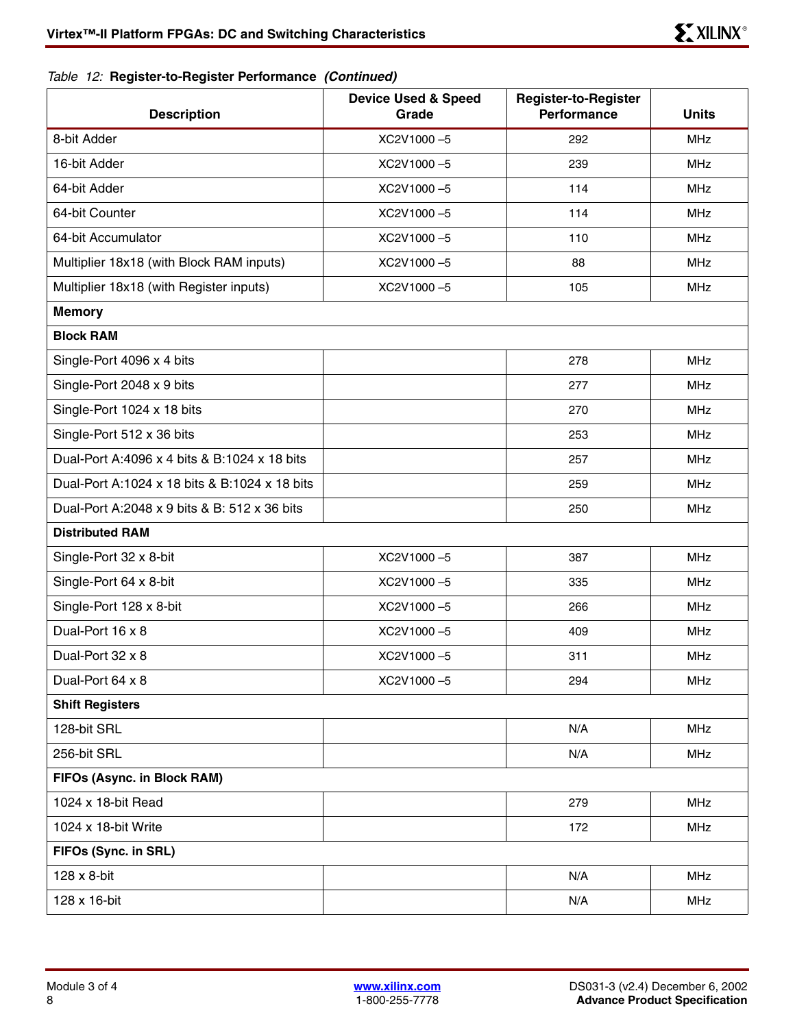*Table 12:* **Register-to-Register Performance** ***(Continued)***

| Description | Device Used & Speed Grade | Register-to-Register Performance | Units |
|---|---|---|---|
| 8-bit Adder | XC2V1000 –5 | 292 | MHz |
| 16-bit Adder | XC2V1000 –5 | 239 | MHz |
| 64-bit Adder | XC2V1000 –5 | 114 | MHz |
| 64-bit Counter | XC2V1000 –5 | 114 | MHz |
| 64-bit Accumulator | XC2V1000 –5 | 110 | MHz |
| Multiplier 18x18 (with Block RAM inputs) | XC2V1000 –5 | 88 | MHz |
| Multiplier 18x18 (with Register inputs) | XC2V1000 –5 | 105 | MHz |
| **Memory** | | | |
| **Block RAM** | | | |
| Single-Port 4096 x 4 bits | | 278 | MHz |
| Single-Port 2048 x 9 bits | | 277 | MHz |
| Single-Port 1024 x 18 bits | | 270 | MHz |
| Single-Port 512 x 36 bits | | 253 | MHz |
| Dual-Port A:4096 x 4 bits & B:1024 x 18 bits | | 257 | MHz |
| Dual-Port A:1024 x 18 bits & B:1024 x 18 bits | | 259 | MHz |
| Dual-Port A:2048 x 9 bits & B: 512 x 36 bits | | 250 | MHz |
| **Distributed RAM** | | | |
| Single-Port 32 x 8-bit | XC2V1000 –5 | 387 | MHz |
| Single-Port 64 x 8-bit | XC2V1000 –5 | 335 | MHz |
| Single-Port 128 x 8-bit | XC2V1000 –5 | 266 | MHz |
| Dual-Port 16 x 8 | XC2V1000 –5 | 409 | MHz |
| Dual-Port 32 x 8 | XC2V1000 –5 | 311 | MHz |
| Dual-Port 64 x 8 | XC2V1000 –5 | 294 | MHz |
| **Shift Registers** | | | |
| 128-bit SRL | | N/A | MHz |
| 256-bit SRL | | N/A | MHz |
| **FIFOs (Async. in Block RAM)** | | | |
| 1024 x 18-bit Read | | 279 | MHz |
| 1024 x 18-bit Write | | 172 | MHz |
| **FIFOs (Sync. in SRL)** | | | |
| 128 x 8-bit | | N/A | MHz |
| 128 x 16-bit | | N/A | MHz |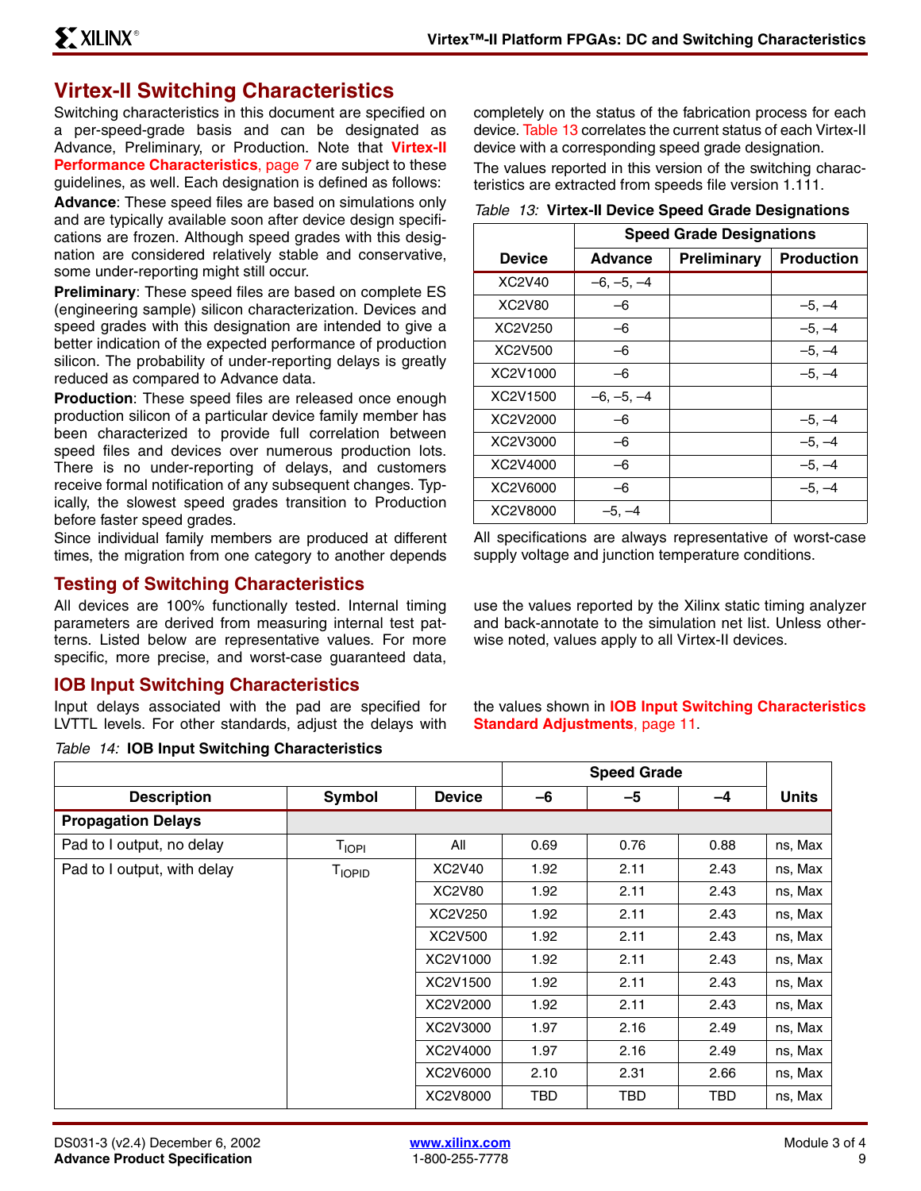## Virtex-II Switching Characteristics

Switching characteristics in this document are specified on a per-speed-grade basis and can be designated as Advance, Preliminary, or Production. Note that **Virtex-II Performance Characteristics**, page 7 are subject to these guidelines, as well. Each designation is defined as follows:

**Advance**: These speed files are based on simulations only and are typically available soon after device design specifications are frozen. Although speed grades with this designation are considered relatively stable and conservative, some under-reporting might still occur.

**Preliminary**: These speed files are based on complete ES (engineering sample) silicon characterization. Devices and speed grades with this designation are intended to give a better indication of the expected performance of production silicon. The probability of under-reporting delays is greatly reduced as compared to Advance data.

**Production**: These speed files are released once enough production silicon of a particular device family member has been characterized to provide full correlation between speed files and devices over numerous production lots. There is no under-reporting of delays, and customers receive formal notification of any subsequent changes. Typically, the slowest speed grades transition to Production before faster speed grades.

Since individual family members are produced at different times, the migration from one category to another depends completely on the status of the fabrication process for each device. Table 13 correlates the current status of each Virtex-II device with a corresponding speed grade designation.

The values reported in this version of the switching characteristics are extracted from speeds file version 1.111.

*Table 13:* **Virtex-II Device Speed Grade Designations**

| Device | Speed Grade Designations | | |
|---|---|---|---|
| | Advance | Preliminary | Production |
| XC2V40 | –6, –5, –4 | | |
| XC2V80 | –6 | | –5, –4 |
| XC2V250 | –6 | | –5, –4 |
| XC2V500 | –6 | | –5, –4 |
| XC2V1000 | –6 | | –5, –4 |
| XC2V1500 | –6, –5, –4 | | |
| XC2V2000 | –6 | | –5, –4 |
| XC2V3000 | –6 | | –5, –4 |
| XC2V4000 | –6 | | –5, –4 |
| XC2V6000 | –6 | | –5, –4 |
| XC2V8000 | –5, –4 | | |

All specifications are always representative of worst-case supply voltage and junction temperature conditions.

## Testing of Switching Characteristics

All devices are 100% functionally tested. Internal timing parameters are derived from measuring internal test patterns. Listed below are representative values. For more specific, more precise, and worst-case guaranteed data, use the values reported by the Xilinx static timing analyzer and back-annotate to the simulation net list. Unless otherwise noted, values apply to all Virtex-II devices.

## IOB Input Switching Characteristics

Input delays associated with the pad are specified for LVTTL levels. For other standards, adjust the delays with the values shown in **IOB Input Switching Characteristics Standard Adjustments**, page 11.

*Table 14:* **IOB Input Switching Characteristics**

| Description | Symbol | Device | Speed Grade | | | Units |
|---|---|---|---|---|---|---|
| | | | –6 | –5 | –4 | |
| **Propagation Delays** | | | | | | |
| Pad to I output, no delay | $T_{IOPI}$ | All | 0.69 | 0.76 | 0.88 | ns, Max |
| Pad to I output, with delay | $T_{IOPID}$ | XC2V40 | 1.92 | 2.11 | 2.43 | ns, Max |
| | | XC2V80 | 1.92 | 2.11 | 2.43 | ns, Max |
| | | XC2V250 | 1.92 | 2.11 | 2.43 | ns, Max |
| | | XC2V500 | 1.92 | 2.11 | 2.43 | ns, Max |
| | | XC2V1000 | 1.92 | 2.11 | 2.43 | ns, Max |
| | | XC2V1500 | 1.92 | 2.11 | 2.43 | ns, Max |
| | | XC2V2000 | 1.92 | 2.11 | 2.43 | ns, Max |
| | | XC2V3000 | 1.97 | 2.16 | 2.49 | ns, Max |
| | | XC2V4000 | 1.97 | 2.16 | 2.49 | ns, Max |
| | | XC2V6000 | 2.10 | 2.31 | 2.66 | ns, Max |
| | | XC2V8000 | TBD | TBD | TBD | ns, Max |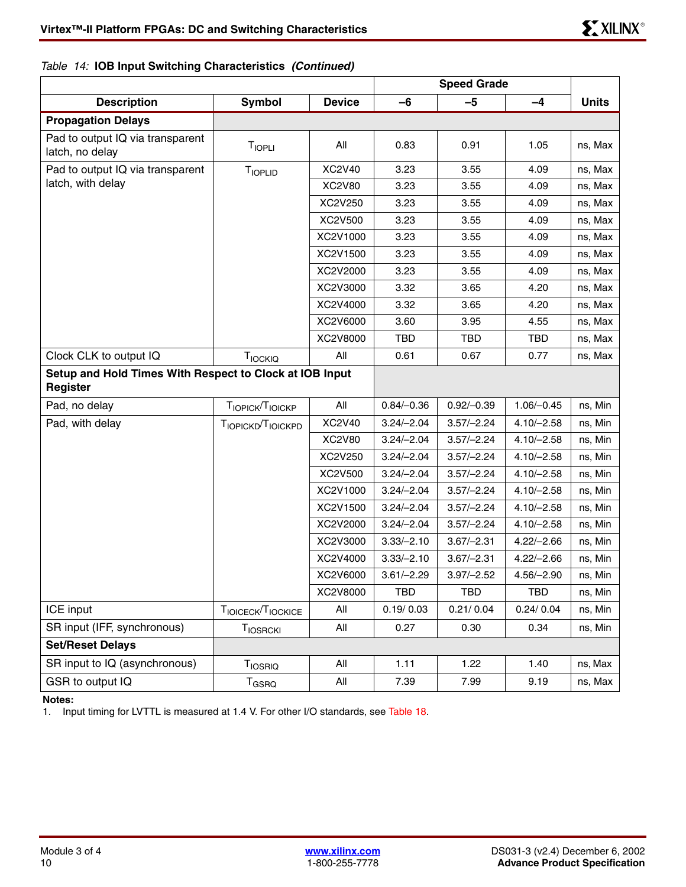*Table 14:* **IOB Input Switching Characteristics** ***(Continued)***

| Description | Symbol | Device | Speed Grade | | | Units |
|---|---|---|---|---|---|---|
| | | | –6 | –5 | –4 | |
| **Propagation Delays** | | | | | | |
| Pad to output IQ via transparent latch, no delay | $T_{IOPLI}$ | All | 0.83 | 0.91 | 1.05 | ns, Max |
| Pad to output IQ via transparent latch, with delay | $T_{IOPLID}$ | XC2V40 | 3.23 | 3.55 | 4.09 | ns, Max |
| | | XC2V80 | 3.23 | 3.55 | 4.09 | ns, Max |
| | | XC2V250 | 3.23 | 3.55 | 4.09 | ns, Max |
| | | XC2V500 | 3.23 | 3.55 | 4.09 | ns, Max |
| | | XC2V1000 | 3.23 | 3.55 | 4.09 | ns, Max |
| | | XC2V1500 | 3.23 | 3.55 | 4.09 | ns, Max |
| | | XC2V2000 | 3.23 | 3.55 | 4.09 | ns, Max |
| | | XC2V3000 | 3.32 | 3.65 | 4.20 | ns, Max |
| | | XC2V4000 | 3.32 | 3.65 | 4.20 | ns, Max |
| | | XC2V6000 | 3.60 | 3.95 | 4.55 | ns, Max |
| | | XC2V8000 | TBD | TBD | TBD | ns, Max |
| Clock CLK to output IQ | $T_{IOCKIQ}$ | All | 0.61 | 0.67 | 0.77 | ns, Max |
| **Setup and Hold Times With Respect to Clock at IOB Input Register** | | | | | | |
| Pad, no delay | $T_{IOPICK}/T_{IOICKP}$ | All | 0.84/–0.36 | 0.92/–0.39 | 1.06/–0.45 | ns, Min |
| Pad, with delay | $T_{IOPICKD}/T_{IOICKPD}$ | XC2V40 | 3.24/–2.04 | 3.57/–2.24 | 4.10/–2.58 | ns, Min |
| | | XC2V80 | 3.24/–2.04 | 3.57/–2.24 | 4.10/–2.58 | ns, Min |
| | | XC2V250 | 3.24/–2.04 | 3.57/–2.24 | 4.10/–2.58 | ns, Min |
| | | XC2V500 | 3.24/–2.04 | 3.57/–2.24 | 4.10/–2.58 | ns, Min |
| | | XC2V1000 | 3.24/–2.04 | 3.57/–2.24 | 4.10/–2.58 | ns, Min |
| | | XC2V1500 | 3.24/–2.04 | 3.57/–2.24 | 4.10/–2.58 | ns, Min |
| | | XC2V2000 | 3.24/–2.04 | 3.57/–2.24 | 4.10/–2.58 | ns, Min |
| | | XC2V3000 | 3.33/–2.10 | 3.67/–2.31 | 4.22/–2.66 | ns, Min |
| | | XC2V4000 | 3.33/–2.10 | 3.67/–2.31 | 4.22/–2.66 | ns, Min |
| | | XC2V6000 | 3.61/–2.29 | 3.97/–2.52 | 4.56/–2.90 | ns, Min |
| | | XC2V8000 | TBD | TBD | TBD | ns, Min |
| ICE input | $T_{IOICECK}/T_{IOCKICE}$ | All | 0.19/ 0.03 | 0.21/ 0.04 | 0.24/ 0.04 | ns, Min |
| SR input (IFF, synchronous) | $T_{IOSRCKI}$ | All | 0.27 | 0.30 | 0.34 | ns, Min |
| **Set/Reset Delays** | | | | | | |
| SR input to IQ (asynchronous) | $T_{IOSRIQ}$ | All | 1.11 | 1.22 | 1.40 | ns, Max |
| GSR to output IQ | $T_{GSRQ}$ | All | 7.39 | 7.99 | 9.19 | ns, Max |

**Notes:**
1. Input timing for LVTTL is measured at 1.4 V. For other I/O standards, see Table 18.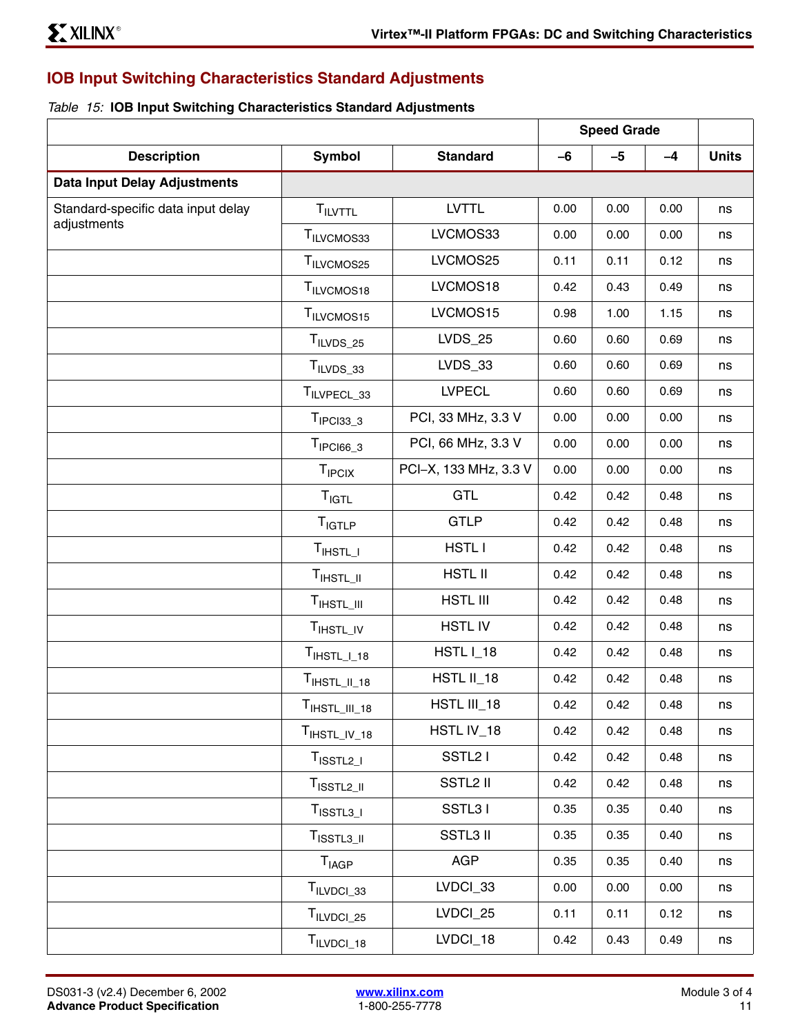## IOB Input Switching Characteristics Standard Adjustments

*Table 15:* **IOB Input Switching Characteristics Standard Adjustments**

| Description | Symbol | Standard | Speed Grade | | | Units |
|---|---|---|---|---|---|---|
| | | | –6 | –5 | –4 | |
| **Data Input Delay Adjustments** | | | | | | |
| Standard-specific data input delay adjustments | $T_{ILVTTL}$ | LVTTL | 0.00 | 0.00 | 0.00 | ns |
| | $T_{ILVCMOS33}$ | LVCMOS33 | 0.00 | 0.00 | 0.00 | ns |
| | $T_{ILVCMOS25}$ | LVCMOS25 | 0.11 | 0.11 | 0.12 | ns |
| | $T_{ILVCMOS18}$ | LVCMOS18 | 0.42 | 0.43 | 0.49 | ns |
| | $T_{ILVCMOS15}$ | LVCMOS15 | 0.98 | 1.00 | 1.15 | ns |
| | $T_{ILVDS\_25}$ | LVDS_25 | 0.60 | 0.60 | 0.69 | ns |
| | $T_{ILVDS\_33}$ | LVDS_33 | 0.60 | 0.60 | 0.69 | ns |
| | $T_{ILVPECL\_33}$ | LVPECL | 0.60 | 0.60 | 0.69 | ns |
| | $T_{IPCI33\_3}$ | PCI, 33 MHz, 3.3 V | 0.00 | 0.00 | 0.00 | ns |
| | $T_{IPCI66\_3}$ | PCI, 66 MHz, 3.3 V | 0.00 | 0.00 | 0.00 | ns |
| | $T_{IPCIX}$ | PCI–X, 133 MHz, 3.3 V | 0.00 | 0.00 | 0.00 | ns |
| | $T_{IGTL}$ | GTL | 0.42 | 0.42 | 0.48 | ns |
| | $T_{IGTLP}$ | GTLP | 0.42 | 0.42 | 0.48 | ns |
| | $T_{IHSTL\_I}$ | HSTL I | 0.42 | 0.42 | 0.48 | ns |
| | $T_{IHSTL\_II}$ | HSTL II | 0.42 | 0.42 | 0.48 | ns |
| | $T_{IHSTL\_III}$ | HSTL III | 0.42 | 0.42 | 0.48 | ns |
| | $T_{IHSTL\_IV}$ | HSTL IV | 0.42 | 0.42 | 0.48 | ns |
| | $T_{IHSTL\_I\_18}$ | HSTL I_18 | 0.42 | 0.42 | 0.48 | ns |
| | $T_{IHSTL\_II\_18}$ | HSTL II_18 | 0.42 | 0.42 | 0.48 | ns |
| | $T_{IHSTL\_III\_18}$ | HSTL III_18 | 0.42 | 0.42 | 0.48 | ns |
| | $T_{IHSTL\_IV\_18}$ | HSTL IV_18 | 0.42 | 0.42 | 0.48 | ns |
| | $T_{ISSTL2\_I}$ | SSTL2 I | 0.42 | 0.42 | 0.48 | ns |
| | $T_{ISSTL2\_II}$ | SSTL2 II | 0.42 | 0.42 | 0.48 | ns |
| | $T_{ISSTL3\_I}$ | SSTL3 I | 0.35 | 0.35 | 0.40 | ns |
| | $T_{ISSTL3\_II}$ | SSTL3 II | 0.35 | 0.35 | 0.40 | ns |
| | $T_{IAGP}$ | AGP | 0.35 | 0.35 | 0.40 | ns |
| | $T_{ILVDCI\_33}$ | LVDCI_33 | 0.00 | 0.00 | 0.00 | ns |
| | $T_{ILVDCI\_25}$ | LVDCI_25 | 0.11 | 0.11 | 0.12 | ns |
| | $T_{ILVDCI\_18}$ | LVDCI_18 | 0.42 | 0.43 | 0.49 | ns |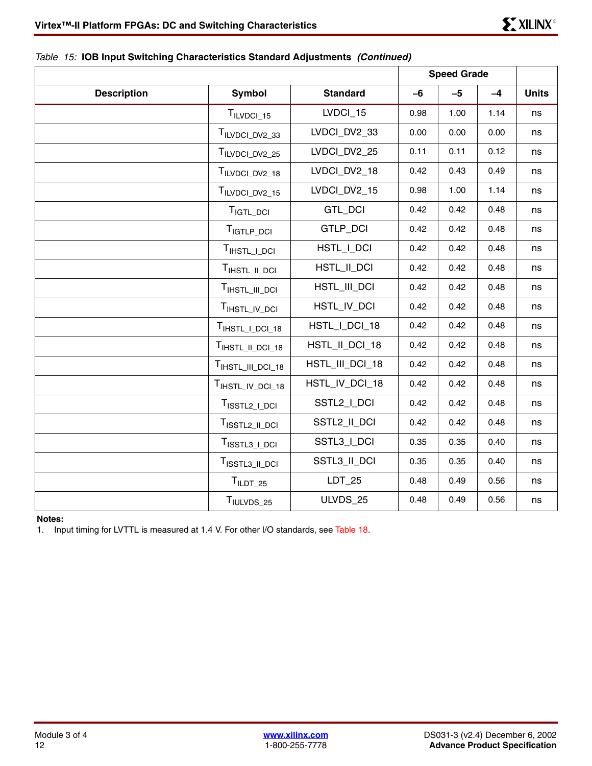*Table 15:* **IOB Input Switching Characteristics Standard Adjustments** ***(Continued)***

| Description | Symbol | Standard | Speed Grade | | | Units |
|---|---|---|---|---|---|---|
| | | | –6 | –5 | –4 | |
| | $T_{ILVDCI\_15}$ | LVDCI_15 | 0.98 | 1.00 | 1.14 | ns |
| | $T_{ILVDCI\_DV2\_33}$ | LVDCI_DV2_33 | 0.00 | 0.00 | 0.00 | ns |
| | $T_{ILVDCI\_DV2\_25}$ | LVDCI_DV2_25 | 0.11 | 0.11 | 0.12 | ns |
| | $T_{ILVDCI\_DV2\_18}$ | LVDCI_DV2_18 | 0.42 | 0.43 | 0.49 | ns |
| | $T_{ILVDCI\_DV2\_15}$ | LVDCI_DV2_15 | 0.98 | 1.00 | 1.14 | ns |
| | $T_{IGTL\_DCI}$ | GTL_DCI | 0.42 | 0.42 | 0.48 | ns |
| | $T_{IGTLP\_DCI}$ | GTLP_DCI | 0.42 | 0.42 | 0.48 | ns |
| | $T_{IHSTL\_I\_DCI}$ | HSTL_I_DCI | 0.42 | 0.42 | 0.48 | ns |
| | $T_{IHSTL\_II\_DCI}$ | HSTL_II_DCI | 0.42 | 0.42 | 0.48 | ns |
| | $T_{IHSTL\_III\_DCI}$ | HSTL_III_DCI | 0.42 | 0.42 | 0.48 | ns |
| | $T_{IHSTL\_IV\_DCI}$ | HSTL_IV_DCI | 0.42 | 0.42 | 0.48 | ns |
| | $T_{IHSTL\_I\_DCI\_18}$ | HSTL_I_DCI_18 | 0.42 | 0.42 | 0.48 | ns |
| | $T_{IHSTL\_II\_DCI\_18}$ | HSTL_II_DCI_18 | 0.42 | 0.42 | 0.48 | ns |
| | $T_{IHSTL\_III\_DCI\_18}$ | HSTL_III_DCI_18 | 0.42 | 0.42 | 0.48 | ns |
| | $T_{IHSTL\_IV\_DCI\_18}$ | HSTL_IV_DCI_18 | 0.42 | 0.42 | 0.48 | ns |
| | $T_{ISSTL2\_I\_DCI}$ | SSTL2_I_DCI | 0.42 | 0.42 | 0.48 | ns |
| | $T_{ISSTL2\_II\_DCI}$ | SSTL2_II_DCI | 0.42 | 0.42 | 0.48 | ns |
| | $T_{ISSTL3\_I\_DCI}$ | SSTL3_I_DCI | 0.35 | 0.35 | 0.40 | ns |
| | $T_{ISSTL3\_II\_DCI}$ | SSTL3_II_DCI | 0.35 | 0.35 | 0.40 | ns |
| | $T_{ILDT\_25}$ | LDT_25 | 0.48 | 0.49 | 0.56 | ns |
| | $T_{IULVDS\_25}$ | ULVDS_25 | 0.48 | 0.49 | 0.56 | ns |

**Notes:**

1. Input timing for LVTTL is measured at 1.4 V. For other I/O standards, see Table 18.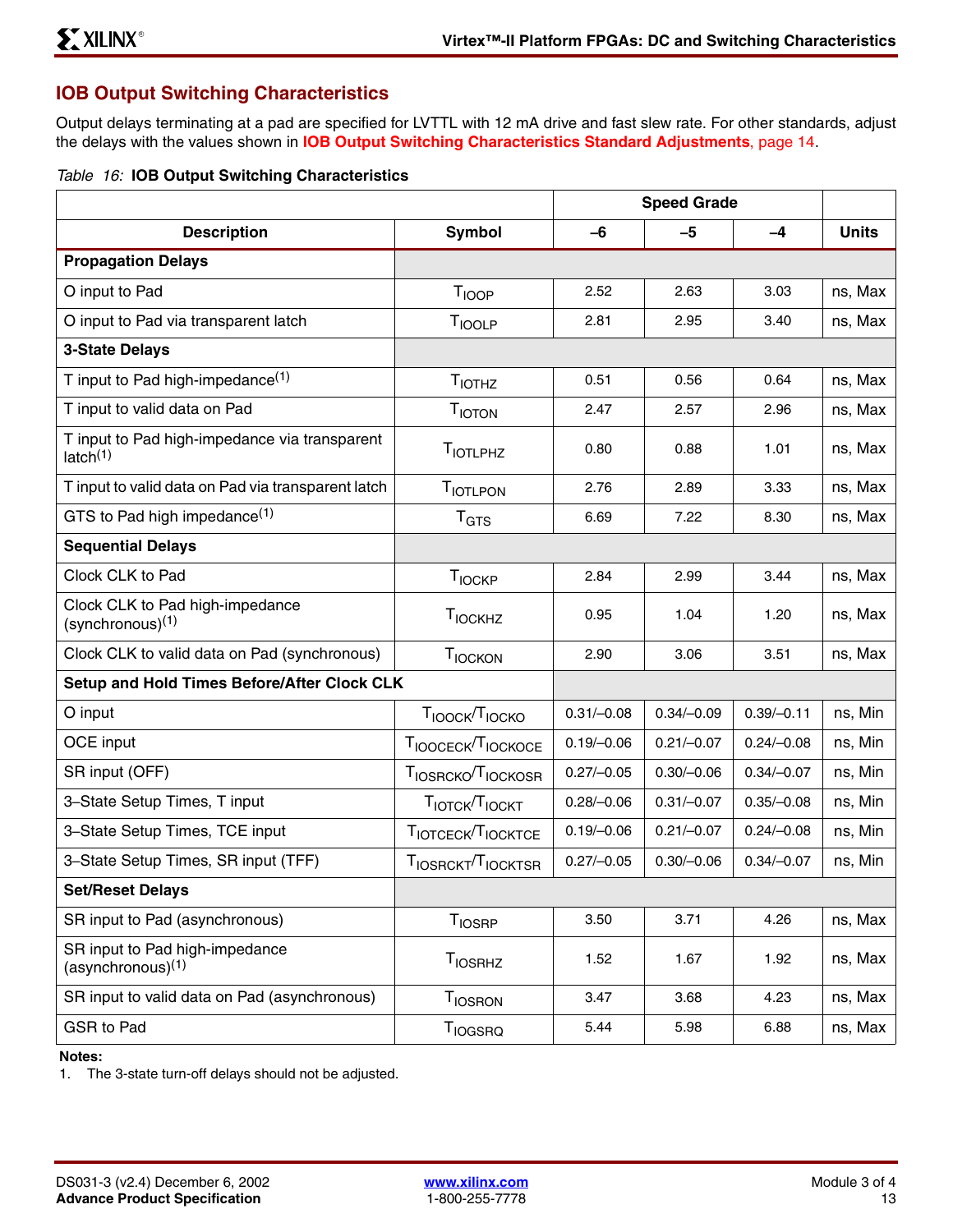## IOB Output Switching Characteristics

Output delays terminating at a pad are specified for LVTTL with 12 mA drive and fast slew rate. For other standards, adjust the delays with the values shown in **IOB Output Switching Characteristics Standard Adjustments**, page 14.

*Table 16:* **IOB Output Switching Characteristics**

| Description | Symbol | Speed Grade | | | Units |
|---|---|---|---|---|---|
| | | –6 | –5 | –4 | |
| **Propagation Delays** | | | | | |
| O input to Pad | $T_{IOOP}$ | 2.52 | 2.63 | 3.03 | ns, Max |
| O input to Pad via transparent latch | $T_{IOOLP}$ | 2.81 | 2.95 | 3.40 | ns, Max |
| **3-State Delays** | | | | | |
| T input to Pad high-impedance[1] | $T_{IOTHZ}$ | 0.51 | 0.56 | 0.64 | ns, Max |
| T input to valid data on Pad | $T_{IOTON}$ | 2.47 | 2.57 | 2.96 | ns, Max |
| T input to Pad high-impedance via transparent latch[1] | $T_{IOTLPHZ}$ | 0.80 | 0.88 | 1.01 | ns, Max |
| T input to valid data on Pad via transparent latch | $T_{IOTLPON}$ | 2.76 | 2.89 | 3.33 | ns, Max |
| GTS to Pad high impedance[1] | $T_{GTS}$ | 6.69 | 7.22 | 8.30 | ns, Max |
| **Sequential Delays** | | | | | |
| Clock CLK to Pad | $T_{IOCKP}$ | 2.84 | 2.99 | 3.44 | ns, Max |
| Clock CLK to Pad high-impedance (synchronous)[1] | $T_{IOCKHZ}$ | 0.95 | 1.04 | 1.20 | ns, Max |
| Clock CLK to valid data on Pad (synchronous) | $T_{IOCKON}$ | 2.90 | 3.06 | 3.51 | ns, Max |
| **Setup and Hold Times Before/After Clock CLK** | | | | | |
| O input | $T_{IOOCK}/T_{IOCKO}$ | 0.31/–0.08 | 0.34/–0.09 | 0.39/–0.11 | ns, Min |
| OCE input | $T_{IOOCECK}/T_{IOCKOCE}$ | 0.19/–0.06 | 0.21/–0.07 | 0.24/–0.08 | ns, Min |
| SR input (OFF) | $T_{IOSRCKO}/T_{IOCKOSR}$ | 0.27/–0.05 | 0.30/–0.06 | 0.34/–0.07 | ns, Min |
| 3–State Setup Times, T input | $T_{IOTCK}/T_{IOCKT}$ | 0.28/–0.06 | 0.31/–0.07 | 0.35/–0.08 | ns, Min |
| 3–State Setup Times, TCE input | $T_{IOTCECK}/T_{IOCKTCE}$ | 0.19/–0.06 | 0.21/–0.07 | 0.24/–0.08 | ns, Min |
| 3–State Setup Times, SR input (TFF) | $T_{IOSRCKT}/T_{IOCKTSR}$ | 0.27/–0.05 | 0.30/–0.06 | 0.34/–0.07 | ns, Min |
| **Set/Reset Delays** | | | | | |
| SR input to Pad (asynchronous) | $T_{IOSRP}$ | 3.50 | 3.71 | 4.26 | ns, Max |
| SR input to Pad high-impedance (asynchronous)[1] | $T_{IOSRHZ}$ | 1.52 | 1.67 | 1.92 | ns, Max |
| SR input to valid data on Pad (asynchronous) | $T_{IOSRON}$ | 3.47 | 3.68 | 4.23 | ns, Max |
| GSR to Pad | $T_{IOGSRQ}$ | 5.44 | 5.98 | 6.88 | ns, Max |

**Notes:**
1. The 3-state turn-off delays should not be adjusted.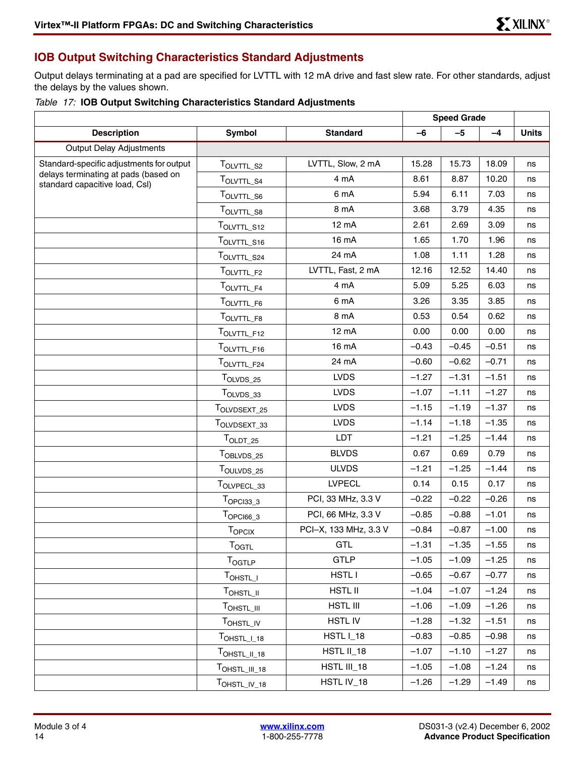## IOB Output Switching Characteristics Standard Adjustments

Output delays terminating at a pad are specified for LVTTL with 12 mA drive and fast slew rate. For other standards, adjust the delays by the values shown.

*Table 17:* **IOB Output Switching Characteristics Standard Adjustments**

| Description | Symbol | Standard | Speed Grade | | | Units |
|---|---|---|---|---|---|---|
| | | | –6 | –5 | –4 | |
| Output Delay Adjustments | | | | | | |
| Standard-specific adjustments for output delays terminating at pads (based on standard capacitive load, Csl) | $T_{OLVTTL\_S2}$ | LVTTL, Slow, 2 mA | 15.28 | 15.73 | 18.09 | ns |
| | $T_{OLVTTL\_S4}$ | 4 mA | 8.61 | 8.87 | 10.20 | ns |
| | $T_{OLVTTL\_S6}$ | 6 mA | 5.94 | 6.11 | 7.03 | ns |
| | $T_{OLVTTL\_S8}$ | 8 mA | 3.68 | 3.79 | 4.35 | ns |
| | $T_{OLVTTL\_S12}$ | 12 mA | 2.61 | 2.69 | 3.09 | ns |
| | $T_{OLVTTL\_S16}$ | 16 mA | 1.65 | 1.70 | 1.96 | ns |
| | $T_{OLVTTL\_S24}$ | 24 mA | 1.08 | 1.11 | 1.28 | ns |
| | $T_{OLVTTL\_F2}$ | LVTTL, Fast, 2 mA | 12.16 | 12.52 | 14.40 | ns |
| | $T_{OLVTTL\_F4}$ | 4 mA | 5.09 | 5.25 | 6.03 | ns |
| | $T_{OLVTTL\_F6}$ | 6 mA | 3.26 | 3.35 | 3.85 | ns |
| | $T_{OLVTTL\_F8}$ | 8 mA | 0.53 | 0.54 | 0.62 | ns |
| | $T_{OLVTTL\_F12}$ | 12 mA | 0.00 | 0.00 | 0.00 | ns |
| | $T_{OLVTTL\_F16}$ | 16 mA | –0.43 | –0.45 | –0.51 | ns |
| | $T_{OLVTTL\_F24}$ | 24 mA | –0.60 | –0.62 | –0.71 | ns |
| | $T_{OLVDS\_25}$ | LVDS | –1.27 | –1.31 | –1.51 | ns |
| | $T_{OLVDS\_33}$ | LVDS | –1.07 | –1.11 | –1.27 | ns |
| | $T_{OLVDSEXT\_25}$ | LVDS | –1.15 | –1.19 | –1.37 | ns |
| | $T_{OLVDSEXT\_33}$ | LVDS | –1.14 | –1.18 | –1.35 | ns |
| | $T_{OLDT\_25}$ | LDT | –1.21 | –1.25 | –1.44 | ns |
| | $T_{OBLVDS\_25}$ | BLVDS | 0.67 | 0.69 | 0.79 | ns |
| | $T_{OULVDS\_25}$ | ULVDS | –1.21 | –1.25 | –1.44 | ns |
| | $T_{OLVPECL\_33}$ | LVPECL | 0.14 | 0.15 | 0.17 | ns |
| | $T_{OPCI33\_3}$ | PCI, 33 MHz, 3.3 V | –0.22 | –0.22 | –0.26 | ns |
| | $T_{OPCI66\_3}$ | PCI, 66 MHz, 3.3 V | –0.85 | –0.88 | –1.01 | ns |
| | $T_{OPCIX}$ | PCI–X, 133 MHz, 3.3 V | –0.84 | –0.87 | –1.00 | ns |
| | $T_{OGTL}$ | GTL | –1.31 | –1.35 | –1.55 | ns |
| | $T_{OGTLP}$ | GTLP | –1.05 | –1.09 | –1.25 | ns |
| | $T_{OHSTL\_I}$ | HSTL I | –0.65 | –0.67 | –0.77 | ns |
| | $T_{OHSTL\_II}$ | HSTL II | –1.04 | –1.07 | –1.24 | ns |
| | $T_{OHSTL\_III}$ | HSTL III | –1.06 | –1.09 | –1.26 | ns |
| | $T_{OHSTL\_IV}$ | HSTL IV | –1.28 | –1.32 | –1.51 | ns |
| | $T_{OHSTL\_I\_18}$ | HSTL I_18 | –0.83 | –0.85 | –0.98 | ns |
| | $T_{OHSTL\_II\_18}$ | HSTL II_18 | –1.07 | –1.10 | –1.27 | ns |
| | $T_{OHSTL\_III\_18}$ | HSTL III_18 | –1.05 | –1.08 | –1.24 | ns |
| | $T_{OHSTL\_IV\_18}$ | HSTL IV_18 | –1.26 | –1.29 | –1.49 | ns |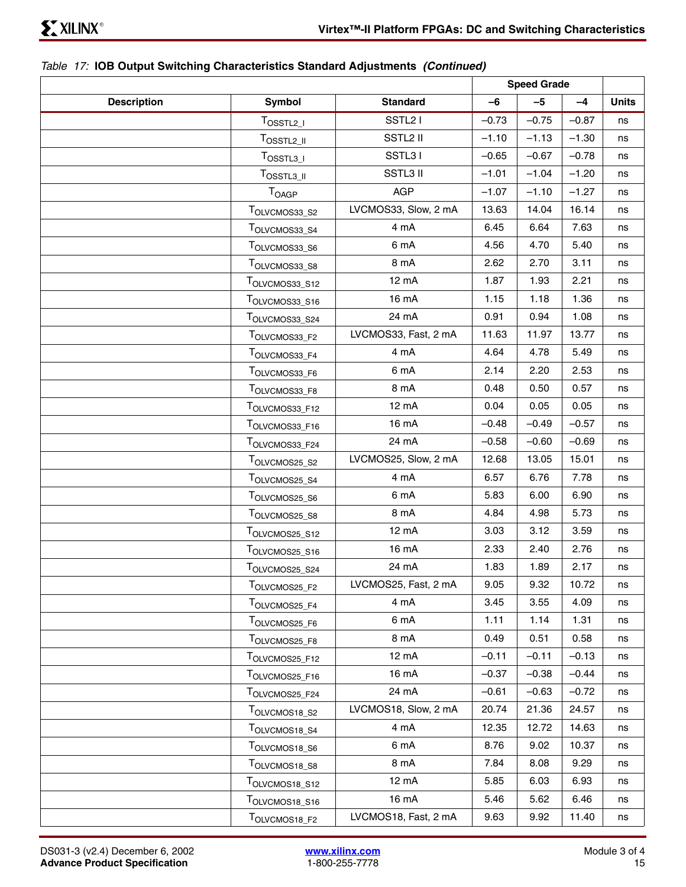*Table 17:* **IOB Output Switching Characteristics Standard Adjustments** ***(Continued)***

| Description | Symbol | Standard | Speed Grade | | | Units |
|---|---|---|---|---|---|---|
| | | | –6 | –5 | –4 | |
| | $T_{OSSTL2\_I}$ | SSTL2 I | –0.73 | –0.75 | –0.87 | ns |
| | $T_{OSSTL2\_II}$ | SSTL2 II | –1.10 | –1.13 | –1.30 | ns |
| | $T_{OSSTL3\_I}$ | SSTL3 I | –0.65 | –0.67 | –0.78 | ns |
| | $T_{OSSTL3\_II}$ | SSTL3 II | –1.01 | –1.04 | –1.20 | ns |
| | $T_{OAGP}$ | AGP | –1.07 | –1.10 | –1.27 | ns |
| | $T_{OLVCMOS33\_S2}$ | LVCMOS33, Slow, 2 mA | 13.63 | 14.04 | 16.14 | ns |
| | $T_{OLVCMOS33\_S4}$ | 4 mA | 6.45 | 6.64 | 7.63 | ns |
| | $T_{OLVCMOS33\_S6}$ | 6 mA | 4.56 | 4.70 | 5.40 | ns |
| | $T_{OLVCMOS33\_S8}$ | 8 mA | 2.62 | 2.70 | 3.11 | ns |
| | $T_{OLVCMOS33\_S12}$ | 12 mA | 1.87 | 1.93 | 2.21 | ns |
| | $T_{OLVCMOS33\_S16}$ | 16 mA | 1.15 | 1.18 | 1.36 | ns |
| | $T_{OLVCMOS33\_S24}$ | 24 mA | 0.91 | 0.94 | 1.08 | ns |
| | $T_{OLVCMOS33\_F2}$ | LVCMOS33, Fast, 2 mA | 11.63 | 11.97 | 13.77 | ns |
| | $T_{OLVCMOS33\_F4}$ | 4 mA | 4.64 | 4.78 | 5.49 | ns |
| | $T_{OLVCMOS33\_F6}$ | 6 mA | 2.14 | 2.20 | 2.53 | ns |
| | $T_{OLVCMOS33\_F8}$ | 8 mA | 0.48 | 0.50 | 0.57 | ns |
| | $T_{OLVCMOS33\_F12}$ | 12 mA | 0.04 | 0.05 | 0.05 | ns |
| | $T_{OLVCMOS33\_F16}$ | 16 mA | –0.48 | –0.49 | –0.57 | ns |
| | $T_{OLVCMOS33\_F24}$ | 24 mA | –0.58 | –0.60 | –0.69 | ns |
| | $T_{OLVCMOS25\_S2}$ | LVCMOS25, Slow, 2 mA | 12.68 | 13.05 | 15.01 | ns |
| | $T_{OLVCMOS25\_S4}$ | 4 mA | 6.57 | 6.76 | 7.78 | ns |
| | $T_{OLVCMOS25\_S6}$ | 6 mA | 5.83 | 6.00 | 6.90 | ns |
| | $T_{OLVCMOS25\_S8}$ | 8 mA | 4.84 | 4.98 | 5.73 | ns |
| | $T_{OLVCMOS25\_S12}$ | 12 mA | 3.03 | 3.12 | 3.59 | ns |
| | $T_{OLVCMOS25\_S16}$ | 16 mA | 2.33 | 2.40 | 2.76 | ns |
| | $T_{OLVCMOS25\_S24}$ | 24 mA | 1.83 | 1.89 | 2.17 | ns |
| | $T_{OLVCMOS25\_F2}$ | LVCMOS25, Fast, 2 mA | 9.05 | 9.32 | 10.72 | ns |
| | $T_{OLVCMOS25\_F4}$ | 4 mA | 3.45 | 3.55 | 4.09 | ns |
| | $T_{OLVCMOS25\_F6}$ | 6 mA | 1.11 | 1.14 | 1.31 | ns |
| | $T_{OLVCMOS25\_F8}$ | 8 mA | 0.49 | 0.51 | 0.58 | ns |
| | $T_{OLVCMOS25\_F12}$ | 12 mA | –0.11 | –0.11 | –0.13 | ns |
| | $T_{OLVCMOS25\_F16}$ | 16 mA | –0.37 | –0.38 | –0.44 | ns |
| | $T_{OLVCMOS25\_F24}$ | 24 mA | –0.61 | –0.63 | –0.72 | ns |
| | $T_{OLVCMOS18\_S2}$ | LVCMOS18, Slow, 2 mA | 20.74 | 21.36 | 24.57 | ns |
| | $T_{OLVCMOS18\_S4}$ | 4 mA | 12.35 | 12.72 | 14.63 | ns |
| | $T_{OLVCMOS18\_S6}$ | 6 mA | 8.76 | 9.02 | 10.37 | ns |
| | $T_{OLVCMOS18\_S8}$ | 8 mA | 7.84 | 8.08 | 9.29 | ns |
| | $T_{OLVCMOS18\_S12}$ | 12 mA | 5.85 | 6.03 | 6.93 | ns |
| | $T_{OLVCMOS18\_S16}$ | 16 mA | 5.46 | 5.62 | 6.46 | ns |
| | $T_{OLVCMOS18\_F2}$ | LVCMOS18, Fast, 2 mA | 9.63 | 9.92 | 11.40 | ns |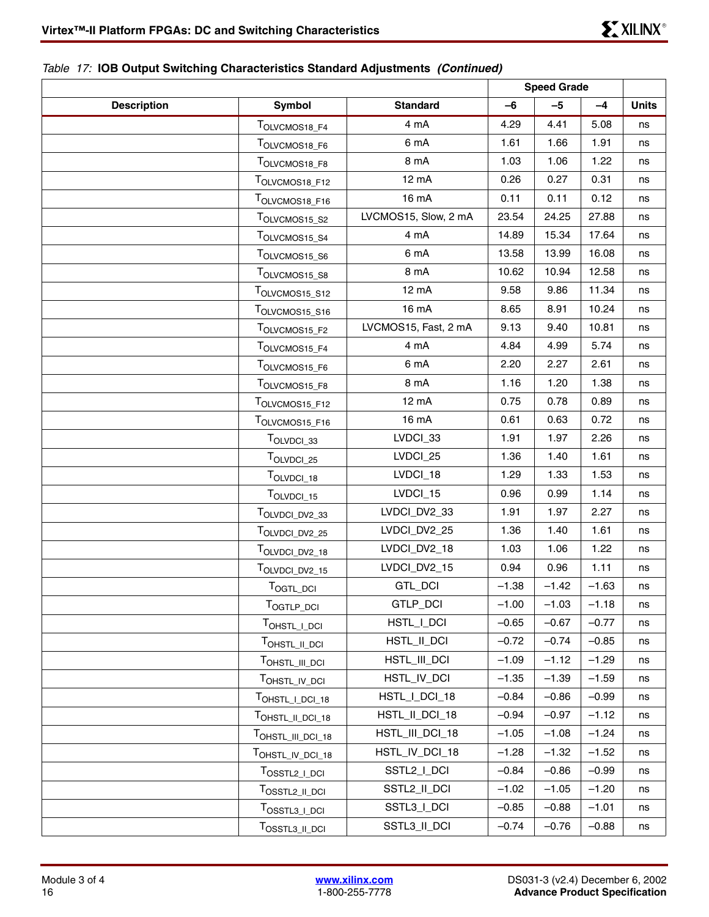*Table 17:* **IOB Output Switching Characteristics Standard Adjustments** ***(Continued)***

| Description | Symbol | Standard | Speed Grade | | | Units |
|---|---|---|---|---|---|---|
| | | | –6 | –5 | –4 | |
| | $T_{OLVCMOS18\_F4}$ | 4 mA | 4.29 | 4.41 | 5.08 | ns |
| | $T_{OLVCMOS18\_F6}$ | 6 mA | 1.61 | 1.66 | 1.91 | ns |
| | $T_{OLVCMOS18\_F8}$ | 8 mA | 1.03 | 1.06 | 1.22 | ns |
| | $T_{OLVCMOS18\_F12}$ | 12 mA | 0.26 | 0.27 | 0.31 | ns |
| | $T_{OLVCMOS18\_F16}$ | 16 mA | 0.11 | 0.11 | 0.12 | ns |
| | $T_{OLVCMOS15\_S2}$ | LVCMOS15, Slow, 2 mA | 23.54 | 24.25 | 27.88 | ns |
| | $T_{OLVCMOS15\_S4}$ | 4 mA | 14.89 | 15.34 | 17.64 | ns |
| | $T_{OLVCMOS15\_S6}$ | 6 mA | 13.58 | 13.99 | 16.08 | ns |
| | $T_{OLVCMOS15\_S8}$ | 8 mA | 10.62 | 10.94 | 12.58 | ns |
| | $T_{OLVCMOS15\_S12}$ | 12 mA | 9.58 | 9.86 | 11.34 | ns |
| | $T_{OLVCMOS15\_S16}$ | 16 mA | 8.65 | 8.91 | 10.24 | ns |
| | $T_{OLVCMOS15\_F2}$ | LVCMOS15, Fast, 2 mA | 9.13 | 9.40 | 10.81 | ns |
| | $T_{OLVCMOS15\_F4}$ | 4 mA | 4.84 | 4.99 | 5.74 | ns |
| | $T_{OLVCMOS15\_F6}$ | 6 mA | 2.20 | 2.27 | 2.61 | ns |
| | $T_{OLVCMOS15\_F8}$ | 8 mA | 1.16 | 1.20 | 1.38 | ns |
| | $T_{OLVCMOS15\_F12}$ | 12 mA | 0.75 | 0.78 | 0.89 | ns |
| | $T_{OLVCMOS15\_F16}$ | 16 mA | 0.61 | 0.63 | 0.72 | ns |
| | $T_{OLVDCI\_33}$ | LVDCI_33 | 1.91 | 1.97 | 2.26 | ns |
| | $T_{OLVDCI\_25}$ | LVDCI_25 | 1.36 | 1.40 | 1.61 | ns |
| | $T_{OLVDCI\_18}$ | LVDCI_18 | 1.29 | 1.33 | 1.53 | ns |
| | $T_{OLVDCI\_15}$ | LVDCI_15 | 0.96 | 0.99 | 1.14 | ns |
| | $T_{OLVDCI\_DV2\_33}$ | LVDCI_DV2_33 | 1.91 | 1.97 | 2.27 | ns |
| | $T_{OLVDCI\_DV2\_25}$ | LVDCI_DV2_25 | 1.36 | 1.40 | 1.61 | ns |
| | $T_{OLVDCI\_DV2\_18}$ | LVDCI_DV2_18 | 1.03 | 1.06 | 1.22 | ns |
| | $T_{OLVDCI\_DV2\_15}$ | LVDCI_DV2_15 | 0.94 | 0.96 | 1.11 | ns |
| | $T_{OGTL\_DCI}$ | GTL_DCI | –1.38 | –1.42 | –1.63 | ns |
| | $T_{OGTLP\_DCI}$ | GTLP_DCI | –1.00 | –1.03 | –1.18 | ns |
| | $T_{OHSTL\_I\_DCI}$ | HSTL_I_DCI | –0.65 | –0.67 | –0.77 | ns |
| | $T_{OHSTL\_II\_DCI}$ | HSTL_II_DCI | –0.72 | –0.74 | –0.85 | ns |
| | $T_{OHSTL\_III\_DCI}$ | HSTL_III_DCI | –1.09 | –1.12 | –1.29 | ns |
| | $T_{OHSTL\_IV\_DCI}$ | HSTL_IV_DCI | –1.35 | –1.39 | –1.59 | ns |
| | $T_{OHSTL\_I\_DCI\_18}$ | HSTL_I_DCI_18 | –0.84 | –0.86 | –0.99 | ns |
| | $T_{OHSTL\_II\_DCI\_18}$ | HSTL_II_DCI_18 | –0.94 | –0.97 | –1.12 | ns |
| | $T_{OHSTL\_III\_DCI\_18}$ | HSTL_III_DCI_18 | –1.05 | –1.08 | –1.24 | ns |
| | $T_{OHSTL\_IV\_DCI\_18}$ | HSTL_IV_DCI_18 | –1.28 | –1.32 | –1.52 | ns |
| | $T_{OSSTL2\_I\_DCI}$ | SSTL2_I_DCI | –0.84 | –0.86 | –0.99 | ns |
| | $T_{OSSTL2\_II\_DCI}$ | SSTL2_II_DCI | –1.02 | –1.05 | –1.20 | ns |
| | $T_{OSSTL3\_I\_DCI}$ | SSTL3_I_DCI | –0.85 | –0.88 | –1.01 | ns |
| | $T_{OSSTL3\_II\_DCI}$ | SSTL3_II_DCI | –0.74 | –0.76 | –0.88 | ns |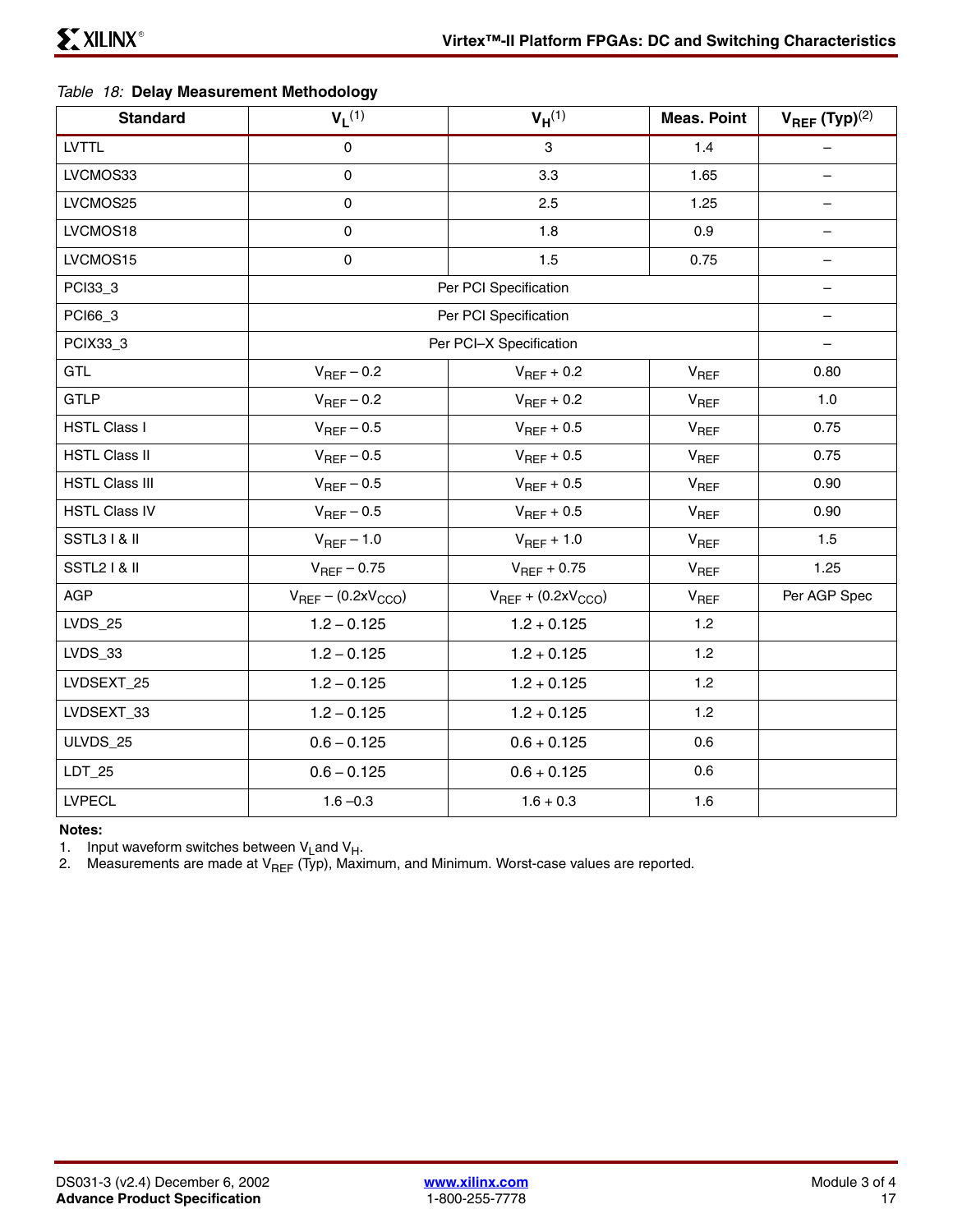*Table 18:* **Delay Measurement Methodology**

| Standard | $V_L$[1] | $V_H$[1] | Meas. Point | $V_{REF}$ (Typ)[2] |
|---|---|---|---|---|
| LVTTL | 0 | 3 | 1.4 | – |
| LVCMOS33 | 0 | 3.3 | 1.65 | – |
| LVCMOS25 | 0 | 2.5 | 1.25 | – |
| LVCMOS18 | 0 | 1.8 | 0.9 | – |
| LVCMOS15 | 0 | 1.5 | 0.75 | – |
| PCI33_3 | Per PCI Specification | | | – |
| PCI66_3 | Per PCI Specification | | | – |
| PCIX33_3 | Per PCI–X Specification | | | – |
| GTL | $V_{REF}$ – 0.2 | $V_{REF}$ + 0.2 | $V_{REF}$ | 0.80 |
| GTLP | $V_{REF}$ – 0.2 | $V_{REF}$ + 0.2 | $V_{REF}$ | 1.0 |
| HSTL Class I | $V_{REF}$ – 0.5 | $V_{REF}$ + 0.5 | $V_{REF}$ | 0.75 |
| HSTL Class II | $V_{REF}$ – 0.5 | $V_{REF}$ + 0.5 | $V_{REF}$ | 0.75 |
| HSTL Class III | $V_{REF}$ – 0.5 | $V_{REF}$ + 0.5 | $V_{REF}$ | 0.90 |
| HSTL Class IV | $V_{REF}$ – 0.5 | $V_{REF}$ + 0.5 | $V_{REF}$ | 0.90 |
| SSTL3 I & II | $V_{REF}$ – 1.0 | $V_{REF}$ + 1.0 | $V_{REF}$ | 1.5 |
| SSTL2 I & II | $V_{REF}$ – 0.75 | $V_{REF}$ + 0.75 | $V_{REF}$ | 1.25 |
| AGP | $V_{REF}$ – (0.2x$V_{CCO}$) | $V_{REF}$ + (0.2x$V_{CCO}$) | $V_{REF}$ | Per AGP Spec |
| LVDS_25 | 1.2 – 0.125 | 1.2 + 0.125 | 1.2 | |
| LVDS_33 | 1.2 – 0.125 | 1.2 + 0.125 | 1.2 | |
| LVDSEXT_25 | 1.2 – 0.125 | 1.2 + 0.125 | 1.2 | |
| LVDSEXT_33 | 1.2 – 0.125 | 1.2 + 0.125 | 1.2 | |
| ULVDS_25 | 0.6 – 0.125 | 0.6 + 0.125 | 0.6 | |
| LDT_25 | 0.6 – 0.125 | 0.6 + 0.125 | 0.6 | |
| LVPECL | 1.6 –0.3 | 1.6 + 0.3 | 1.6 | |

**Notes:**

1. Input waveform switches between $V_L$ and $V_H$.
2. Measurements are made at $V_{REF}$ (Typ), Maximum, and Minimum. Worst-case values are reported.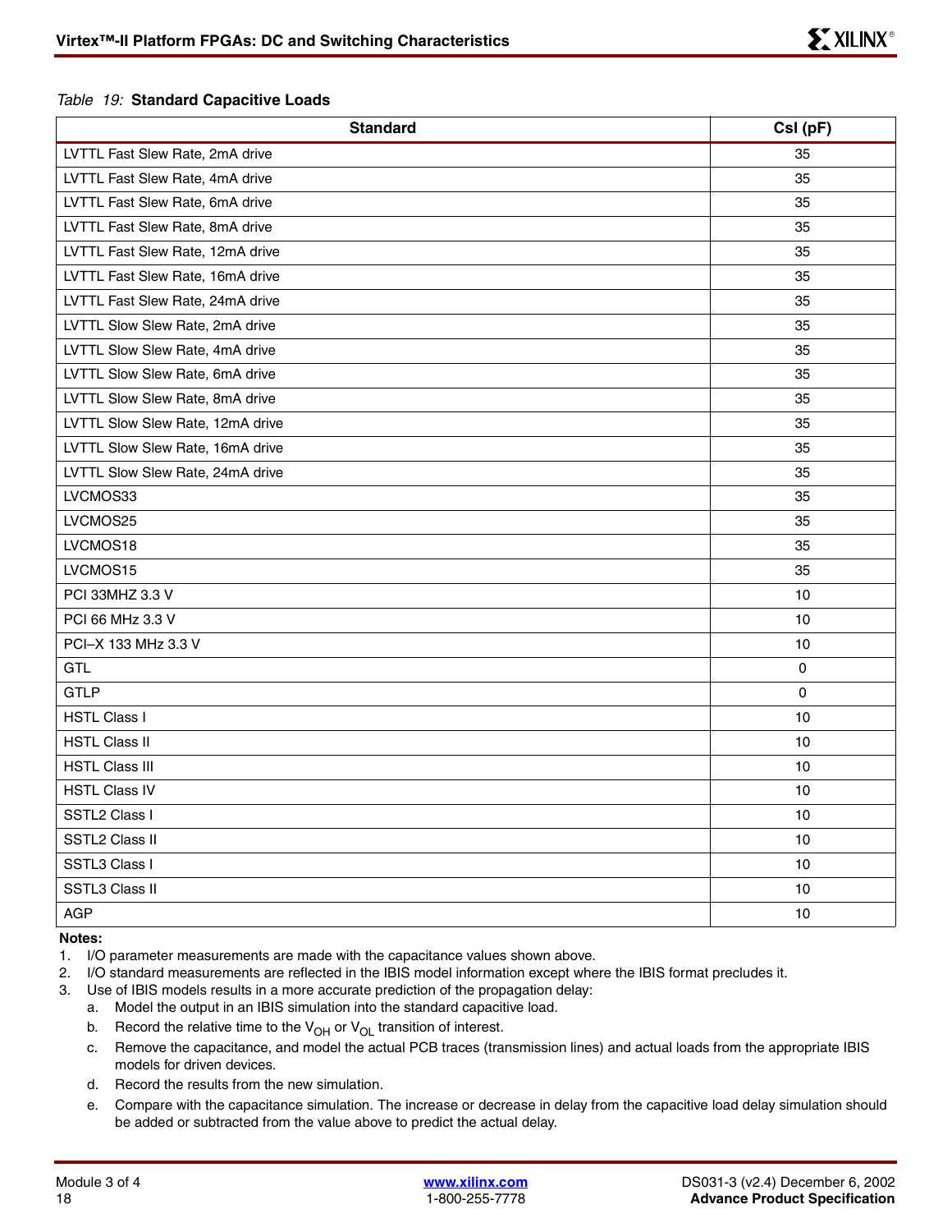*Table 19:* **Standard Capacitive Loads**

| Standard | Csl (pF) |
|---|---|
| LVTTL Fast Slew Rate, 2mA drive | 35 |
| LVTTL Fast Slew Rate, 4mA drive | 35 |
| LVTTL Fast Slew Rate, 6mA drive | 35 |
| LVTTL Fast Slew Rate, 8mA drive | 35 |
| LVTTL Fast Slew Rate, 12mA drive | 35 |
| LVTTL Fast Slew Rate, 16mA drive | 35 |
| LVTTL Fast Slew Rate, 24mA drive | 35 |
| LVTTL Slow Slew Rate, 2mA drive | 35 |
| LVTTL Slow Slew Rate, 4mA drive | 35 |
| LVTTL Slow Slew Rate, 6mA drive | 35 |
| LVTTL Slow Slew Rate, 8mA drive | 35 |
| LVTTL Slow Slew Rate, 12mA drive | 35 |
| LVTTL Slow Slew Rate, 16mA drive | 35 |
| LVTTL Slow Slew Rate, 24mA drive | 35 |
| LVCMOS33 | 35 |
| LVCMOS25 | 35 |
| LVCMOS18 | 35 |
| LVCMOS15 | 35 |
| PCI 33MHZ 3.3 V | 10 |
| PCI 66 MHz 3.3 V | 10 |
| PCI–X 133 MHz 3.3 V | 10 |
| GTL | 0 |
| GTLP | 0 |
| HSTL Class I | 10 |
| HSTL Class II | 10 |
| HSTL Class III | 10 |
| HSTL Class IV | 10 |
| SSTL2 Class I | 10 |
| SSTL2 Class II | 10 |
| SSTL3 Class I | 10 |
| SSTL3 Class II | 10 |
| AGP | 10 |

**Notes:**

1. I/O parameter measurements are made with the capacitance values shown above.
2. I/O standard measurements are reflected in the IBIS model information except where the IBIS format precludes it.
3. Use of IBIS models results in a more accurate prediction of the propagation delay:
   a. Model the output in an IBIS simulation into the standard capacitive load.
   b. Record the relative time to the $V_{OH}$ or $V_{OL}$ transition of interest.
   c. Remove the capacitance, and model the actual PCB traces (transmission lines) and actual loads from the appropriate IBIS models for driven devices.
   d. Record the results from the new simulation.
   e. Compare with the capacitance simulation. The increase or decrease in delay from the capacitive load delay simulation should be added or subtracted from the value above to predict the actual delay.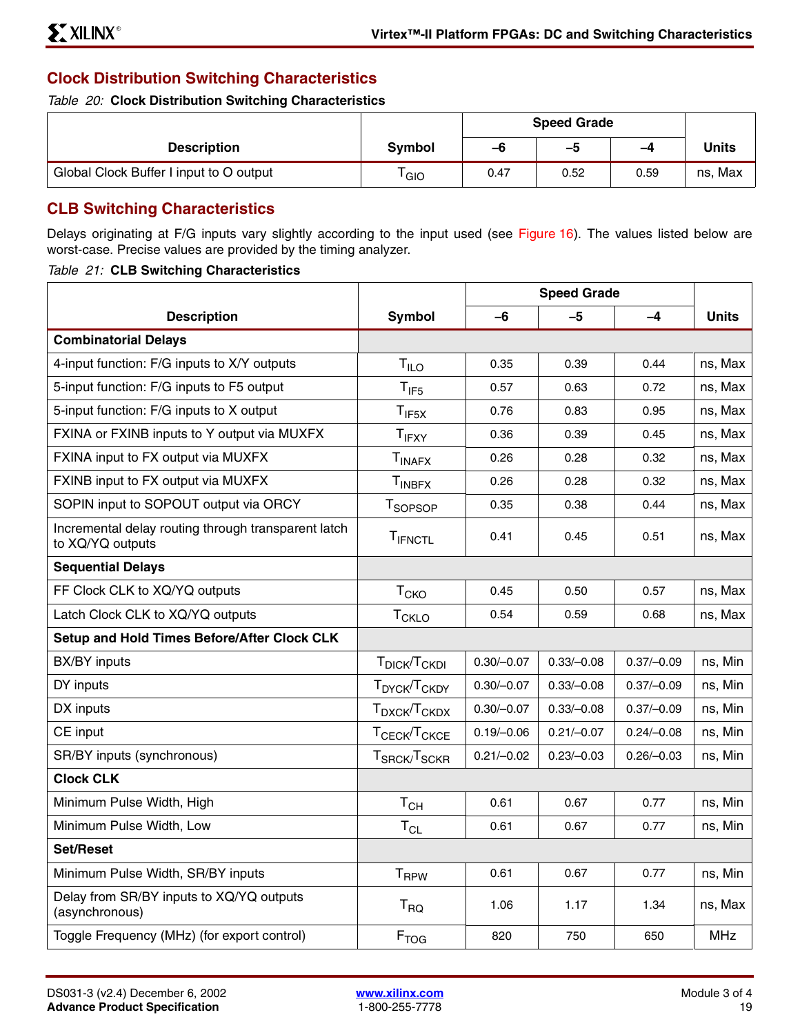## Clock Distribution Switching Characteristics

*Table 20:* **Clock Distribution Switching Characteristics**

| Description | Symbol | Speed Grade | | | Units |
|---|---|---|---|---|---|
| | | –6 | –5 | –4 | |
| Global Clock Buffer I input to O output | $T_{GIO}$ | 0.47 | 0.52 | 0.59 | ns, Max |

## CLB Switching Characteristics

Delays originating at F/G inputs vary slightly according to the input used (see Figure 16). The values listed below are worst-case. Precise values are provided by the timing analyzer.

*Table 21:* **CLB Switching Characteristics**

| Description | Symbol | Speed Grade | | | Units |
|---|---|---|---|---|---|
| | | –6 | –5 | –4 | |
| **Combinatorial Delays** | | | | | |
| 4-input function: F/G inputs to X/Y outputs | $T_{ILO}$ | 0.35 | 0.39 | 0.44 | ns, Max |
| 5-input function: F/G inputs to F5 output | $T_{IF5}$ | 0.57 | 0.63 | 0.72 | ns, Max |
| 5-input function: F/G inputs to X output | $T_{IF5X}$ | 0.76 | 0.83 | 0.95 | ns, Max |
| FXINA or FXINB inputs to Y output via MUXFX | $T_{IFXY}$ | 0.36 | 0.39 | 0.45 | ns, Max |
| FXINA input to FX output via MUXFX | $T_{INAFX}$ | 0.26 | 0.28 | 0.32 | ns, Max |
| FXINB input to FX output via MUXFX | $T_{INBFX}$ | 0.26 | 0.28 | 0.32 | ns, Max |
| SOPIN input to SOPOUT output via ORCY | $T_{SOPSOP}$ | 0.35 | 0.38 | 0.44 | ns, Max |
| Incremental delay routing through transparent latch to XQ/YQ outputs | $T_{IFNCTL}$ | 0.41 | 0.45 | 0.51 | ns, Max |
| **Sequential Delays** | | | | | |
| FF Clock CLK to XQ/YQ outputs | $T_{CKO}$ | 0.45 | 0.50 | 0.57 | ns, Max |
| Latch Clock CLK to XQ/YQ outputs | $T_{CKLO}$ | 0.54 | 0.59 | 0.68 | ns, Max |
| **Setup and Hold Times Before/After Clock CLK** | | | | | |
| BX/BY inputs | $T_{DICK}/T_{CKDI}$ | 0.30/–0.07 | 0.33/–0.08 | 0.37/–0.09 | ns, Min |
| DY inputs | $T_{DYCK}/T_{CKDY}$ | 0.30/–0.07 | 0.33/–0.08 | 0.37/–0.09 | ns, Min |
| DX inputs | $T_{DXCK}/T_{CKDX}$ | 0.30/–0.07 | 0.33/–0.08 | 0.37/–0.09 | ns, Min |
| CE input | $T_{CECK}/T_{CKCE}$ | 0.19/–0.06 | 0.21/–0.07 | 0.24/–0.08 | ns, Min |
| SR/BY inputs (synchronous) | $T_{SRCK}/T_{SCKR}$ | 0.21/–0.02 | 0.23/–0.03 | 0.26/–0.03 | ns, Min |
| **Clock CLK** | | | | | |
| Minimum Pulse Width, High | $T_{CH}$ | 0.61 | 0.67 | 0.77 | ns, Min |
| Minimum Pulse Width, Low | $T_{CL}$ | 0.61 | 0.67 | 0.77 | ns, Min |
| **Set/Reset** | | | | | |
| Minimum Pulse Width, SR/BY inputs | $T_{RPW}$ | 0.61 | 0.67 | 0.77 | ns, Min |
| Delay from SR/BY inputs to XQ/YQ outputs (asynchronous) | $T_{RQ}$ | 1.06 | 1.17 | 1.34 | ns, Max |
| Toggle Frequency (MHz) (for export control) | $F_{TOG}$ | 820 | 750 | 650 | MHz |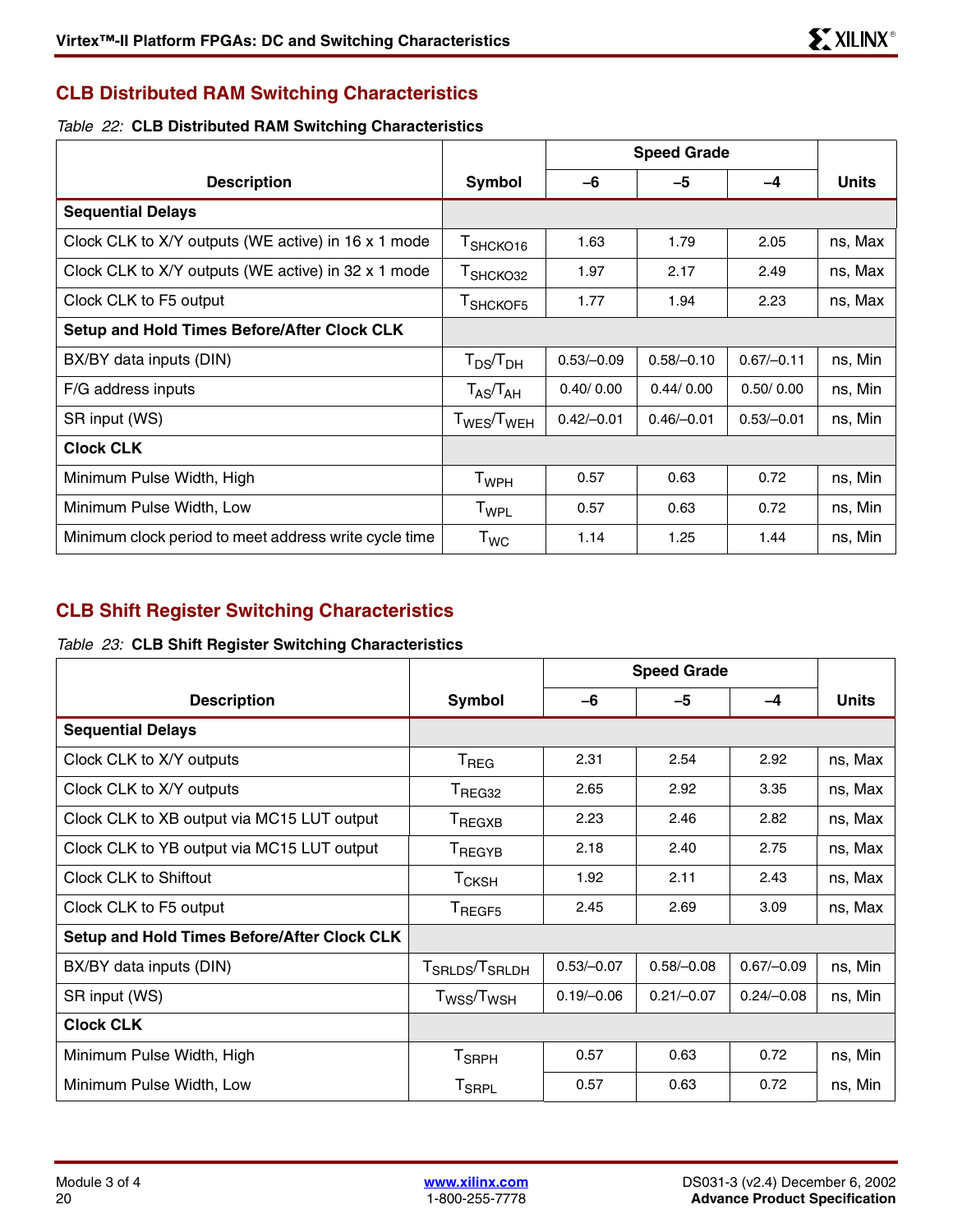## CLB Distributed RAM Switching Characteristics

*Table 22:* **CLB Distributed RAM Switching Characteristics**

| Description | Symbol | Speed Grade | | | Units |
|---|---|---|---|---|---|
| | | –6 | –5 | –4 | |
| **Sequential Delays** | | | | | |
| Clock CLK to X/Y outputs (WE active) in 16 x 1 mode | $T_{SHCKO16}$ | 1.63 | 1.79 | 2.05 | ns, Max |
| Clock CLK to X/Y outputs (WE active) in 32 x 1 mode | $T_{SHCKO32}$ | 1.97 | 2.17 | 2.49 | ns, Max |
| Clock CLK to F5 output | $T_{SHCKOF5}$ | 1.77 | 1.94 | 2.23 | ns, Max |
| **Setup and Hold Times Before/After Clock CLK** | | | | | |
| BX/BY data inputs (DIN) | $T_{DS}/T_{DH}$ | 0.53/–0.09 | 0.58/–0.10 | 0.67/–0.11 | ns, Min |
| F/G address inputs | $T_{AS}/T_{AH}$ | 0.40/ 0.00 | 0.44/ 0.00 | 0.50/ 0.00 | ns, Min |
| SR input (WS) | $T_{WES}/T_{WEH}$ | 0.42/–0.01 | 0.46/–0.01 | 0.53/–0.01 | ns, Min |
| **Clock CLK** | | | | | |
| Minimum Pulse Width, High | $T_{WPH}$ | 0.57 | 0.63 | 0.72 | ns, Min |
| Minimum Pulse Width, Low | $T_{WPL}$ | 0.57 | 0.63 | 0.72 | ns, Min |
| Minimum clock period to meet address write cycle time | $T_{WC}$ | 1.14 | 1.25 | 1.44 | ns, Min |

## CLB Shift Register Switching Characteristics

*Table 23:* **CLB Shift Register Switching Characteristics**

| Description | Symbol | Speed Grade | | | Units |
|---|---|---|---|---|---|
| | | –6 | –5 | –4 | |
| **Sequential Delays** | | | | | |
| Clock CLK to X/Y outputs | $T_{REG}$ | 2.31 | 2.54 | 2.92 | ns, Max |
| Clock CLK to X/Y outputs | $T_{REG32}$ | 2.65 | 2.92 | 3.35 | ns, Max |
| Clock CLK to XB output via MC15 LUT output | $T_{REGXB}$ | 2.23 | 2.46 | 2.82 | ns, Max |
| Clock CLK to YB output via MC15 LUT output | $T_{REGYB}$ | 2.18 | 2.40 | 2.75 | ns, Max |
| Clock CLK to Shiftout | $T_{CKSH}$ | 1.92 | 2.11 | 2.43 | ns, Max |
| Clock CLK to F5 output | $T_{REGF5}$ | 2.45 | 2.69 | 3.09 | ns, Max |
| **Setup and Hold Times Before/After Clock CLK** | | | | | |
| BX/BY data inputs (DIN) | $T_{SRLDS}/T_{SRLDH}$ | 0.53/–0.07 | 0.58/–0.08 | 0.67/–0.09 | ns, Min |
| SR input (WS) | $T_{WSS}/T_{WSH}$ | 0.19/–0.06 | 0.21/–0.07 | 0.24/–0.08 | ns, Min |
| **Clock CLK** | | | | | |
| Minimum Pulse Width, High | $T_{SRPH}$ | 0.57 | 0.63 | 0.72 | ns, Min |
| Minimum Pulse Width, Low | $T_{SRPL}$ | 0.57 | 0.63 | 0.72 | ns, Min |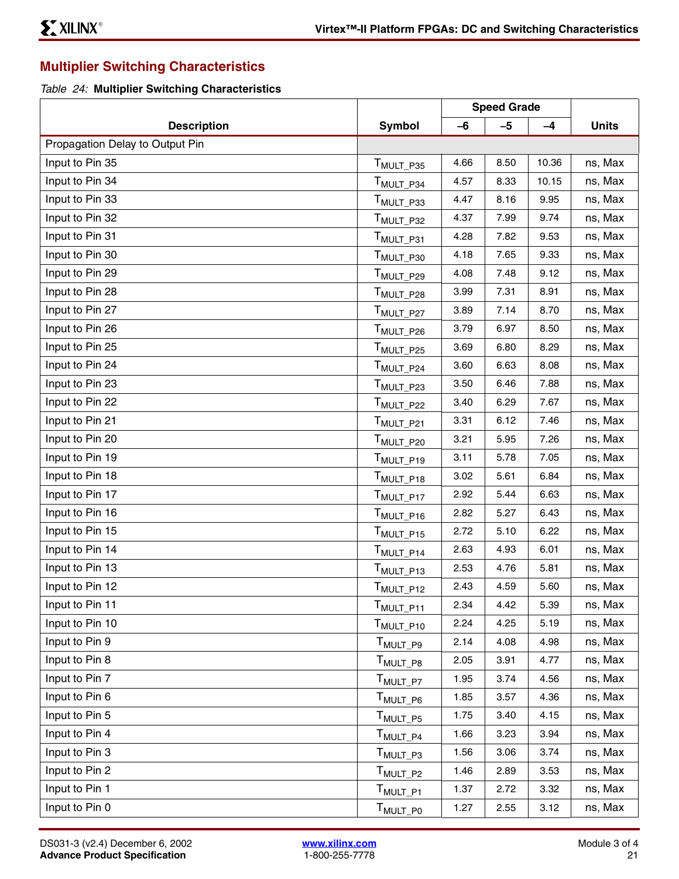## Multiplier Switching Characteristics

*Table 24:* **Multiplier Switching Characteristics**

| Description | Symbol | Speed Grade | | | Units |
|---|---|---|---|---|---|
| | | –6 | –5 | –4 | |
| Propagation Delay to Output Pin | | | | | |
| Input to Pin 35 | $T_{MULT\_P35}$ | 4.66 | 8.50 | 10.36 | ns, Max |
| Input to Pin 34 | $T_{MULT\_P34}$ | 4.57 | 8.33 | 10.15 | ns, Max |
| Input to Pin 33 | $T_{MULT\_P33}$ | 4.47 | 8.16 | 9.95 | ns, Max |
| Input to Pin 32 | $T_{MULT\_P32}$ | 4.37 | 7.99 | 9.74 | ns, Max |
| Input to Pin 31 | $T_{MULT\_P31}$ | 4.28 | 7.82 | 9.53 | ns, Max |
| Input to Pin 30 | $T_{MULT\_P30}$ | 4.18 | 7.65 | 9.33 | ns, Max |
| Input to Pin 29 | $T_{MULT\_P29}$ | 4.08 | 7.48 | 9.12 | ns, Max |
| Input to Pin 28 | $T_{MULT\_P28}$ | 3.99 | 7.31 | 8.91 | ns, Max |
| Input to Pin 27 | $T_{MULT\_P27}$ | 3.89 | 7.14 | 8.70 | ns, Max |
| Input to Pin 26 | $T_{MULT\_P26}$ | 3.79 | 6.97 | 8.50 | ns, Max |
| Input to Pin 25 | $T_{MULT\_P25}$ | 3.69 | 6.80 | 8.29 | ns, Max |
| Input to Pin 24 | $T_{MULT\_P24}$ | 3.60 | 6.63 | 8.08 | ns, Max |
| Input to Pin 23 | $T_{MULT\_P23}$ | 3.50 | 6.46 | 7.88 | ns, Max |
| Input to Pin 22 | $T_{MULT\_P22}$ | 3.40 | 6.29 | 7.67 | ns, Max |
| Input to Pin 21 | $T_{MULT\_P21}$ | 3.31 | 6.12 | 7.46 | ns, Max |
| Input to Pin 20 | $T_{MULT\_P20}$ | 3.21 | 5.95 | 7.26 | ns, Max |
| Input to Pin 19 | $T_{MULT\_P19}$ | 3.11 | 5.78 | 7.05 | ns, Max |
| Input to Pin 18 | $T_{MULT\_P18}$ | 3.02 | 5.61 | 6.84 | ns, Max |
| Input to Pin 17 | $T_{MULT\_P17}$ | 2.92 | 5.44 | 6.63 | ns, Max |
| Input to Pin 16 | $T_{MULT\_P16}$ | 2.82 | 5.27 | 6.43 | ns, Max |
| Input to Pin 15 | $T_{MULT\_P15}$ | 2.72 | 5.10 | 6.22 | ns, Max |
| Input to Pin 14 | $T_{MULT\_P14}$ | 2.63 | 4.93 | 6.01 | ns, Max |
| Input to Pin 13 | $T_{MULT\_P13}$ | 2.53 | 4.76 | 5.81 | ns, Max |
| Input to Pin 12 | $T_{MULT\_P12}$ | 2.43 | 4.59 | 5.60 | ns, Max |
| Input to Pin 11 | $T_{MULT\_P11}$ | 2.34 | 4.42 | 5.39 | ns, Max |
| Input to Pin 10 | $T_{MULT\_P10}$ | 2.24 | 4.25 | 5.19 | ns, Max |
| Input to Pin 9 | $T_{MULT\_P9}$ | 2.14 | 4.08 | 4.98 | ns, Max |
| Input to Pin 8 | $T_{MULT\_P8}$ | 2.05 | 3.91 | 4.77 | ns, Max |
| Input to Pin 7 | $T_{MULT\_P7}$ | 1.95 | 3.74 | 4.56 | ns, Max |
| Input to Pin 6 | $T_{MULT\_P6}$ | 1.85 | 3.57 | 4.36 | ns, Max |
| Input to Pin 5 | $T_{MULT\_P5}$ | 1.75 | 3.40 | 4.15 | ns, Max |
| Input to Pin 4 | $T_{MULT\_P4}$ | 1.66 | 3.23 | 3.94 | ns, Max |
| Input to Pin 3 | $T_{MULT\_P3}$ | 1.56 | 3.06 | 3.74 | ns, Max |
| Input to Pin 2 | $T_{MULT\_P2}$ | 1.46 | 2.89 | 3.53 | ns, Max |
| Input to Pin 1 | $T_{MULT\_P1}$ | 1.37 | 2.72 | 3.32 | ns, Max |
| Input to Pin 0 | $T_{MULT\_P0}$ | 1.27 | 2.55 | 3.12 | ns, Max |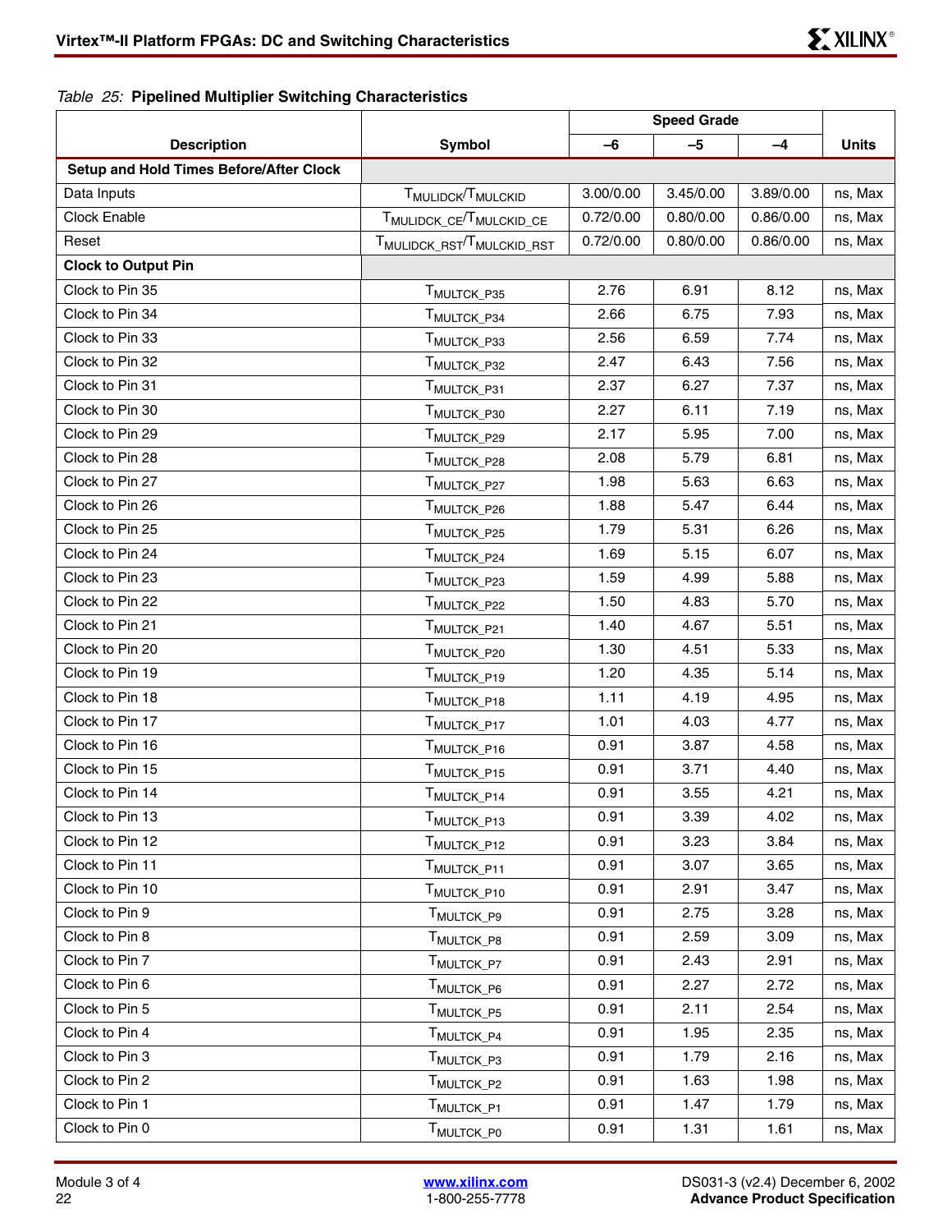*Table 25:* **Pipelined Multiplier Switching Characteristics**

| Description | Symbol | Speed Grade | | | Units |
|---|---|---|---|---|---|
| | | –6 | –5 | –4 | |
| **Setup and Hold Times Before/After Clock** | | | | | |
| Data Inputs | $T_{MULIDCK}/T_{MULCKID}$ | 3.00/0.00 | 3.45/0.00 | 3.89/0.00 | ns, Max |
| Clock Enable | $T_{MULIDCK\_CE}/T_{MULCKID\_CE}$ | 0.72/0.00 | 0.80/0.00 | 0.86/0.00 | ns, Max |
| Reset | $T_{MULIDCK\_RST}/T_{MULCKID\_RST}$ | 0.72/0.00 | 0.80/0.00 | 0.86/0.00 | ns, Max |
| **Clock to Output Pin** | | | | | |
| Clock to Pin 35 | $T_{MULTCK\_P35}$ | 2.76 | 6.91 | 8.12 | ns, Max |
| Clock to Pin 34 | $T_{MULTCK\_P34}$ | 2.66 | 6.75 | 7.93 | ns, Max |
| Clock to Pin 33 | $T_{MULTCK\_P33}$ | 2.56 | 6.59 | 7.74 | ns, Max |
| Clock to Pin 32 | $T_{MULTCK\_P32}$ | 2.47 | 6.43 | 7.56 | ns, Max |
| Clock to Pin 31 | $T_{MULTCK\_P31}$ | 2.37 | 6.27 | 7.37 | ns, Max |
| Clock to Pin 30 | $T_{MULTCK\_P30}$ | 2.27 | 6.11 | 7.19 | ns, Max |
| Clock to Pin 29 | $T_{MULTCK\_P29}$ | 2.17 | 5.95 | 7.00 | ns, Max |
| Clock to Pin 28 | $T_{MULTCK\_P28}$ | 2.08 | 5.79 | 6.81 | ns, Max |
| Clock to Pin 27 | $T_{MULTCK\_P27}$ | 1.98 | 5.63 | 6.63 | ns, Max |
| Clock to Pin 26 | $T_{MULTCK\_P26}$ | 1.88 | 5.47 | 6.44 | ns, Max |
| Clock to Pin 25 | $T_{MULTCK\_P25}$ | 1.79 | 5.31 | 6.26 | ns, Max |
| Clock to Pin 24 | $T_{MULTCK\_P24}$ | 1.69 | 5.15 | 6.07 | ns, Max |
| Clock to Pin 23 | $T_{MULTCK\_P23}$ | 1.59 | 4.99 | 5.88 | ns, Max |
| Clock to Pin 22 | $T_{MULTCK\_P22}$ | 1.50 | 4.83 | 5.70 | ns, Max |
| Clock to Pin 21 | $T_{MULTCK\_P21}$ | 1.40 | 4.67 | 5.51 | ns, Max |
| Clock to Pin 20 | $T_{MULTCK\_P20}$ | 1.30 | 4.51 | 5.33 | ns, Max |
| Clock to Pin 19 | $T_{MULTCK\_P19}$ | 1.20 | 4.35 | 5.14 | ns, Max |
| Clock to Pin 18 | $T_{MULTCK\_P18}$ | 1.11 | 4.19 | 4.95 | ns, Max |
| Clock to Pin 17 | $T_{MULTCK\_P17}$ | 1.01 | 4.03 | 4.77 | ns, Max |
| Clock to Pin 16 | $T_{MULTCK\_P16}$ | 0.91 | 3.87 | 4.58 | ns, Max |
| Clock to Pin 15 | $T_{MULTCK\_P15}$ | 0.91 | 3.71 | 4.40 | ns, Max |
| Clock to Pin 14 | $T_{MULTCK\_P14}$ | 0.91 | 3.55 | 4.21 | ns, Max |
| Clock to Pin 13 | $T_{MULTCK\_P13}$ | 0.91 | 3.39 | 4.02 | ns, Max |
| Clock to Pin 12 | $T_{MULTCK\_P12}$ | 0.91 | 3.23 | 3.84 | ns, Max |
| Clock to Pin 11 | $T_{MULTCK\_P11}$ | 0.91 | 3.07 | 3.65 | ns, Max |
| Clock to Pin 10 | $T_{MULTCK\_P10}$ | 0.91 | 2.91 | 3.47 | ns, Max |
| Clock to Pin 9 | $T_{MULTCK\_P9}$ | 0.91 | 2.75 | 3.28 | ns, Max |
| Clock to Pin 8 | $T_{MULTCK\_P8}$ | 0.91 | 2.59 | 3.09 | ns, Max |
| Clock to Pin 7 | $T_{MULTCK\_P7}$ | 0.91 | 2.43 | 2.91 | ns, Max |
| Clock to Pin 6 | $T_{MULTCK\_P6}$ | 0.91 | 2.27 | 2.72 | ns, Max |
| Clock to Pin 5 | $T_{MULTCK\_P5}$ | 0.91 | 2.11 | 2.54 | ns, Max |
| Clock to Pin 4 | $T_{MULTCK\_P4}$ | 0.91 | 1.95 | 2.35 | ns, Max |
| Clock to Pin 3 | $T_{MULTCK\_P3}$ | 0.91 | 1.79 | 2.16 | ns, Max |
| Clock to Pin 2 | $T_{MULTCK\_P2}$ | 0.91 | 1.63 | 1.98 | ns, Max |
| Clock to Pin 1 | $T_{MULTCK\_P1}$ | 0.91 | 1.47 | 1.79 | ns, Max |
| Clock to Pin 0 | $T_{MULTCK\_P0}$ | 0.91 | 1.31 | 1.61 | ns, Max |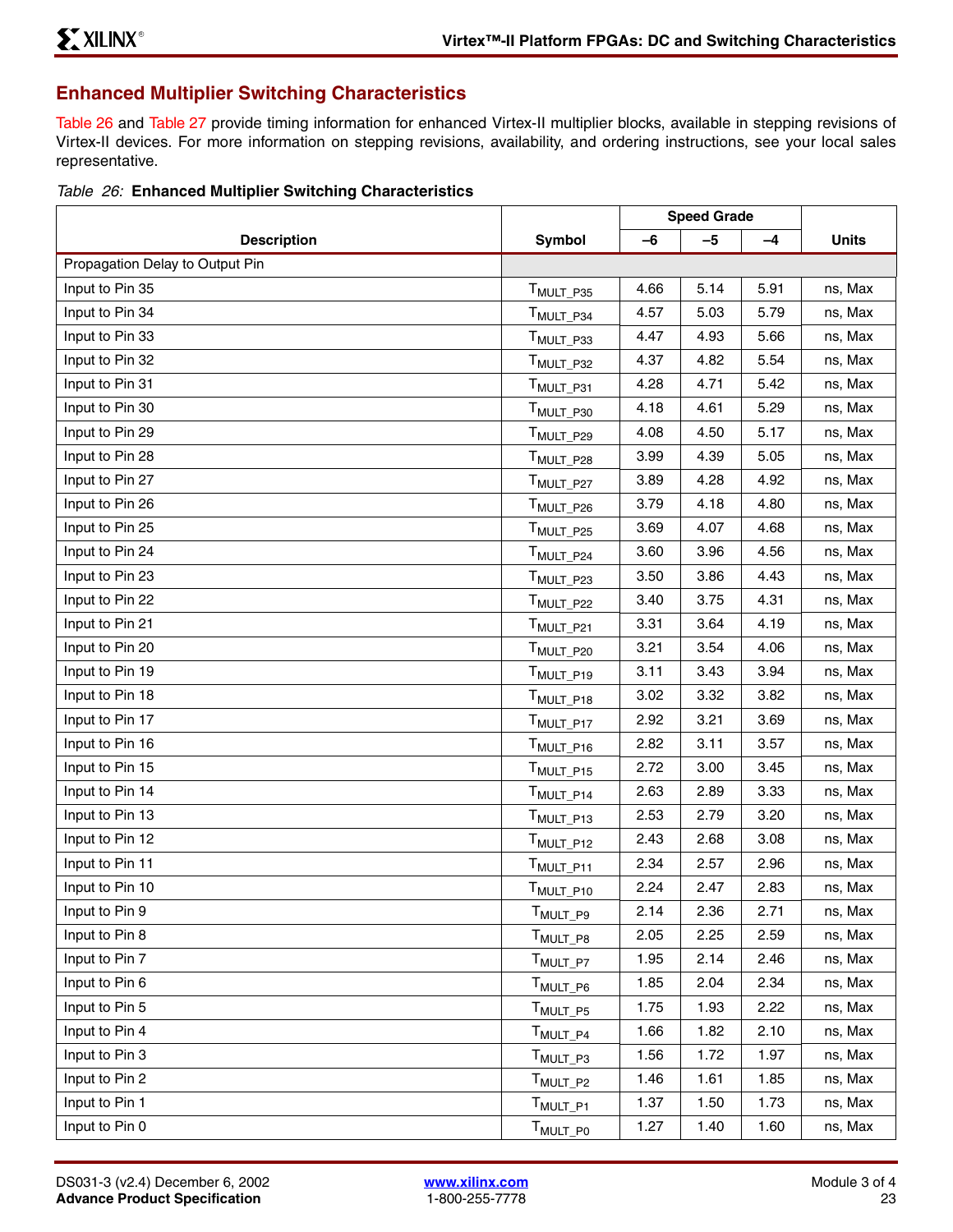## Enhanced Multiplier Switching Characteristics

Table 26 and Table 27 provide timing information for enhanced Virtex-II multiplier blocks, available in stepping revisions of Virtex-II devices. For more information on stepping revisions, availability, and ordering instructions, see your local sales representative.

*Table 26:* **Enhanced Multiplier Switching Characteristics**

| Description | Symbol | Speed Grade | | | Units |
|---|---|---|---|---|---|
| | | –6 | –5 | –4 | |
| Propagation Delay to Output Pin | | | | | |
| Input to Pin 35 | $T_{MULT\_P35}$ | 4.66 | 5.14 | 5.91 | ns, Max |
| Input to Pin 34 | $T_{MULT\_P34}$ | 4.57 | 5.03 | 5.79 | ns, Max |
| Input to Pin 33 | $T_{MULT\_P33}$ | 4.47 | 4.93 | 5.66 | ns, Max |
| Input to Pin 32 | $T_{MULT\_P32}$ | 4.37 | 4.82 | 5.54 | ns, Max |
| Input to Pin 31 | $T_{MULT\_P31}$ | 4.28 | 4.71 | 5.42 | ns, Max |
| Input to Pin 30 | $T_{MULT\_P30}$ | 4.18 | 4.61 | 5.29 | ns, Max |
| Input to Pin 29 | $T_{MULT\_P29}$ | 4.08 | 4.50 | 5.17 | ns, Max |
| Input to Pin 28 | $T_{MULT\_P28}$ | 3.99 | 4.39 | 5.05 | ns, Max |
| Input to Pin 27 | $T_{MULT\_P27}$ | 3.89 | 4.28 | 4.92 | ns, Max |
| Input to Pin 26 | $T_{MULT\_P26}$ | 3.79 | 4.18 | 4.80 | ns, Max |
| Input to Pin 25 | $T_{MULT\_P25}$ | 3.69 | 4.07 | 4.68 | ns, Max |
| Input to Pin 24 | $T_{MULT\_P24}$ | 3.60 | 3.96 | 4.56 | ns, Max |
| Input to Pin 23 | $T_{MULT\_P23}$ | 3.50 | 3.86 | 4.43 | ns, Max |
| Input to Pin 22 | $T_{MULT\_P22}$ | 3.40 | 3.75 | 4.31 | ns, Max |
| Input to Pin 21 | $T_{MULT\_P21}$ | 3.31 | 3.64 | 4.19 | ns, Max |
| Input to Pin 20 | $T_{MULT\_P20}$ | 3.21 | 3.54 | 4.06 | ns, Max |
| Input to Pin 19 | $T_{MULT\_P19}$ | 3.11 | 3.43 | 3.94 | ns, Max |
| Input to Pin 18 | $T_{MULT\_P18}$ | 3.02 | 3.32 | 3.82 | ns, Max |
| Input to Pin 17 | $T_{MULT\_P17}$ | 2.92 | 3.21 | 3.69 | ns, Max |
| Input to Pin 16 | $T_{MULT\_P16}$ | 2.82 | 3.11 | 3.57 | ns, Max |
| Input to Pin 15 | $T_{MULT\_P15}$ | 2.72 | 3.00 | 3.45 | ns, Max |
| Input to Pin 14 | $T_{MULT\_P14}$ | 2.63 | 2.89 | 3.33 | ns, Max |
| Input to Pin 13 | $T_{MULT\_P13}$ | 2.53 | 2.79 | 3.20 | ns, Max |
| Input to Pin 12 | $T_{MULT\_P12}$ | 2.43 | 2.68 | 3.08 | ns, Max |
| Input to Pin 11 | $T_{MULT\_P11}$ | 2.34 | 2.57 | 2.96 | ns, Max |
| Input to Pin 10 | $T_{MULT\_P10}$ | 2.24 | 2.47 | 2.83 | ns, Max |
| Input to Pin 9 | $T_{MULT\_P9}$ | 2.14 | 2.36 | 2.71 | ns, Max |
| Input to Pin 8 | $T_{MULT\_P8}$ | 2.05 | 2.25 | 2.59 | ns, Max |
| Input to Pin 7 | $T_{MULT\_P7}$ | 1.95 | 2.14 | 2.46 | ns, Max |
| Input to Pin 6 | $T_{MULT\_P6}$ | 1.85 | 2.04 | 2.34 | ns, Max |
| Input to Pin 5 | $T_{MULT\_P5}$ | 1.75 | 1.93 | 2.22 | ns, Max |
| Input to Pin 4 | $T_{MULT\_P4}$ | 1.66 | 1.82 | 2.10 | ns, Max |
| Input to Pin 3 | $T_{MULT\_P3}$ | 1.56 | 1.72 | 1.97 | ns, Max |
| Input to Pin 2 | $T_{MULT\_P2}$ | 1.46 | 1.61 | 1.85 | ns, Max |
| Input to Pin 1 | $T_{MULT\_P1}$ | 1.37 | 1.50 | 1.73 | ns, Max |
| Input to Pin 0 | $T_{MULT\_P0}$ | 1.27 | 1.40 | 1.60 | ns, Max |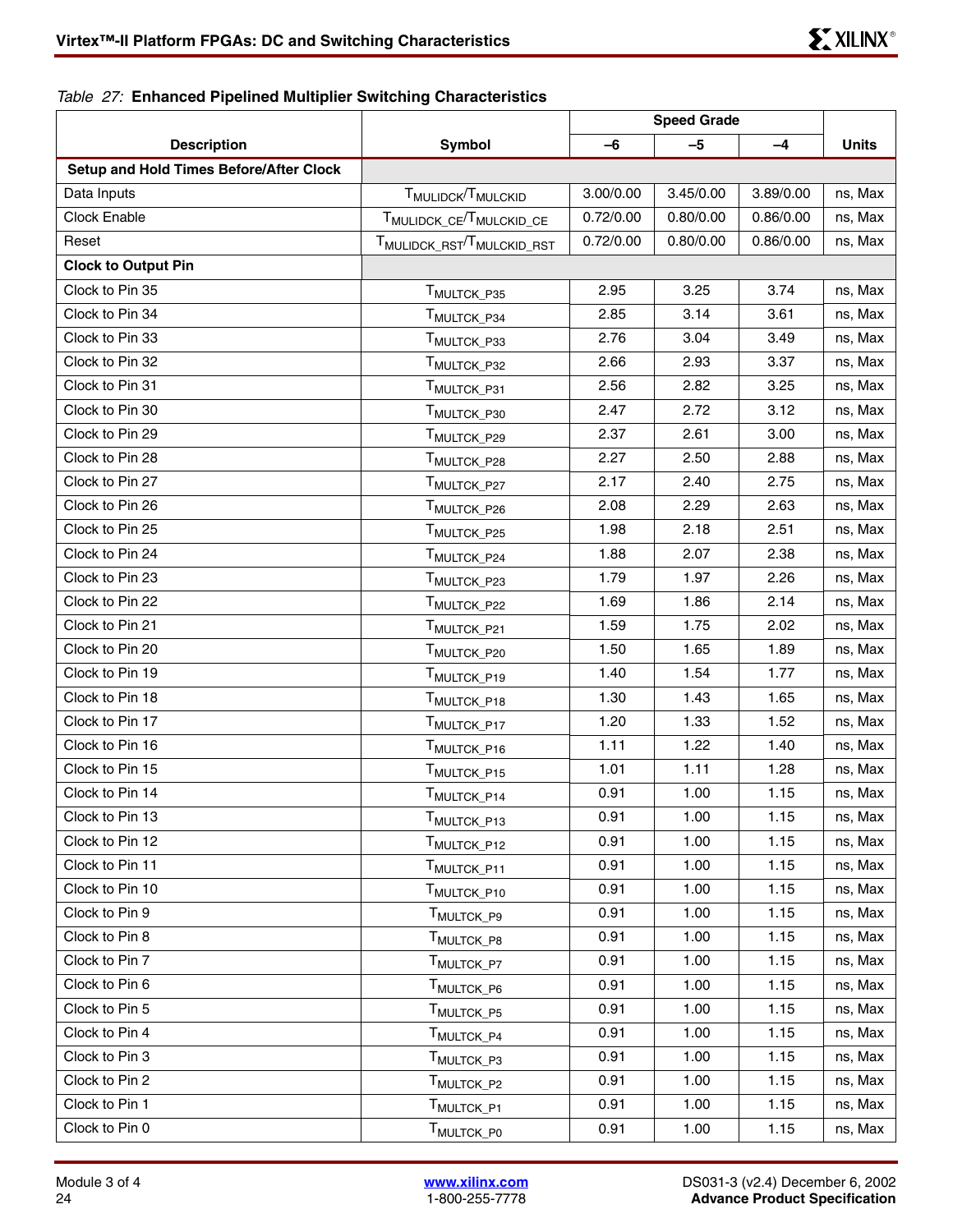*Table 27:* **Enhanced Pipelined Multiplier Switching Characteristics**

| Description | Symbol | Speed Grade | | | Units |
|---|---|---|---|---|---|
| | | –6 | –5 | –4 | |
| **Setup and Hold Times Before/After Clock** | | | | | |
| Data Inputs | $T_{MULIDCK}/T_{MULCKID}$ | 3.00/0.00 | 3.45/0.00 | 3.89/0.00 | ns, Max |
| Clock Enable | $T_{MULIDCK\_CE}/T_{MULCKID\_CE}$ | 0.72/0.00 | 0.80/0.00 | 0.86/0.00 | ns, Max |
| Reset | $T_{MULIDCK\_RST}/T_{MULCKID\_RST}$ | 0.72/0.00 | 0.80/0.00 | 0.86/0.00 | ns, Max |
| **Clock to Output Pin** | | | | | |
| Clock to Pin 35 | $T_{MULTCK\_P35}$ | 2.95 | 3.25 | 3.74 | ns, Max |
| Clock to Pin 34 | $T_{MULTCK\_P34}$ | 2.85 | 3.14 | 3.61 | ns, Max |
| Clock to Pin 33 | $T_{MULTCK\_P33}$ | 2.76 | 3.04 | 3.49 | ns, Max |
| Clock to Pin 32 | $T_{MULTCK\_P32}$ | 2.66 | 2.93 | 3.37 | ns, Max |
| Clock to Pin 31 | $T_{MULTCK\_P31}$ | 2.56 | 2.82 | 3.25 | ns, Max |
| Clock to Pin 30 | $T_{MULTCK\_P30}$ | 2.47 | 2.72 | 3.12 | ns, Max |
| Clock to Pin 29 | $T_{MULTCK\_P29}$ | 2.37 | 2.61 | 3.00 | ns, Max |
| Clock to Pin 28 | $T_{MULTCK\_P28}$ | 2.27 | 2.50 | 2.88 | ns, Max |
| Clock to Pin 27 | $T_{MULTCK\_P27}$ | 2.17 | 2.40 | 2.75 | ns, Max |
| Clock to Pin 26 | $T_{MULTCK\_P26}$ | 2.08 | 2.29 | 2.63 | ns, Max |
| Clock to Pin 25 | $T_{MULTCK\_P25}$ | 1.98 | 2.18 | 2.51 | ns, Max |
| Clock to Pin 24 | $T_{MULTCK\_P24}$ | 1.88 | 2.07 | 2.38 | ns, Max |
| Clock to Pin 23 | $T_{MULTCK\_P23}$ | 1.79 | 1.97 | 2.26 | ns, Max |
| Clock to Pin 22 | $T_{MULTCK\_P22}$ | 1.69 | 1.86 | 2.14 | ns, Max |
| Clock to Pin 21 | $T_{MULTCK\_P21}$ | 1.59 | 1.75 | 2.02 | ns, Max |
| Clock to Pin 20 | $T_{MULTCK\_P20}$ | 1.50 | 1.65 | 1.89 | ns, Max |
| Clock to Pin 19 | $T_{MULTCK\_P19}$ | 1.40 | 1.54 | 1.77 | ns, Max |
| Clock to Pin 18 | $T_{MULTCK\_P18}$ | 1.30 | 1.43 | 1.65 | ns, Max |
| Clock to Pin 17 | $T_{MULTCK\_P17}$ | 1.20 | 1.33 | 1.52 | ns, Max |
| Clock to Pin 16 | $T_{MULTCK\_P16}$ | 1.11 | 1.22 | 1.40 | ns, Max |
| Clock to Pin 15 | $T_{MULTCK\_P15}$ | 1.01 | 1.11 | 1.28 | ns, Max |
| Clock to Pin 14 | $T_{MULTCK\_P14}$ | 0.91 | 1.00 | 1.15 | ns, Max |
| Clock to Pin 13 | $T_{MULTCK\_P13}$ | 0.91 | 1.00 | 1.15 | ns, Max |
| Clock to Pin 12 | $T_{MULTCK\_P12}$ | 0.91 | 1.00 | 1.15 | ns, Max |
| Clock to Pin 11 | $T_{MULTCK\_P11}$ | 0.91 | 1.00 | 1.15 | ns, Max |
| Clock to Pin 10 | $T_{MULTCK\_P10}$ | 0.91 | 1.00 | 1.15 | ns, Max |
| Clock to Pin 9 | $T_{MULTCK\_P9}$ | 0.91 | 1.00 | 1.15 | ns, Max |
| Clock to Pin 8 | $T_{MULTCK\_P8}$ | 0.91 | 1.00 | 1.15 | ns, Max |
| Clock to Pin 7 | $T_{MULTCK\_P7}$ | 0.91 | 1.00 | 1.15 | ns, Max |
| Clock to Pin 6 | $T_{MULTCK\_P6}$ | 0.91 | 1.00 | 1.15 | ns, Max |
| Clock to Pin 5 | $T_{MULTCK\_P5}$ | 0.91 | 1.00 | 1.15 | ns, Max |
| Clock to Pin 4 | $T_{MULTCK\_P4}$ | 0.91 | 1.00 | 1.15 | ns, Max |
| Clock to Pin 3 | $T_{MULTCK\_P3}$ | 0.91 | 1.00 | 1.15 | ns, Max |
| Clock to Pin 2 | $T_{MULTCK\_P2}$ | 0.91 | 1.00 | 1.15 | ns, Max |
| Clock to Pin 1 | $T_{MULTCK\_P1}$ | 0.91 | 1.00 | 1.15 | ns, Max |
| Clock to Pin 0 | $T_{MULTCK\_P0}$ | 0.91 | 1.00 | 1.15 | ns, Max |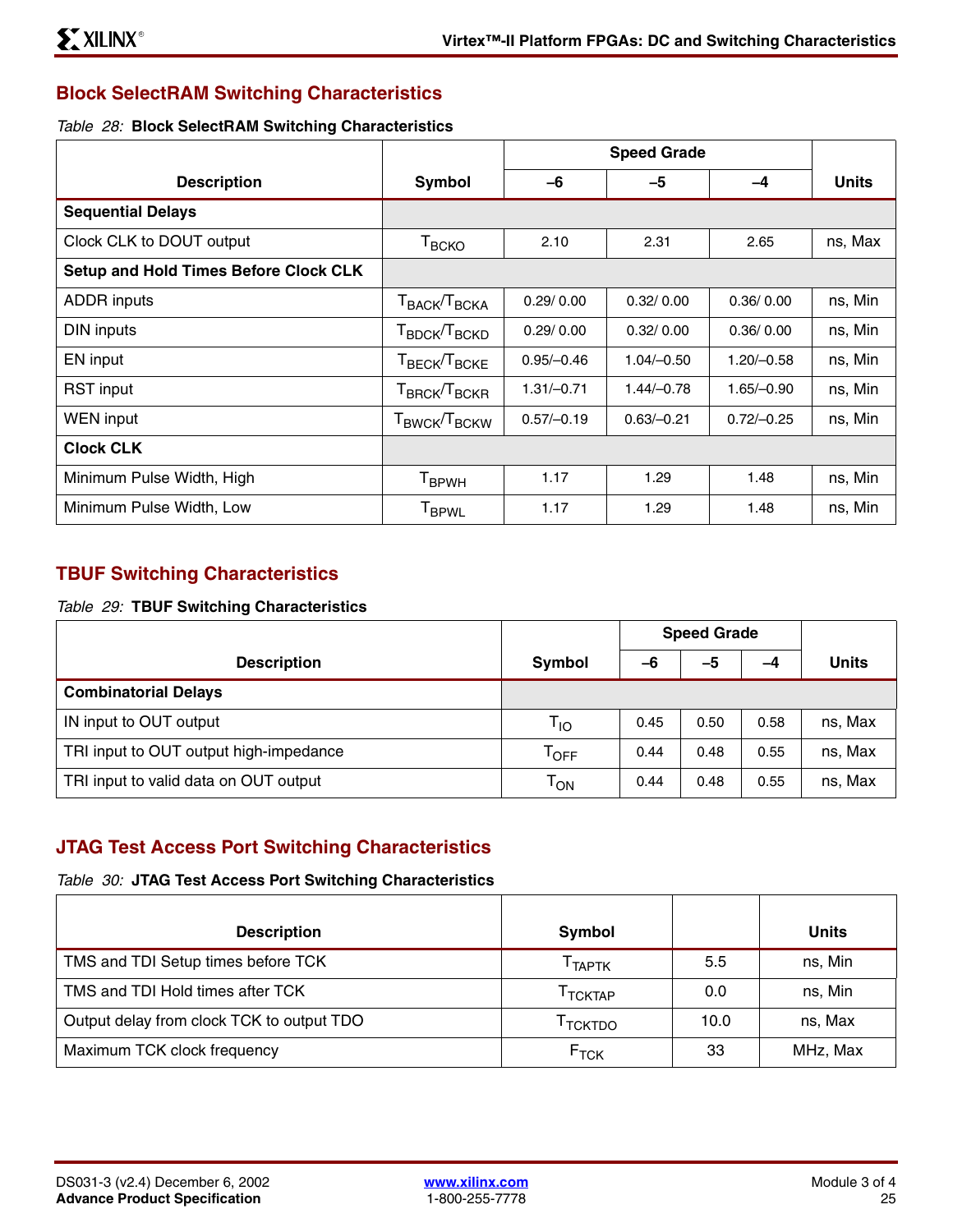## Block SelectRAM Switching Characteristics

*Table 28:* **Block SelectRAM Switching Characteristics**

| Description | Symbol | Speed Grade | | | Units |
|---|---|---|---|---|---|
| | | –6 | –5 | –4 | |
| **Sequential Delays** | | | | | |
| Clock CLK to DOUT output | $T_{BCKO}$ | 2.10 | 2.31 | 2.65 | ns, Max |
| **Setup and Hold Times Before Clock CLK** | | | | | |
| ADDR inputs | $T_{BACK}/T_{BCKA}$ | 0.29/ 0.00 | 0.32/ 0.00 | 0.36/ 0.00 | ns, Min |
| DIN inputs | $T_{BDCK}/T_{BCKD}$ | 0.29/ 0.00 | 0.32/ 0.00 | 0.36/ 0.00 | ns, Min |
| EN input | $T_{BECK}/T_{BCKE}$ | 0.95/–0.46 | 1.04/–0.50 | 1.20/–0.58 | ns, Min |
| RST input | $T_{BRCK}/T_{BCKR}$ | 1.31/–0.71 | 1.44/–0.78 | 1.65/–0.90 | ns, Min |
| WEN input | $T_{BWCK}/T_{BCKW}$ | 0.57/–0.19 | 0.63/–0.21 | 0.72/–0.25 | ns, Min |
| **Clock CLK** | | | | | |
| Minimum Pulse Width, High | $T_{BPWH}$ | 1.17 | 1.29 | 1.48 | ns, Min |
| Minimum Pulse Width, Low | $T_{BPWL}$ | 1.17 | 1.29 | 1.48 | ns, Min |

## TBUF Switching Characteristics

*Table 29:* **TBUF Switching Characteristics**

| Description | Symbol | Speed Grade | | | Units |
|---|---|---|---|---|---|
| | | –6 | –5 | –4 | |
| **Combinatorial Delays** | | | | | |
| IN input to OUT output | $T_{IO}$ | 0.45 | 0.50 | 0.58 | ns, Max |
| TRI input to OUT output high-impedance | $T_{OFF}$ | 0.44 | 0.48 | 0.55 | ns, Max |
| TRI input to valid data on OUT output | $T_{ON}$ | 0.44 | 0.48 | 0.55 | ns, Max |

## JTAG Test Access Port Switching Characteristics

*Table 30:* **JTAG Test Access Port Switching Characteristics**

| Description | Symbol | | Units |
|---|---|---|---|
| TMS and TDI Setup times before TCK | $T_{TAPTK}$ | 5.5 | ns, Min |
| TMS and TDI Hold times after TCK | $T_{TCKTAP}$ | 0.0 | ns, Min |
| Output delay from clock TCK to output TDO | $T_{TCKTDO}$ | 10.0 | ns, Max |
| Maximum TCK clock frequency | $F_{TCK}$ | 33 | MHz, Max |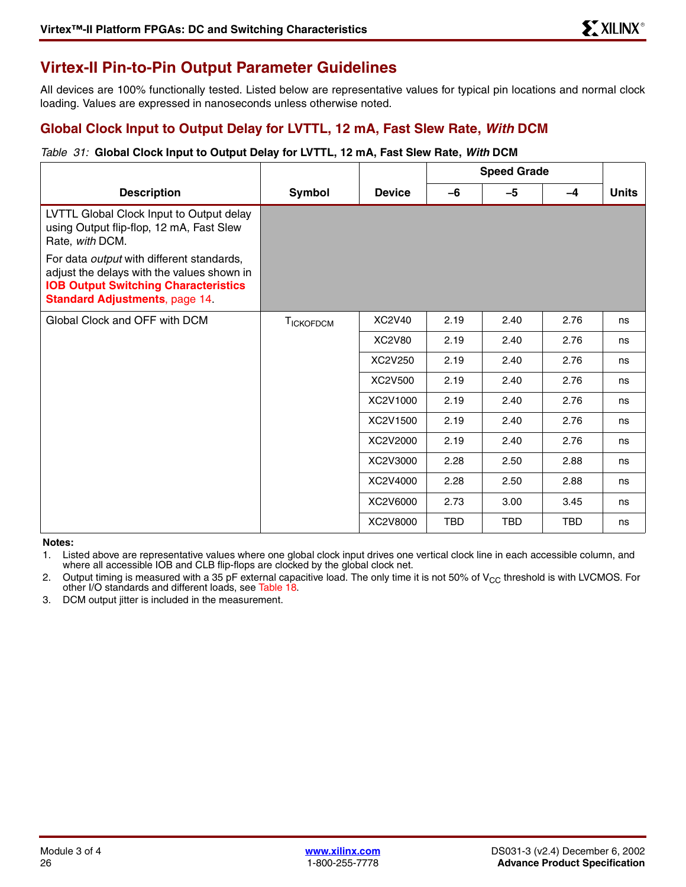## Virtex-II Pin-to-Pin Output Parameter Guidelines

All devices are 100% functionally tested. Listed below are representative values for typical pin locations and normal clock loading. Values are expressed in nanoseconds unless otherwise noted.

### Global Clock Input to Output Delay for LVTTL, 12 mA, Fast Slew Rate, *With* DCM

*Table 31:* **Global Clock Input to Output Delay for LVTTL, 12 mA, Fast Slew Rate, *With* DCM**

| Description | Symbol | Device | Speed Grade | | | Units |
|---|---|---|---|---|---|---|
| | | | –6 | –5 | –4 | |
| LVTTL Global Clock Input to Output delay using Output flip-flop, 12 mA, Fast Slew Rate, *with* DCM. For data *output* with different standards, adjust the delays with the values shown in **IOB Output Switching Characteristics Standard Adjustments**, page 14. | | | | | | |
| Global Clock and OFF with DCM | $T_{ICKOFDCM}$ | XC2V40 | 2.19 | 2.40 | 2.76 | ns |
| | | XC2V80 | 2.19 | 2.40 | 2.76 | ns |
| | | XC2V250 | 2.19 | 2.40 | 2.76 | ns |
| | | XC2V500 | 2.19 | 2.40 | 2.76 | ns |
| | | XC2V1000 | 2.19 | 2.40 | 2.76 | ns |
| | | XC2V1500 | 2.19 | 2.40 | 2.76 | ns |
| | | XC2V2000 | 2.19 | 2.40 | 2.76 | ns |
| | | XC2V3000 | 2.28 | 2.50 | 2.88 | ns |
| | | XC2V4000 | 2.28 | 2.50 | 2.88 | ns |
| | | XC2V6000 | 2.73 | 3.00 | 3.45 | ns |
| | | XC2V8000 | TBD | TBD | TBD | ns |

**Notes:**

1. Listed above are representative values where one global clock input drives one vertical clock line in each accessible column, and where all accessible IOB and CLB flip-flops are clocked by the global clock net.
2. Output timing is measured with a 35 pF external capacitive load. The only time it is not 50% of $V_{CC}$ threshold is with LVCMOS. For other I/O standards and different loads, see Table 18.
3. DCM output jitter is included in the measurement.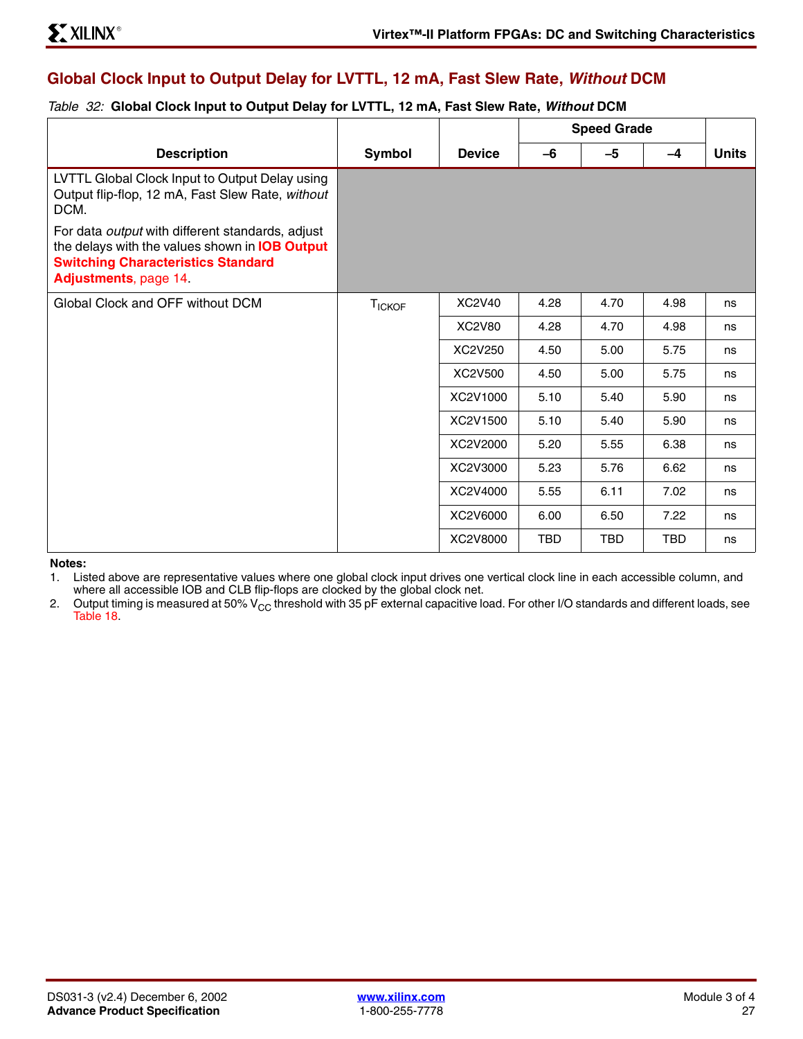## Global Clock Input to Output Delay for LVTTL, 12 mA, Fast Slew Rate, *Without* DCM

*Table 32:* **Global Clock Input to Output Delay for LVTTL, 12 mA, Fast Slew Rate, *Without* DCM**

| Description | Symbol | Device | Speed Grade | | | Units |
|---|---|---|---|---|---|---|
| | | | –6 | –5 | –4 | |
| LVTTL Global Clock Input to Output Delay using Output flip-flop, 12 mA, Fast Slew Rate, *without* DCM. For data *output* with different standards, adjust the delays with the values shown in **IOB Output Switching Characteristics Standard Adjustments**, page 14. | | | | | | |
| Global Clock and OFF without DCM | $T_{ICKOF}$ | XC2V40 | 4.28 | 4.70 | 4.98 | ns |
| | | XC2V80 | 4.28 | 4.70 | 4.98 | ns |
| | | XC2V250 | 4.50 | 5.00 | 5.75 | ns |
| | | XC2V500 | 4.50 | 5.00 | 5.75 | ns |
| | | XC2V1000 | 5.10 | 5.40 | 5.90 | ns |
| | | XC2V1500 | 5.10 | 5.40 | 5.90 | ns |
| | | XC2V2000 | 5.20 | 5.55 | 6.38 | ns |
| | | XC2V3000 | 5.23 | 5.76 | 6.62 | ns |
| | | XC2V4000 | 5.55 | 6.11 | 7.02 | ns |
| | | XC2V6000 | 6.00 | 6.50 | 7.22 | ns |
| | | XC2V8000 | TBD | TBD | TBD | ns |

**Notes:**

1. Listed above are representative values where one global clock input drives one vertical clock line in each accessible column, and where all accessible IOB and CLB flip-flops are clocked by the global clock net.
2. Output timing is measured at 50% $V_{CC}$ threshold with 35 pF external capacitive load. For other I/O standards and different loads, see Table 18.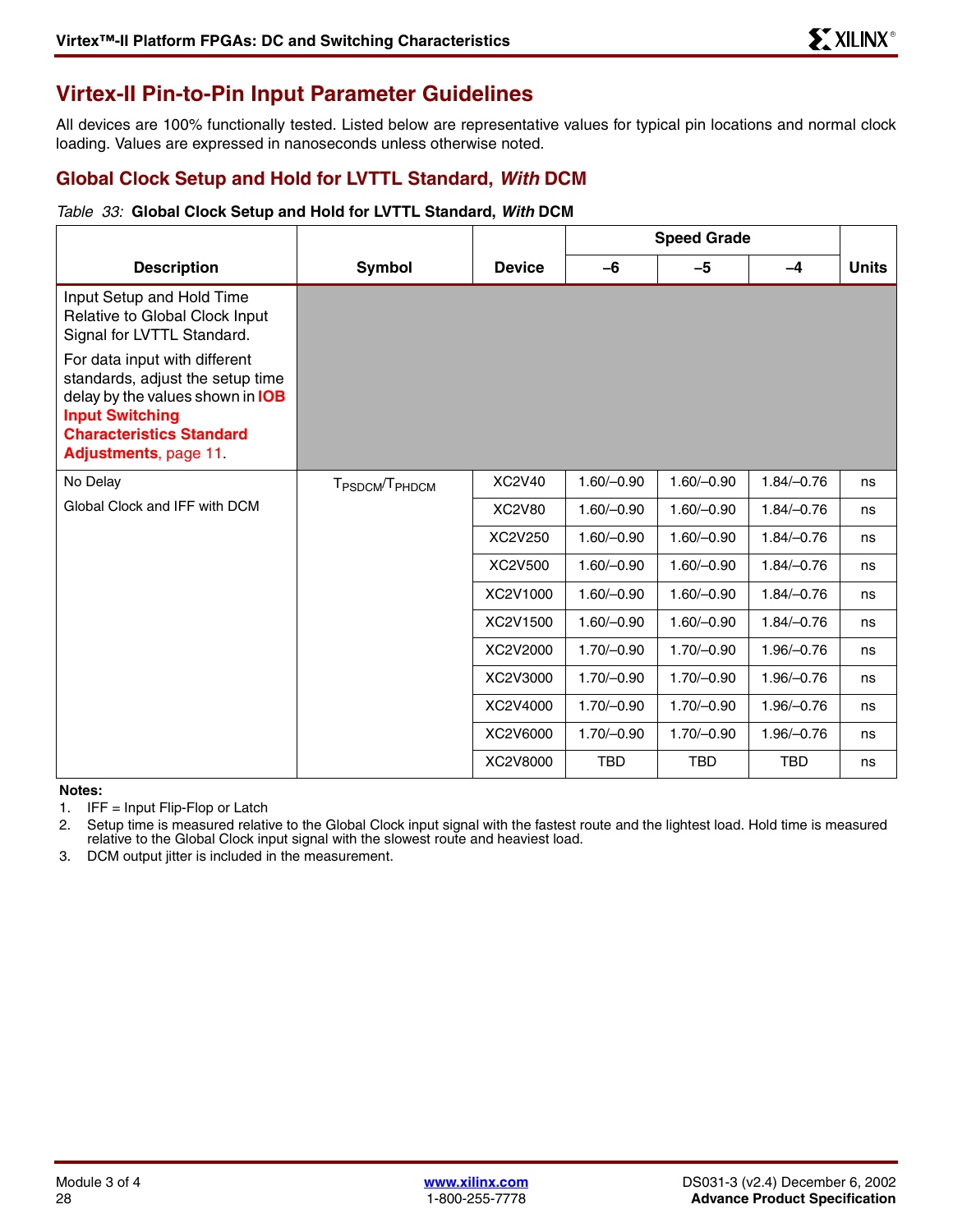## Virtex-II Pin-to-Pin Input Parameter Guidelines

All devices are 100% functionally tested. Listed below are representative values for typical pin locations and normal clock loading. Values are expressed in nanoseconds unless otherwise noted.

### Global Clock Setup and Hold for LVTTL Standard, *With* DCM

*Table 33:* **Global Clock Setup and Hold for LVTTL Standard, *With* DCM**

| Description | Symbol | Device | Speed Grade | | | Units |
|---|---|---|---|---|---|---|
| | | | –6 | –5 | –4 | |
| Input Setup and Hold Time Relative to Global Clock Input Signal for LVTTL Standard. For data input with different standards, adjust the setup time delay by the values shown in **IOB Input Switching Characteristics Standard Adjustments**, page 11. | | | | | | |
| No Delay Global Clock and IFF with DCM | $T_{PSDCM}/T_{PHDCM}$ | XC2V40 | 1.60/–0.90 | 1.60/–0.90 | 1.84/–0.76 | ns |
| | | XC2V80 | 1.60/–0.90 | 1.60/–0.90 | 1.84/–0.76 | ns |
| | | XC2V250 | 1.60/–0.90 | 1.60/–0.90 | 1.84/–0.76 | ns |
| | | XC2V500 | 1.60/–0.90 | 1.60/–0.90 | 1.84/–0.76 | ns |
| | | XC2V1000 | 1.60/–0.90 | 1.60/–0.90 | 1.84/–0.76 | ns |
| | | XC2V1500 | 1.60/–0.90 | 1.60/–0.90 | 1.84/–0.76 | ns |
| | | XC2V2000 | 1.70/–0.90 | 1.70/–0.90 | 1.96/–0.76 | ns |
| | | XC2V3000 | 1.70/–0.90 | 1.70/–0.90 | 1.96/–0.76 | ns |
| | | XC2V4000 | 1.70/–0.90 | 1.70/–0.90 | 1.96/–0.76 | ns |
| | | XC2V6000 | 1.70/–0.90 | 1.70/–0.90 | 1.96/–0.76 | ns |
| | | XC2V8000 | TBD | TBD | TBD | ns |

**Notes:**

1. IFF = Input Flip-Flop or Latch
2. Setup time is measured relative to the Global Clock input signal with the fastest route and the lightest load. Hold time is measured relative to the Global Clock input signal with the slowest route and heaviest load.
3. DCM output jitter is included in the measurement.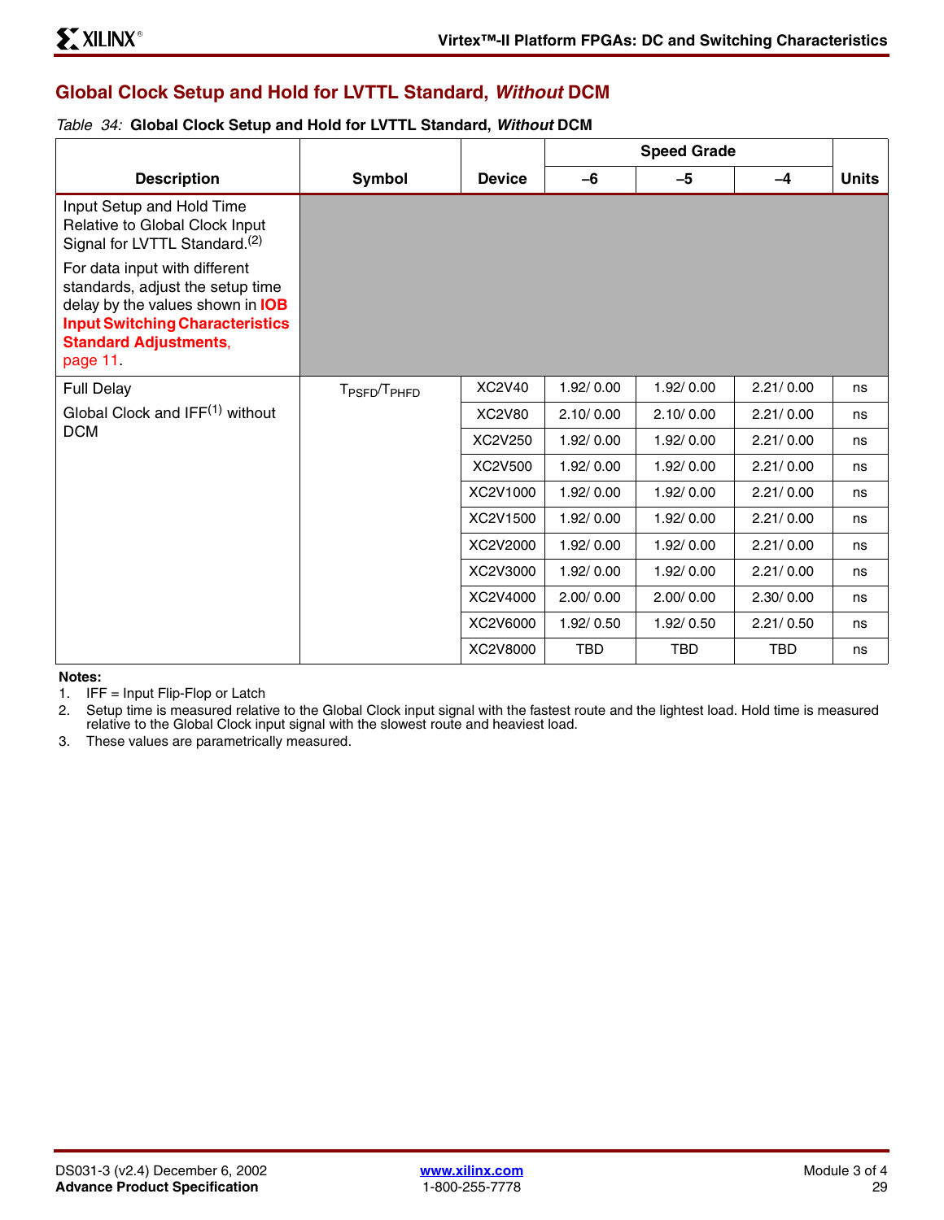## Global Clock Setup and Hold for LVTTL Standard, *Without* DCM

*Table 34:* **Global Clock Setup and Hold for LVTTL Standard, *Without* DCM**

| Description | Symbol | Device | Speed Grade | | | Units |
|---|---|---|---|---|---|---|
| | | | –6 | –5 | –4 | |
| Input Setup and Hold Time Relative to Global Clock Input Signal for LVTTL Standard.[2] For data input with different standards, adjust the setup time delay by the values shown in **IOB Input Switching Characteristics Standard Adjustments**, page 11. | | | | | | |
| Full Delay Global Clock and IFF[1] without DCM | $T_{PSFD}/T_{PHFD}$ | XC2V40 | 1.92/ 0.00 | 1.92/ 0.00 | 2.21/ 0.00 | ns |
| | | XC2V80 | 2.10/ 0.00 | 2.10/ 0.00 | 2.21/ 0.00 | ns |
| | | XC2V250 | 1.92/ 0.00 | 1.92/ 0.00 | 2.21/ 0.00 | ns |
| | | XC2V500 | 1.92/ 0.00 | 1.92/ 0.00 | 2.21/ 0.00 | ns |
| | | XC2V1000 | 1.92/ 0.00 | 1.92/ 0.00 | 2.21/ 0.00 | ns |
| | | XC2V1500 | 1.92/ 0.00 | 1.92/ 0.00 | 2.21/ 0.00 | ns |
| | | XC2V2000 | 1.92/ 0.00 | 1.92/ 0.00 | 2.21/ 0.00 | ns |
| | | XC2V3000 | 1.92/ 0.00 | 1.92/ 0.00 | 2.21/ 0.00 | ns |
| | | XC2V4000 | 2.00/ 0.00 | 2.00/ 0.00 | 2.30/ 0.00 | ns |
| | | XC2V6000 | 1.92/ 0.50 | 1.92/ 0.50 | 2.21/ 0.50 | ns |
| | | XC2V8000 | TBD | TBD | TBD | ns |

**Notes:**

1. IFF = Input Flip-Flop or Latch
2. Setup time is measured relative to the Global Clock input signal with the fastest route and the lightest load. Hold time is measured relative to the Global Clock input signal with the slowest route and heaviest load.
3. These values are parametrically measured.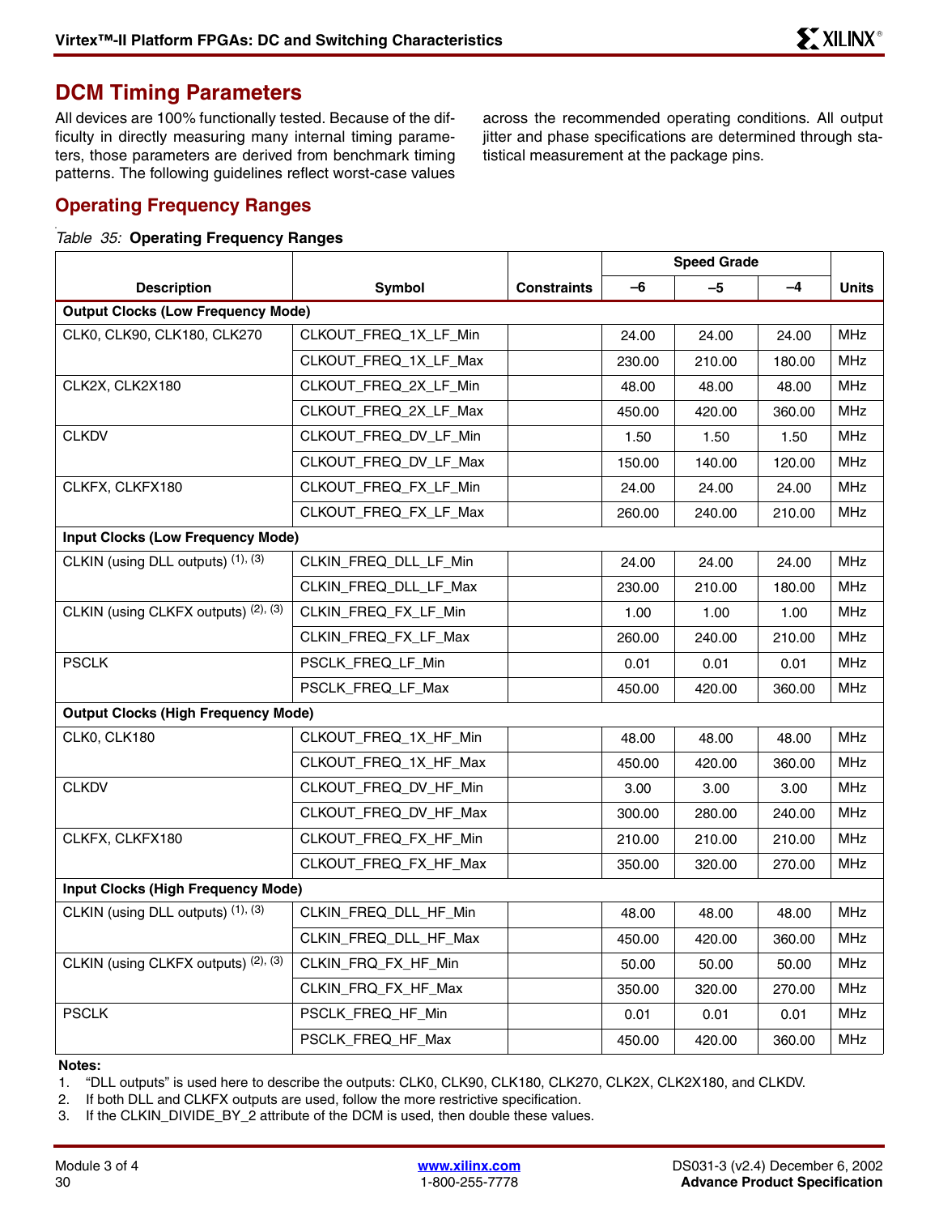# DCM Timing Parameters

All devices are 100% functionally tested. Because of the difficulty in directly measuring many internal timing parameters, those parameters are derived from benchmark timing patterns. The following guidelines reflect worst-case values across the recommended operating conditions. All output jitter and phase specifications are determined through statistical measurement at the package pins.

## Operating Frequency Ranges

*Table 35:* **Operating Frequency Ranges**

| Description | Symbol | Constraints | Speed Grade | | | Units |
|---|---|---|---|---|---|---|
| | | | –6 | –5 | –4 | |
| **Output Clocks (Low Frequency Mode)** | | | | | | |
| CLK0, CLK90, CLK180, CLK270 | CLKOUT_FREQ_1X_LF_Min | | 24.00 | 24.00 | 24.00 | MHz |
| | CLKOUT_FREQ_1X_LF_Max | | 230.00 | 210.00 | 180.00 | MHz |
| CLK2X, CLK2X180 | CLKOUT_FREQ_2X_LF_Min | | 48.00 | 48.00 | 48.00 | MHz |
| | CLKOUT_FREQ_2X_LF_Max | | 450.00 | 420.00 | 360.00 | MHz |
| CLKDV | CLKOUT_FREQ_DV_LF_Min | | 1.50 | 1.50 | 1.50 | MHz |
| | CLKOUT_FREQ_DV_LF_Max | | 150.00 | 140.00 | 120.00 | MHz |
| CLKFX, CLKFX180 | CLKOUT_FREQ_FX_LF_Min | | 24.00 | 24.00 | 24.00 | MHz |
| | CLKOUT_FREQ_FX_LF_Max | | 260.00 | 240.00 | 210.00 | MHz |
| **Input Clocks (Low Frequency Mode)** | | | | | | |
| CLKIN (using DLL outputs) (1), (3) | CLKIN_FREQ_DLL_LF_Min | | 24.00 | 24.00 | 24.00 | MHz |
| | CLKIN_FREQ_DLL_LF_Max | | 230.00 | 210.00 | 180.00 | MHz |
| CLKIN (using CLKFX outputs) (2), (3) | CLKIN_FREQ_FX_LF_Min | | 1.00 | 1.00 | 1.00 | MHz |
| | CLKIN_FREQ_FX_LF_Max | | 260.00 | 240.00 | 210.00 | MHz |
| PSCLK | PSCLK_FREQ_LF_Min | | 0.01 | 0.01 | 0.01 | MHz |
| | PSCLK_FREQ_LF_Max | | 450.00 | 420.00 | 360.00 | MHz |
| **Output Clocks (High Frequency Mode)** | | | | | | |
| CLK0, CLK180 | CLKOUT_FREQ_1X_HF_Min | | 48.00 | 48.00 | 48.00 | MHz |
| | CLKOUT_FREQ_1X_HF_Max | | 450.00 | 420.00 | 360.00 | MHz |
| CLKDV | CLKOUT_FREQ_DV_HF_Min | | 3.00 | 3.00 | 3.00 | MHz |
| | CLKOUT_FREQ_DV_HF_Max | | 300.00 | 280.00 | 240.00 | MHz |
| CLKFX, CLKFX180 | CLKOUT_FREQ_FX_HF_Min | | 210.00 | 210.00 | 210.00 | MHz |
| | CLKOUT_FREQ_FX_HF_Max | | 350.00 | 320.00 | 270.00 | MHz |
| **Input Clocks (High Frequency Mode)** | | | | | | |
| CLKIN (using DLL outputs) (1), (3) | CLKIN_FREQ_DLL_HF_Min | | 48.00 | 48.00 | 48.00 | MHz |
| | CLKIN_FREQ_DLL_HF_Max | | 450.00 | 420.00 | 360.00 | MHz |
| CLKIN (using CLKFX outputs) (2), (3) | CLKIN_FRQ_FX_HF_Min | | 50.00 | 50.00 | 50.00 | MHz |
| | CLKIN_FRQ_FX_HF_Max | | 350.00 | 320.00 | 270.00 | MHz |
| PSCLK | PSCLK_FREQ_HF_Min | | 0.01 | 0.01 | 0.01 | MHz |
| | PSCLK_FREQ_HF_Max | | 450.00 | 420.00 | 360.00 | MHz |

**Notes:**

1. "DLL outputs" is used here to describe the outputs: CLK0, CLK90, CLK180, CLK270, CLK2X, CLK2X180, and CLKDV.
2. If both DLL and CLKFX outputs are used, follow the more restrictive specification.
3. If the CLKIN_DIVIDE_BY_2 attribute of the DCM is used, then double these values.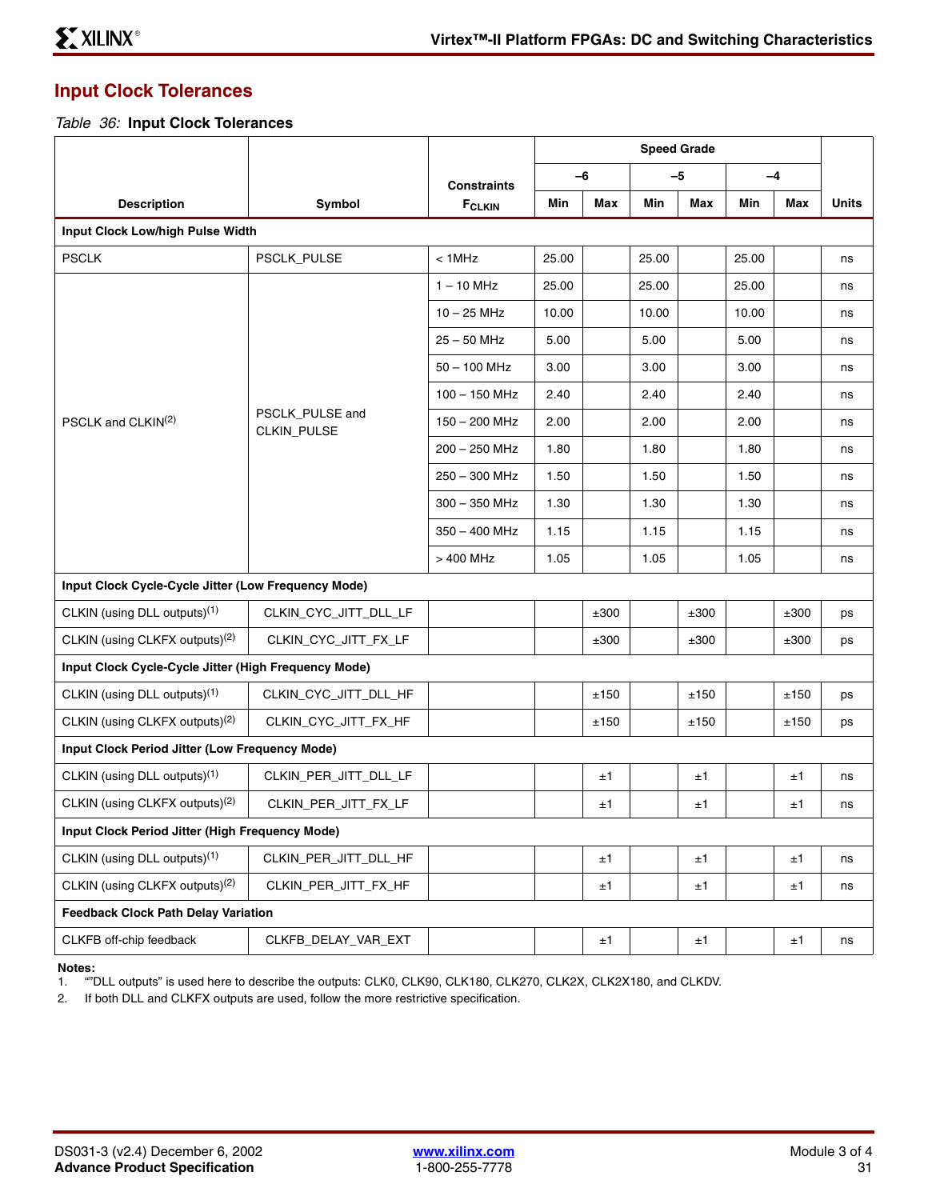## Input Clock Tolerances

*Table 36:* **Input Clock Tolerances**

| Description | Symbol | Constraints $F_{CLKIN}$ | Speed Grade | | | | | | Units |
|---|---|---|---|---|---|---|---|---|---|
| | | | –6 | | –5 | | –4 | | |
| | | | Min | Max | Min | Max | Min | Max | |
| **Input Clock Low/high Pulse Width** | | | | | | | | | |
| PSCLK | PSCLK_PULSE | < 1MHz | 25.00 | | 25.00 | | 25.00 | | ns |
| PSCLK and CLKIN[(2)] | PSCLK_PULSE and CLKIN_PULSE | 1 – 10 MHz | 25.00 | | 25.00 | | 25.00 | | ns |
| | | 10 – 25 MHz | 10.00 | | 10.00 | | 10.00 | | ns |
| | | 25 – 50 MHz | 5.00 | | 5.00 | | 5.00 | | ns |
| | | 50 – 100 MHz | 3.00 | | 3.00 | | 3.00 | | ns |
| | | 100 – 150 MHz | 2.40 | | 2.40 | | 2.40 | | ns |
| | | 150 – 200 MHz | 2.00 | | 2.00 | | 2.00 | | ns |
| | | 200 – 250 MHz | 1.80 | | 1.80 | | 1.80 | | ns |
| | | 250 – 300 MHz | 1.50 | | 1.50 | | 1.50 | | ns |
| | | 300 – 350 MHz | 1.30 | | 1.30 | | 1.30 | | ns |
| | | 350 – 400 MHz | 1.15 | | 1.15 | | 1.15 | | ns |
| | | > 400 MHz | 1.05 | | 1.05 | | 1.05 | | ns |
| **Input Clock Cycle-Cycle Jitter (Low Frequency Mode)** | | | | | | | | | |
| CLKIN (using DLL outputs)[(1)] | CLKIN_CYC_JITT_DLL_LF | | | ±300 | | ±300 | | ±300 | ps |
| CLKIN (using CLKFX outputs)[(2)] | CLKIN_CYC_JITT_FX_LF | | | ±300 | | ±300 | | ±300 | ps |
| **Input Clock Cycle-Cycle Jitter (High Frequency Mode)** | | | | | | | | | |
| CLKIN (using DLL outputs)[(1)] | CLKIN_CYC_JITT_DLL_HF | | | ±150 | | ±150 | | ±150 | ps |
| CLKIN (using CLKFX outputs)[(2)] | CLKIN_CYC_JITT_FX_HF | | | ±150 | | ±150 | | ±150 | ps |
| **Input Clock Period Jitter (Low Frequency Mode)** | | | | | | | | | |
| CLKIN (using DLL outputs)[(1)] | CLKIN_PER_JITT_DLL_LF | | | ±1 | | ±1 | | ±1 | ns |
| CLKIN (using CLKFX outputs)[(2)] | CLKIN_PER_JITT_FX_LF | | | ±1 | | ±1 | | ±1 | ns |
| **Input Clock Period Jitter (High Frequency Mode)** | | | | | | | | | |
| CLKIN (using DLL outputs)[(1)] | CLKIN_PER_JITT_DLL_HF | | | ±1 | | ±1 | | ±1 | ns |
| CLKIN (using CLKFX outputs)[(2)] | CLKIN_PER_JITT_FX_HF | | | ±1 | | ±1 | | ±1 | ns |
| **Feedback Clock Path Delay Variation** | | | | | | | | | |
| CLKFB off-chip feedback | CLKFB_DELAY_VAR_EXT | | | ±1 | | ±1 | | ±1 | ns |

**Notes:**
1. “”DLL outputs” is used here to describe the outputs: CLK0, CLK90, CLK180, CLK270, CLK2X, CLK2X180, and CLKDV.
2. If both DLL and CLKFX outputs are used, follow the more restrictive specification.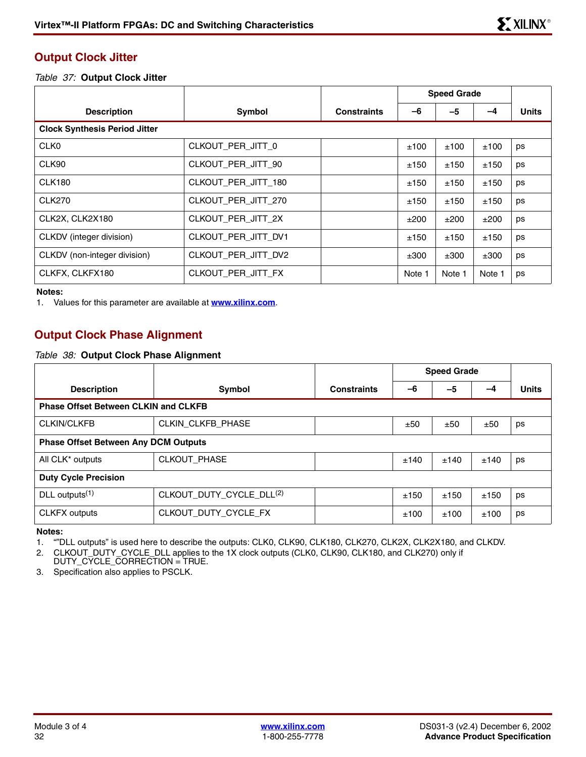## Output Clock Jitter

*Table 37:* **Output Clock Jitter**

| Description | Symbol | Constraints | Speed Grade | | | Units |
|---|---|---|---|---|---|---|
| | | | –6 | –5 | –4 | |
| **Clock Synthesis Period Jitter** | | | | | | |
| CLK0 | CLKOUT_PER_JITT_0 | | ±100 | ±100 | ±100 | ps |
| CLK90 | CLKOUT_PER_JITT_90 | | ±150 | ±150 | ±150 | ps |
| CLK180 | CLKOUT_PER_JITT_180 | | ±150 | ±150 | ±150 | ps |
| CLK270 | CLKOUT_PER_JITT_270 | | ±150 | ±150 | ±150 | ps |
| CLK2X, CLK2X180 | CLKOUT_PER_JITT_2X | | ±200 | ±200 | ±200 | ps |
| CLKDV (integer division) | CLKOUT_PER_JITT_DV1 | | ±150 | ±150 | ±150 | ps |
| CLKDV (non-integer division) | CLKOUT_PER_JITT_DV2 | | ±300 | ±300 | ±300 | ps |
| CLKFX, CLKFX180 | CLKOUT_PER_JITT_FX | | Note 1 | Note 1 | Note 1 | ps |

**Notes:**

1. Values for this parameter are available at **www.xilinx.com**.

## Output Clock Phase Alignment

*Table 38:* **Output Clock Phase Alignment**

| Description | Symbol | Constraints | Speed Grade | | | Units |
|---|---|---|---|---|---|---|
| | | | –6 | –5 | –4 | |
| **Phase Offset Between CLKIN and CLKFB** | | | | | | |
| CLKIN/CLKFB | CLKIN_CLKFB_PHASE | | ±50 | ±50 | ±50 | ps |
| **Phase Offset Between Any DCM Outputs** | | | | | | |
| All CLK* outputs | CLKOUT_PHASE | | ±140 | ±140 | ±140 | ps |
| **Duty Cycle Precision** | | | | | | |
| DLL outputs(1) | CLKOUT_DUTY_CYCLE_DLL(2) | | ±150 | ±150 | ±150 | ps |
| CLKFX outputs | CLKOUT_DUTY_CYCLE_FX | | ±100 | ±100 | ±100 | ps |

**Notes:**

1. “”DLL outputs” is used here to describe the outputs: CLK0, CLK90, CLK180, CLK270, CLK2X, CLK2X180, and CLKDV.
2. CLKOUT_DUTY_CYCLE_DLL applies to the 1X clock outputs (CLK0, CLK90, CLK180, and CLK270) only if DUTY_CYCLE_CORRECTION = TRUE.
3. Specification also applies to PSCLK.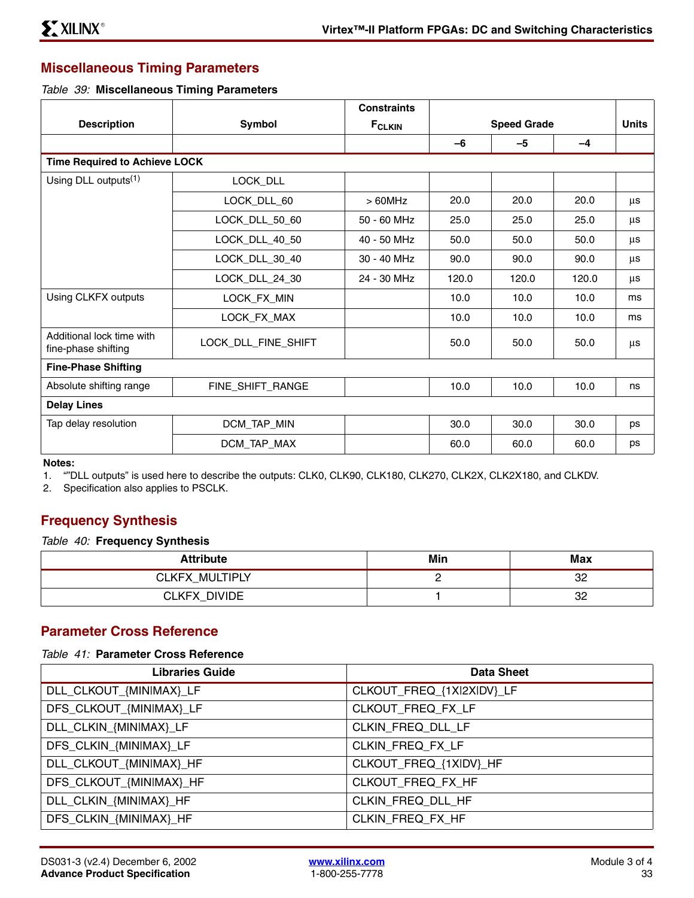## Miscellaneous Timing Parameters

*Table 39:* **Miscellaneous Timing Parameters**

| Description | Symbol | Constraints $F_{CLKIN}$ | Speed Grade | | | Units |
|---|---|---|---|---|---|---|
| | | | –6 | –5 | –4 | |
| **Time Required to Achieve LOCK** | | | | | | |
| Using DLL outputs[1] | LOCK_DLL | | | | | |
| | LOCK_DLL_60 | > 60MHz | 20.0 | 20.0 | 20.0 | µs |
| | LOCK_DLL_50_60 | 50 - 60 MHz | 25.0 | 25.0 | 25.0 | µs |
| | LOCK_DLL_40_50 | 40 - 50 MHz | 50.0 | 50.0 | 50.0 | µs |
| | LOCK_DLL_30_40 | 30 - 40 MHz | 90.0 | 90.0 | 90.0 | µs |
| | LOCK_DLL_24_30 | 24 - 30 MHz | 120.0 | 120.0 | 120.0 | µs |
| Using CLKFX outputs | LOCK_FX_MIN | | 10.0 | 10.0 | 10.0 | ms |
| | LOCK_FX_MAX | | 10.0 | 10.0 | 10.0 | ms |
| Additional lock time with fine-phase shifting | LOCK_DLL_FINE_SHIFT | | 50.0 | 50.0 | 50.0 | µs |
| **Fine-Phase Shifting** | | | | | | |
| Absolute shifting range | FINE_SHIFT_RANGE | | 10.0 | 10.0 | 10.0 | ns |
| **Delay Lines** | | | | | | |
| Tap delay resolution | DCM_TAP_MIN | | 30.0 | 30.0 | 30.0 | ps |
| | DCM_TAP_MAX | | 60.0 | 60.0 | 60.0 | ps |

**Notes:**

1. “”DLL outputs” is used here to describe the outputs: CLK0, CLK90, CLK180, CLK270, CLK2X, CLK2X180, and CLKDV.
2. Specification also applies to PSCLK.

## Frequency Synthesis

*Table 40:* **Frequency Synthesis**

| Attribute | Min | Max |
|---|---|---|
| CLKFX_MULTIPLY | 2 | 32 |
| CLKFX_DIVIDE | 1 | 32 |

## Parameter Cross Reference

*Table 41:* **Parameter Cross Reference**

| Libraries Guide | Data Sheet |
|---|---|
| DLL_CLKOUT_{MIN\|MAX}_LF | CLKOUT_FREQ_{1X\|2X\|DV}_LF |
| DFS_CLKOUT_{MIN\|MAX}_LF | CLKOUT_FREQ_FX_LF |
| DLL_CLKIN_{MIN\|MAX}_LF | CLKIN_FREQ_DLL_LF |
| DFS_CLKIN_{MIN\|MAX}_LF | CLKIN_FREQ_FX_LF |
| DLL_CLKOUT_{MIN\|MAX}_HF | CLKOUT_FREQ_{1X\|DV}_HF |
| DFS_CLKOUT_{MIN\|MAX}_HF | CLKOUT_FREQ_FX_HF |
| DLL_CLKIN_{MIN\|MAX}_HF | CLKIN_FREQ_DLL_HF |
| DFS_CLKIN_{MIN\|MAX}_HF | CLKIN_FREQ_FX_HF |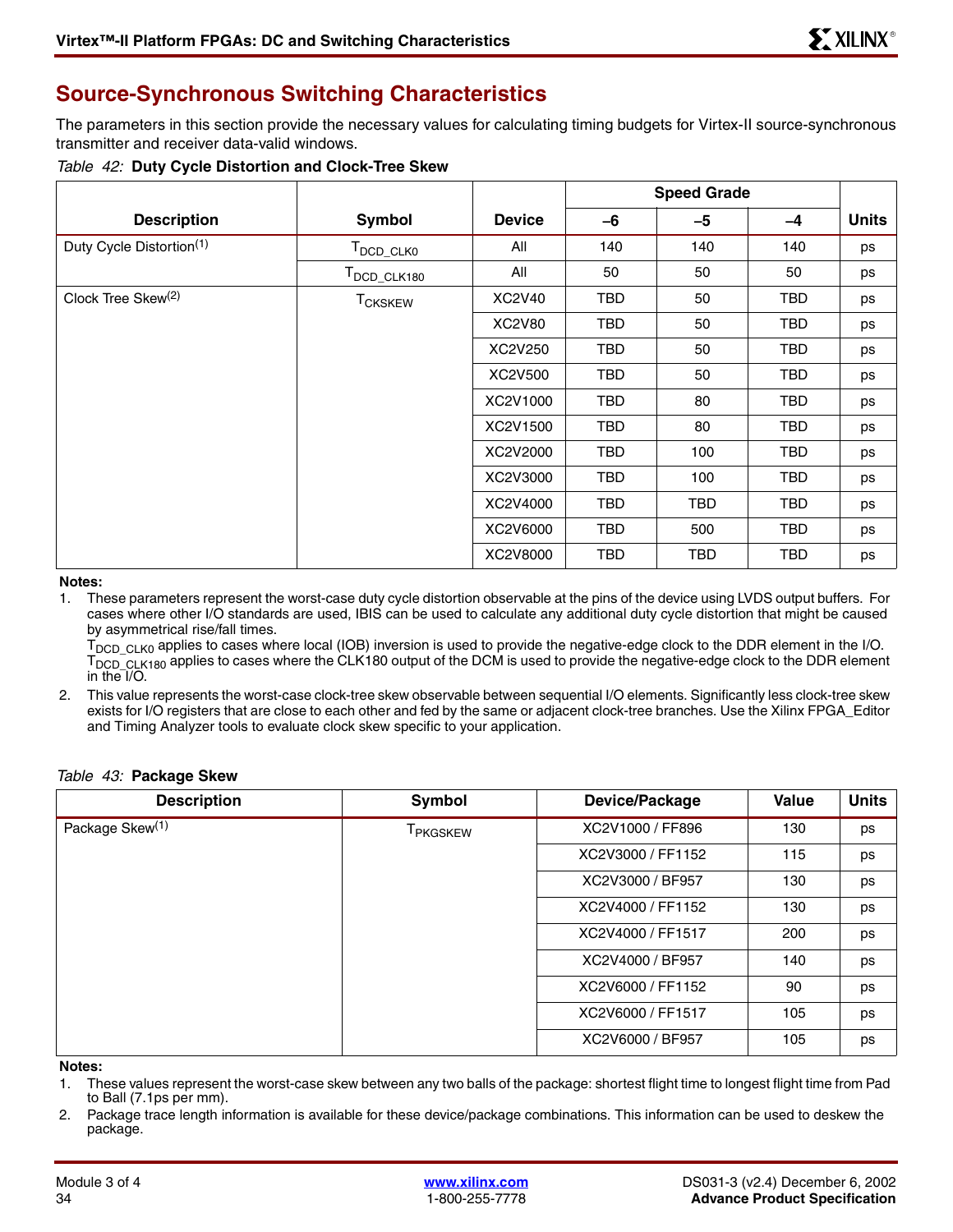## Source-Synchronous Switching Characteristics

The parameters in this section provide the necessary values for calculating timing budgets for Virtex-II source-synchronous transmitter and receiver data-valid windows.

*Table 42:* **Duty Cycle Distortion and Clock-Tree Skew**

| Description | Symbol | Device | Speed Grade | | | Units |
|---|---|---|---|---|---|---|
| | | | –6 | –5 | –4 | |
| Duty Cycle Distortion(1) | $T_{DCD\_CLK0}$ | All | 140 | 140 | 140 | ps |
| | $T_{DCD\_CLK180}$ | All | 50 | 50 | 50 | ps |
| Clock Tree Skew(2) | $T_{CKSKEW}$ | XC2V40 | TBD | 50 | TBD | ps |
| | | XC2V80 | TBD | 50 | TBD | ps |
| | | XC2V250 | TBD | 50 | TBD | ps |
| | | XC2V500 | TBD | 50 | TBD | ps |
| | | XC2V1000 | TBD | 80 | TBD | ps |
| | | XC2V1500 | TBD | 80 | TBD | ps |
| | | XC2V2000 | TBD | 100 | TBD | ps |
| | | XC2V3000 | TBD | 100 | TBD | ps |
| | | XC2V4000 | TBD | TBD | TBD | ps |
| | | XC2V6000 | TBD | 500 | TBD | ps |
| | | XC2V8000 | TBD | TBD | TBD | ps |

**Notes:**

1. These parameters represent the worst-case duty cycle distortion observable at the pins of the device using LVDS output buffers. For cases where other I/O standards are used, IBIS can be used to calculate any additional duty cycle distortion that might be caused by asymmetrical rise/fall times.
   $T_{DCD\_CLK0}$ applies to cases where local (IOB) inversion is used to provide the negative-edge clock to the DDR element in the I/O.
   $T_{DCD\_CLK180}$ applies to cases where the CLK180 output of the DCM is used to provide the negative-edge clock to the DDR element in the I/O.
2. This value represents the worst-case clock-tree skew observable between sequential I/O elements. Significantly less clock-tree skew exists for I/O registers that are close to each other and fed by the same or adjacent clock-tree branches. Use the Xilinx FPGA_Editor and Timing Analyzer tools to evaluate clock skew specific to your application.

*Table 43:* **Package Skew**

| Description | Symbol | Device/Package | Value | Units |
|---|---|---|---|---|
| Package Skew(1) | $T_{PKGSKEW}$ | XC2V1000 / FF896 | 130 | ps |
| | | XC2V3000 / FF1152 | 115 | ps |
| | | XC2V3000 / BF957 | 130 | ps |
| | | XC2V4000 / FF1152 | 130 | ps |
| | | XC2V4000 / FF1517 | 200 | ps |
| | | XC2V4000 / BF957 | 140 | ps |
| | | XC2V6000 / FF1152 | 90 | ps |
| | | XC2V6000 / FF1517 | 105 | ps |
| | | XC2V6000 / BF957 | 105 | ps |

**Notes:**

1. These values represent the worst-case skew between any two balls of the package: shortest flight time to longest flight time from Pad to Ball (7.1ps per mm).
2. Package trace length information is available for these device/package combinations. This information can be used to deskew the package.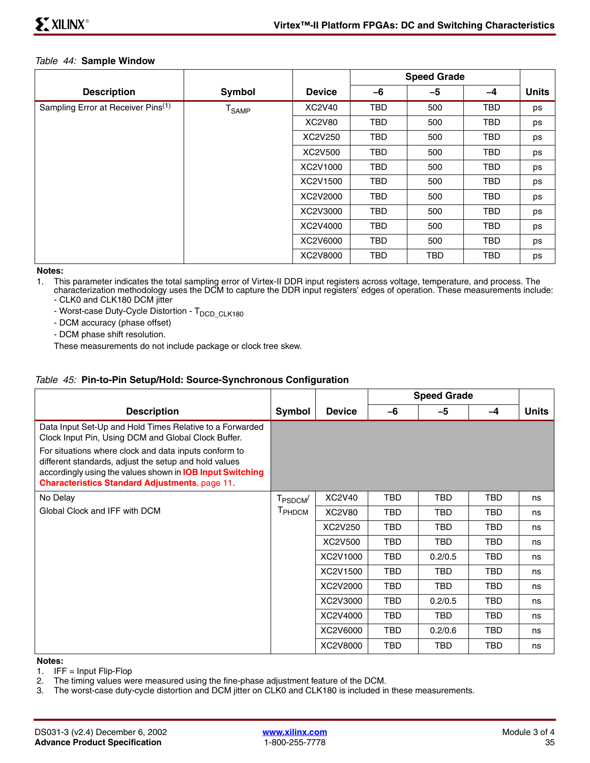*Table 44:* **Sample Window**

| Description | Symbol | Device | Speed Grade | | | Units |
|---|---|---|---|---|---|---|
| | | | –6 | –5 | –4 | |
| Sampling Error at Receiver Pins[(1)] | $T_{SAMP}$ | XC2V40 | TBD | 500 | TBD | ps |
| | | XC2V80 | TBD | 500 | TBD | ps |
| | | XC2V250 | TBD | 500 | TBD | ps |
| | | XC2V500 | TBD | 500 | TBD | ps |
| | | XC2V1000 | TBD | 500 | TBD | ps |
| | | XC2V1500 | TBD | 500 | TBD | ps |
| | | XC2V2000 | TBD | 500 | TBD | ps |
| | | XC2V3000 | TBD | 500 | TBD | ps |
| | | XC2V4000 | TBD | 500 | TBD | ps |
| | | XC2V6000 | TBD | 500 | TBD | ps |
| | | XC2V8000 | TBD | TBD | TBD | ps |

**Notes:**

1. This parameter indicates the total sampling error of Virtex-II DDR input registers across voltage, temperature, and process. The characterization methodology uses the DCM to capture the DDR input registers' edges of operation. These measurements include:
   - CLK0 and CLK180 DCM jitter
   - Worst-case Duty-Cycle Distortion - $T_{DCD\_CLK180}$
   - DCM accuracy (phase offset)
   - DCM phase shift resolution.

   These measurements do not include package or clock tree skew.

*Table 45:* **Pin-to-Pin Setup/Hold: Source-Synchronous Configuration**

| Description | Symbol | Device | Speed Grade | | | Units |
|---|---|---|---|---|---|---|
| | | | –6 | –5 | –4 | |
| Data Input Set-Up and Hold Times Relative to a Forwarded Clock Input Pin, Using DCM and Global Clock Buffer. For situations where clock and data inputs conform to different standards, adjust the setup and hold values accordingly using the values shown in **IOB Input Switching Characteristics Standard Adjustments**, page 11. | | | | | | |
| No Delay<br>Global Clock and IFF with DCM | $T_{PSDCM}$/ $T_{PHDCM}$ | XC2V40 | TBD | TBD | TBD | ns |
| | | XC2V80 | TBD | TBD | TBD | ns |
| | | XC2V250 | TBD | TBD | TBD | ns |
| | | XC2V500 | TBD | TBD | TBD | ns |
| | | XC2V1000 | TBD | 0.2/0.5 | TBD | ns |
| | | XC2V1500 | TBD | TBD | TBD | ns |
| | | XC2V2000 | TBD | TBD | TBD | ns |
| | | XC2V3000 | TBD | 0.2/0.5 | TBD | ns |
| | | XC2V4000 | TBD | TBD | TBD | ns |
| | | XC2V6000 | TBD | 0.2/0.6 | TBD | ns |
| | | XC2V8000 | TBD | TBD | TBD | ns |

**Notes:**

1. IFF = Input Flip-Flop
2. The timing values were measured using the fine-phase adjustment feature of the DCM.
3. The worst-case duty-cycle distortion and DCM jitter on CLK0 and CLK180 is included in these measurements.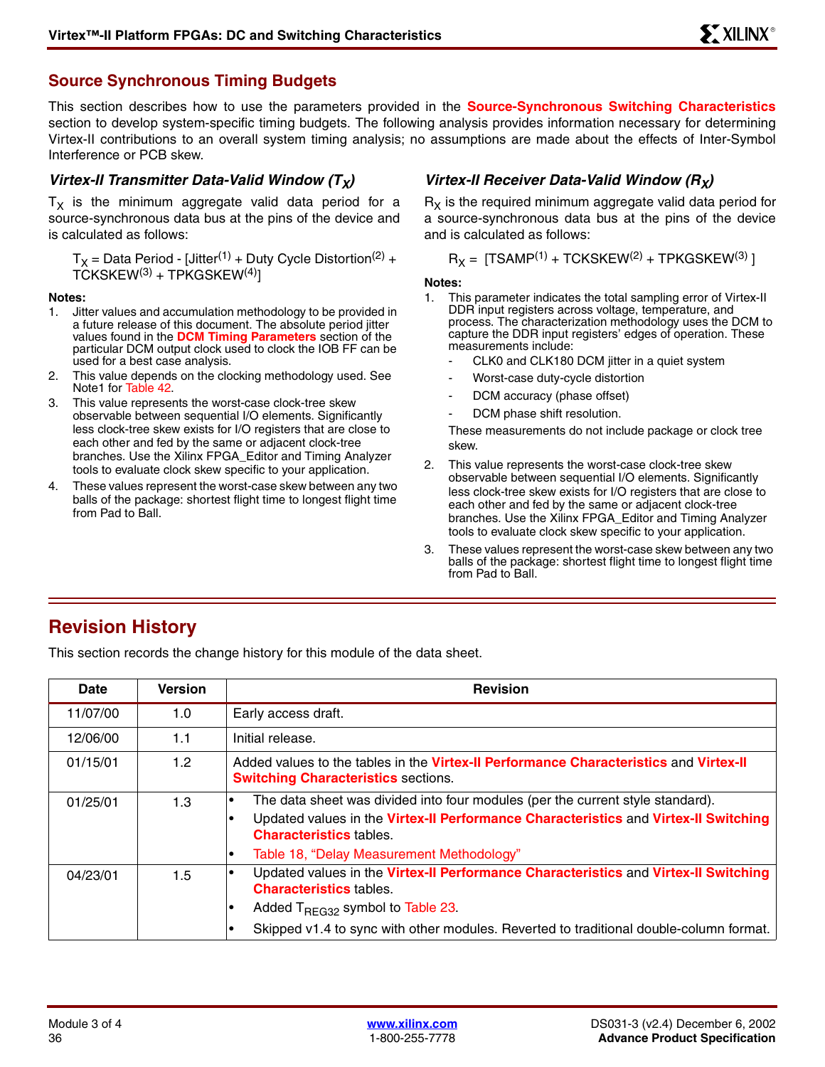## Source Synchronous Timing Budgets

This section describes how to use the parameters provided in the **Source-Synchronous Switching Characteristics** section to develop system-specific timing budgets. The following analysis provides information necessary for determining Virtex-II contributions to an overall system timing analysis; no assumptions are made about the effects of Inter-Symbol Interference or PCB skew.

### *Virtex-II Transmitter Data-Valid Window ($T_X$)*

$T_X$ is the minimum aggregate valid data period for a source-synchronous data bus at the pins of the device and is calculated as follows:

$T_X$ = Data Period - [Jitter[1] + Duty Cycle Distortion[2] + TCKSKEW[3] + TPKGSKEW[4]]

**Notes:**

1. Jitter values and accumulation methodology to be provided in a future release of this document. The absolute period jitter values found in the **DCM Timing Parameters** section of the particular DCM output clock used to clock the IOB FF can be used for a best case analysis.
2. This value depends on the clocking methodology used. See Note1 for Table 42.
3. This value represents the worst-case clock-tree skew observable between sequential I/O elements. Significantly less clock-tree skew exists for I/O registers that are close to each other and fed by the same or adjacent clock-tree branches. Use the Xilinx FPGA_Editor and Timing Analyzer tools to evaluate clock skew specific to your application.
4. These values represent the worst-case skew between any two balls of the package: shortest flight time to longest flight time from Pad to Ball.

### *Virtex-II Receiver Data-Valid Window ($R_X$)*

$R_X$ is the required minimum aggregate valid data period for a source-synchronous data bus at the pins of the device and is calculated as follows:

$R_X$ = [TSAMP[1] + TCKSKEW[2] + TPKGSKEW[3] ]

**Notes:**

1. This parameter indicates the total sampling error of Virtex-II DDR input registers across voltage, temperature, and process. The characterization methodology uses the DCM to capture the DDR input registers' edges of operation. These measurements include:
   - CLK0 and CLK180 DCM jitter in a quiet system
   - Worst-case duty-cycle distortion
   - DCM accuracy (phase offset)
   - DCM phase shift resolution.

   These measurements do not include package or clock tree skew.
2. This value represents the worst-case clock-tree skew observable between sequential I/O elements. Significantly less clock-tree skew exists for I/O registers that are close to each other and fed by the same or adjacent clock-tree branches. Use the Xilinx FPGA_Editor and Timing Analyzer tools to evaluate clock skew specific to your application.
3. These values represent the worst-case skew between any two balls of the package: shortest flight time to longest flight time from Pad to Ball.

## Revision History

This section records the change history for this module of the data sheet.

| Date | Version | Revision |
|---|---|---|
| 11/07/00 | 1.0 | Early access draft. |
| 12/06/00 | 1.1 | Initial release. |
| 01/15/01 | 1.2 | Added values to the tables in the **Virtex-II Performance Characteristics** and **Virtex-II Switching Characteristics** sections. |
| 01/25/01 | 1.3 | • The data sheet was divided into four modules (per the current style standard).<br>• Updated values in the **Virtex-II Performance Characteristics** and **Virtex-II Switching Characteristics** tables.<br>• Table 18, "Delay Measurement Methodology" |
| 04/23/01 | 1.5 | • Updated values in the **Virtex-II Performance Characteristics** and **Virtex-II Switching Characteristics** tables.<br>• Added $T_{REG32}$ symbol to Table 23.<br>• Skipped v1.4 to sync with other modules. Reverted to traditional double-column format. |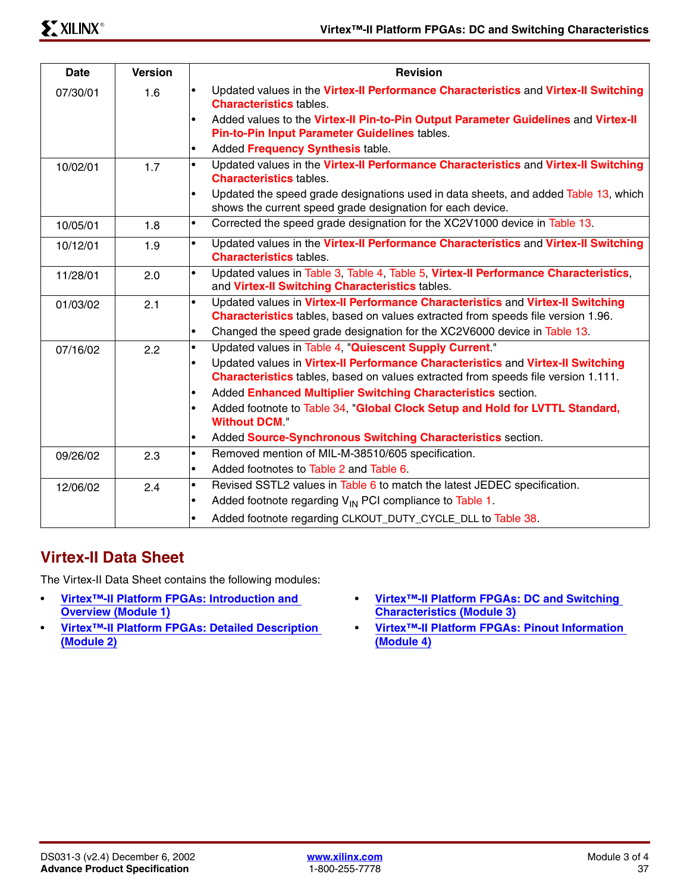| Date | Version | Revision |
|---|---|---|
| 07/30/01 | 1.6 | • Updated values in the **Virtex-II Performance Characteristics** and **Virtex-II Switching Characteristics** tables.<br>• Added values to the **Virtex-II Pin-to-Pin Output Parameter Guidelines** and **Virtex-II Pin-to-Pin Input Parameter Guidelines** tables.<br>• Added **Frequency Synthesis** table. |
| 10/02/01 | 1.7 | • Updated values in the **Virtex-II Performance Characteristics** and **Virtex-II Switching Characteristics** tables.<br>• Updated the speed grade designations used in data sheets, and added Table 13, which shows the current speed grade designation for each device. |
| 10/05/01 | 1.8 | • Corrected the speed grade designation for the XC2V1000 device in Table 13. |
| 10/12/01 | 1.9 | • Updated values in the **Virtex-II Performance Characteristics** and **Virtex-II Switching Characteristics** tables. |
| 11/28/01 | 2.0 | • Updated values in Table 3, Table 4, Table 5, **Virtex-II Performance Characteristics**, and **Virtex-II Switching Characteristics** tables. |
| 01/03/02 | 2.1 | • Updated values in **Virtex-II Performance Characteristics** and **Virtex-II Switching Characteristics** tables, based on values extracted from speeds file version 1.96.<br>• Changed the speed grade designation for the XC2V6000 device in Table 13. |
| 07/16/02 | 2.2 | • Updated values in Table 4, "**Quiescent Supply Current**."<br>• Updated values in **Virtex-II Performance Characteristics** and **Virtex-II Switching Characteristics** tables, based on values extracted from speeds file version 1.111.<br>• Added **Enhanced Multiplier Switching Characteristics** section.<br>• Added footnote to Table 34, "**Global Clock Setup and Hold for LVTTL Standard, Without DCM**."<br>• Added **Source-Synchronous Switching Characteristics** section. |
| 09/26/02 | 2.3 | • Removed mention of MIL-M-38510/605 specification.<br>• Added footnotes to Table 2 and Table 6. |
| 12/06/02 | 2.4 | • Revised SSTL2 values in Table 6 to match the latest JEDEC specification.<br>• Added footnote regarding $V_{IN}$ PCI compliance to Table 1.<br>• Added footnote regarding CLKOUT_DUTY_CYCLE_DLL to Table 38. |

## Virtex-II Data Sheet

The Virtex-II Data Sheet contains the following modules:

- **Virtex™-II Platform FPGAs: Introduction and Overview (Module 1)**
- **Virtex™-II Platform FPGAs: Detailed Description (Module 2)**
- **Virtex™-II Platform FPGAs: DC and Switching Characteristics (Module 3)**
- **Virtex™-II Platform FPGAs: Pinout Information (Module 4)**